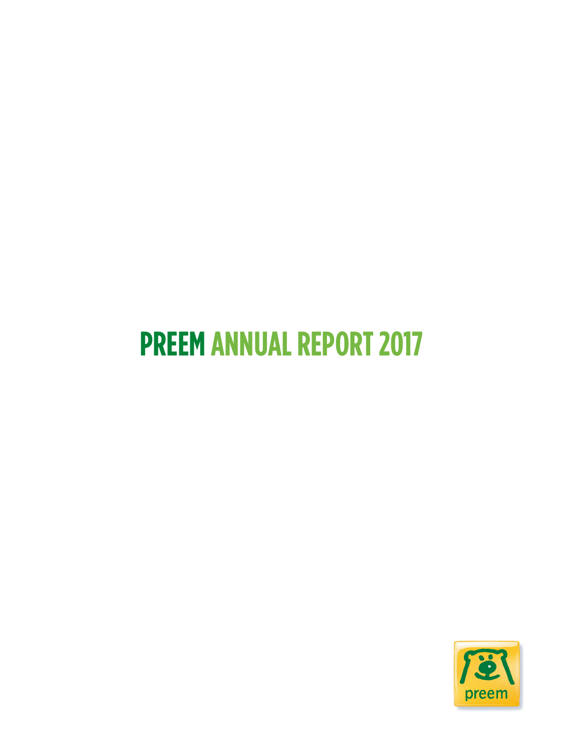# PREEM ANNUAL REPORT 2017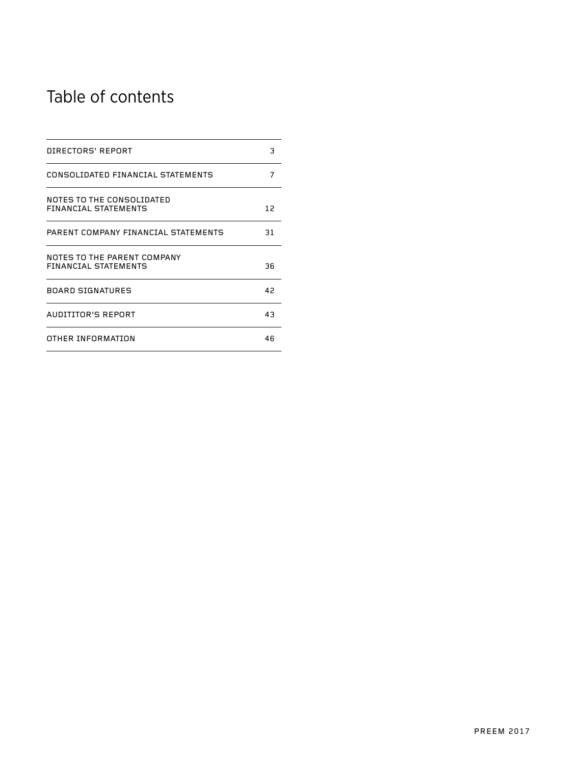# Table of contents

| | |
|---|---|
| DIRECTORS' REPORT | 3 |
| CONSOLIDATED FINANCIAL STATEMENTS | 7 |
| NOTES TO THE CONSOLIDATED FINANCIAL STATEMENTS | 12 |
| PARENT COMPANY FINANCIAL STATEMENTS | 31 |
| NOTES TO THE PARENT COMPANY FINANCIAL STATEMENTS | 36 |
| BOARD SIGNATURES | 42 |
| AUDITITOR'S REPORT | 43 |
| OTHER INFORMATION | 46 |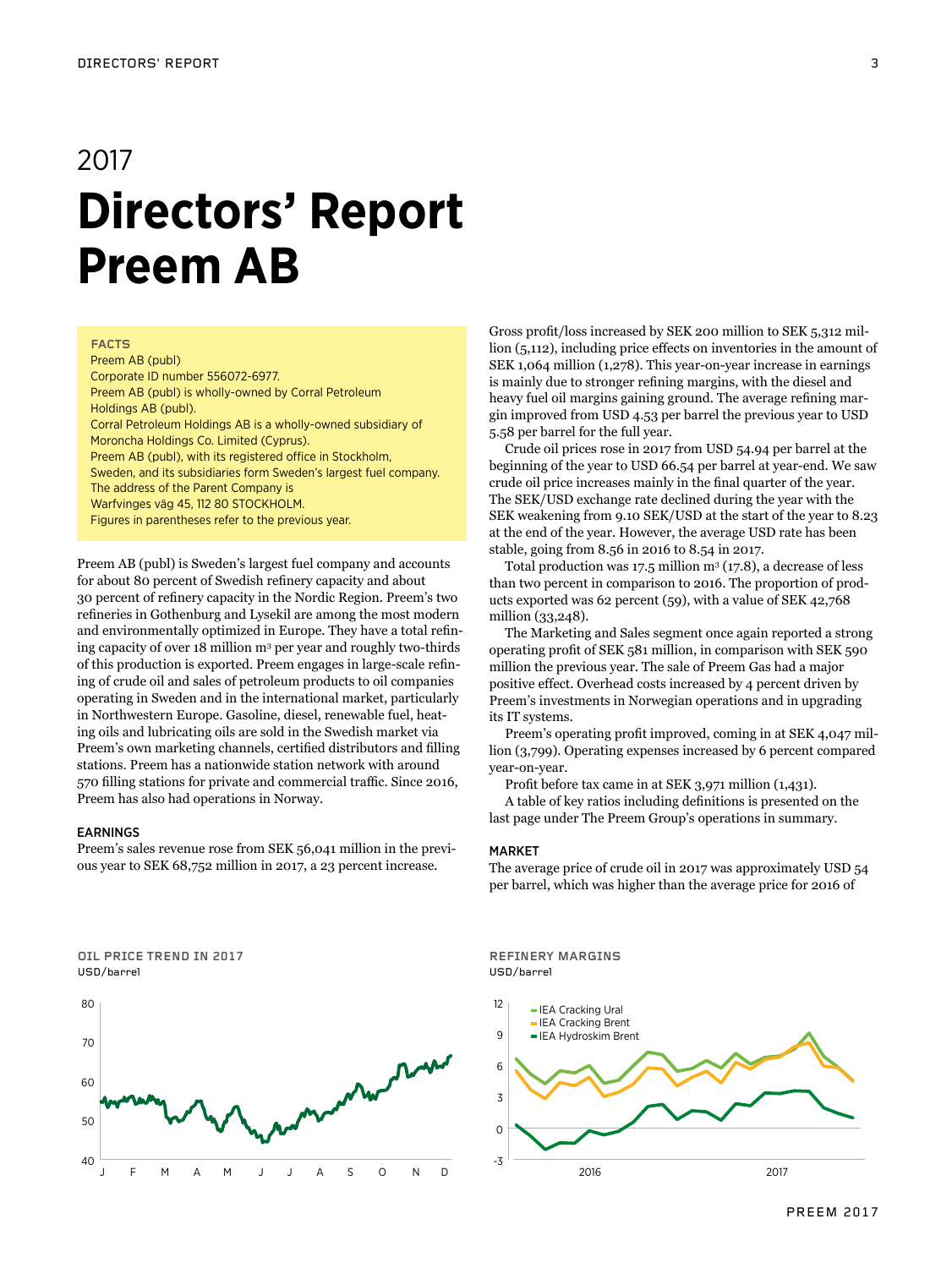# 2017
# Directors' Report Preem AB

**FACTS**

Preem AB (publ)
Corporate ID number 556072-6977.
Preem AB (publ) is wholly-owned by Corral Petroleum Holdings AB (publ).
Corral Petroleum Holdings AB is a wholly-owned subsidiary of Moroncha Holdings Co. Limited (Cyprus).
Preem AB (publ), with its registered office in Stockholm, Sweden, and its subsidiaries form Sweden's largest fuel company.
The address of the Parent Company is
Warfvinges väg 45, 112 80 STOCKHOLM.
Figures in parentheses refer to the previous year.

Preem AB (publ) is Sweden's largest fuel company and accounts for about 80 percent of Swedish refinery capacity and about 30 percent of refinery capacity in the Nordic Region. Preem's two refineries in Gothenburg and Lysekil are among the most modern and environmentally optimized in Europe. They have a total refining capacity of over 18 million m³ per year and roughly two-thirds of this production is exported. Preem engages in large-scale refining of crude oil and sales of petroleum products to oil companies operating in Sweden and in the international market, particularly in Northwestern Europe. Gasoline, diesel, renewable fuel, heating oils and lubricating oils are sold in the Swedish market via Preem's own marketing channels, certified distributors and filling stations. Preem has a nationwide station network with around 570 filling stations for private and commercial traffic. Since 2016, Preem has also had operations in Norway.

## EARNINGS

Preem's sales revenue rose from SEK 56,041 million in the previous year to SEK 68,752 million in 2017, a 23 percent increase.

Gross profit/loss increased by SEK 200 million to SEK 5,312 million (5,112), including price effects on inventories in the amount of SEK 1,064 million (1,278). This year-on-year increase in earnings is mainly due to stronger refining margins, with the diesel and heavy fuel oil margins gaining ground. The average refining margin improved from USD 4.53 per barrel the previous year to USD 5.58 per barrel for the full year.

Crude oil prices rose in 2017 from USD 54.94 per barrel at the beginning of the year to USD 66.54 per barrel at year-end. We saw crude oil price increases mainly in the final quarter of the year. The SEK/USD exchange rate declined during the year with the SEK weakening from 9.10 SEK/USD at the start of the year to 8.23 at the end of the year. However, the average USD rate has been stable, going from 8.56 in 2016 to 8.54 in 2017.

Total production was 17.5 million m³ (17.8), a decrease of less than two percent in comparison to 2016. The proportion of products exported was 62 percent (59), with a value of SEK 42,768 million (33,248).

The Marketing and Sales segment once again reported a strong operating profit of SEK 581 million, in comparison with SEK 590 million the previous year. The sale of Preem Gas had a major positive effect. Overhead costs increased by 4 percent driven by Preem's investments in Norwegian operations and in upgrading its IT systems.

Preem's operating profit improved, coming in at SEK 4,047 million (3,799). Operating expenses increased by 6 percent compared year-on-year.

Profit before tax came in at SEK 3,971 million (1,431).

A table of key ratios including definitions is presented on the last page under The Preem Group's operations in summary.

## MARKET

The average price of crude oil in 2017 was approximately USD 54 per barrel, which was higher than the average price for 2016 of

**OIL PRICE TREND IN 2017**
USD/barrel

**REFINERY MARGINS**
USD/barrel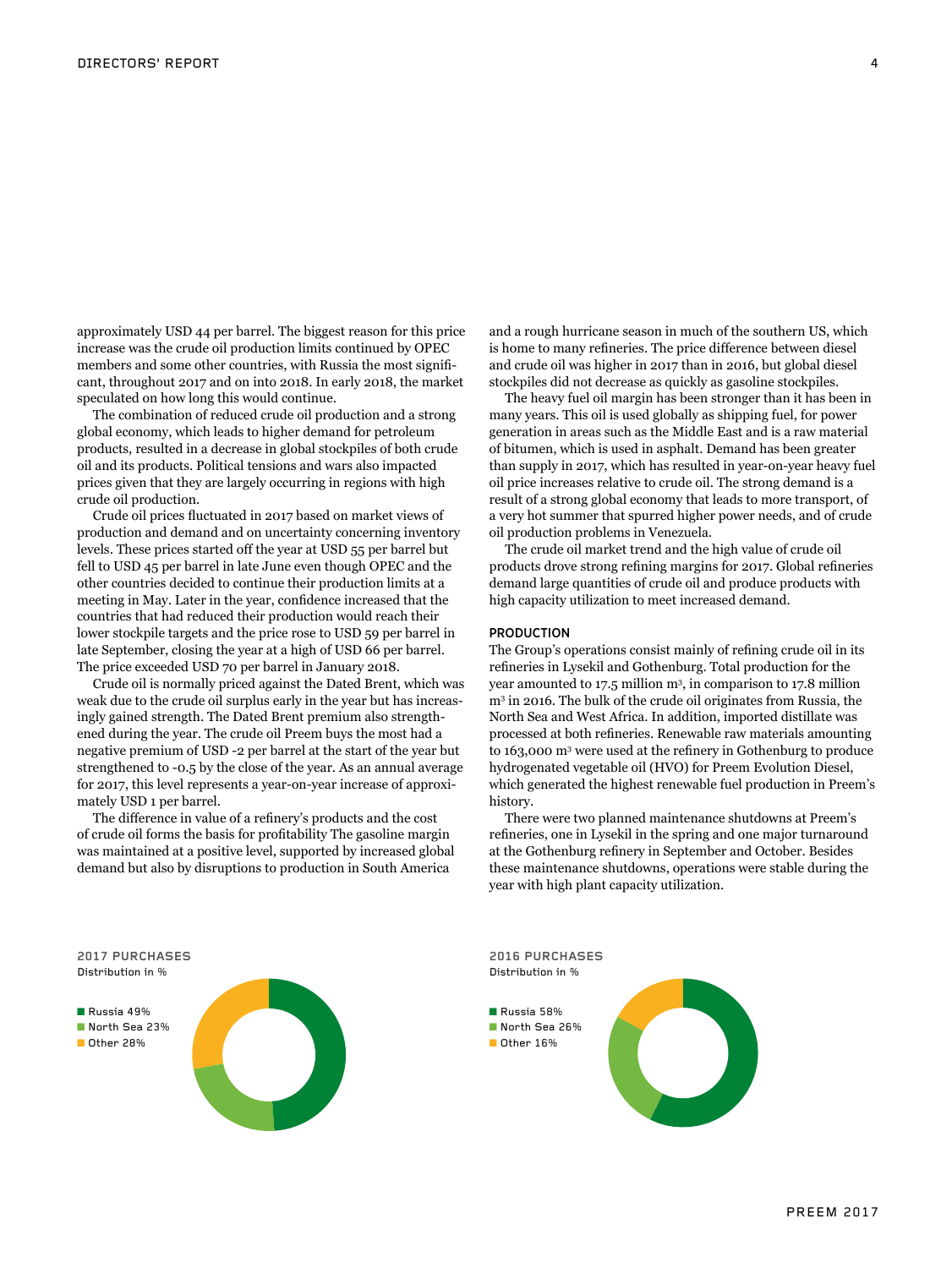approximately USD 44 per barrel. The biggest reason for this price increase was the crude oil production limits continued by OPEC members and some other countries, with Russia the most significant, throughout 2017 and on into 2018. In early 2018, the market speculated on how long this would continue.

The combination of reduced crude oil production and a strong global economy, which leads to higher demand for petroleum products, resulted in a decrease in global stockpiles of both crude oil and its products. Political tensions and wars also impacted prices given that they are largely occurring in regions with high crude oil production.

Crude oil prices fluctuated in 2017 based on market views of production and demand and on uncertainty concerning inventory levels. These prices started off the year at USD 55 per barrel but fell to USD 45 per barrel in late June even though OPEC and the other countries decided to continue their production limits at a meeting in May. Later in the year, confidence increased that the countries that had reduced their production would reach their lower stockpile targets and the price rose to USD 59 per barrel in late September, closing the year at a high of USD 66 per barrel. The price exceeded USD 70 per barrel in January 2018.

Crude oil is normally priced against the Dated Brent, which was weak due to the crude oil surplus early in the year but has increasingly gained strength. The Dated Brent premium also strengthened during the year. The crude oil Preem buys the most had a negative premium of USD -2 per barrel at the start of the year but strengthened to -0.5 by the close of the year. As an annual average for 2017, this level represents a year-on-year increase of approximately USD 1 per barrel.

The difference in value of a refinery's products and the cost of crude oil forms the basis for profitability The gasoline margin was maintained at a positive level, supported by increased global demand but also by disruptions to production in South America and a rough hurricane season in much of the southern US, which is home to many refineries. The price difference between diesel and crude oil was higher in 2017 than in 2016, but global diesel stockpiles did not decrease as quickly as gasoline stockpiles.

The heavy fuel oil margin has been stronger than it has been in many years. This oil is used globally as shipping fuel, for power generation in areas such as the Middle East and is a raw material of bitumen, which is used in asphalt. Demand has been greater than supply in 2017, which has resulted in year-on-year heavy fuel oil price increases relative to crude oil. The strong demand is a result of a strong global economy that leads to more transport, of a very hot summer that spurred higher power needs, and of crude oil production problems in Venezuela.

The crude oil market trend and the high value of crude oil products drove strong refining margins for 2017. Global refineries demand large quantities of crude oil and produce products with high capacity utilization to meet increased demand.

## PRODUCTION

The Group's operations consist mainly of refining crude oil in its refineries in Lysekil and Gothenburg. Total production for the year amounted to 17.5 million m³, in comparison to 17.8 million m³ in 2016. The bulk of the crude oil originates from Russia, the North Sea and West Africa. In addition, imported distillate was processed at both refineries. Renewable raw materials amounting to 163,000 m³ were used at the refinery in Gothenburg to produce hydrogenated vegetable oil (HVO) for Preem Evolution Diesel, which generated the highest renewable fuel production in Preem's history.

There were two planned maintenance shutdowns at Preem's refineries, one in Lysekil in the spring and one major turnaround at the Gothenburg refinery in September and October. Besides these maintenance shutdowns, operations were stable during the year with high plant capacity utilization.

**2017 PURCHASES**
Distribution in %

- Russia 49%
- North Sea 23%
- Other 28%

**2016 PURCHASES**
Distribution in %

- Russia 58%
- North Sea 26%
- Other 16%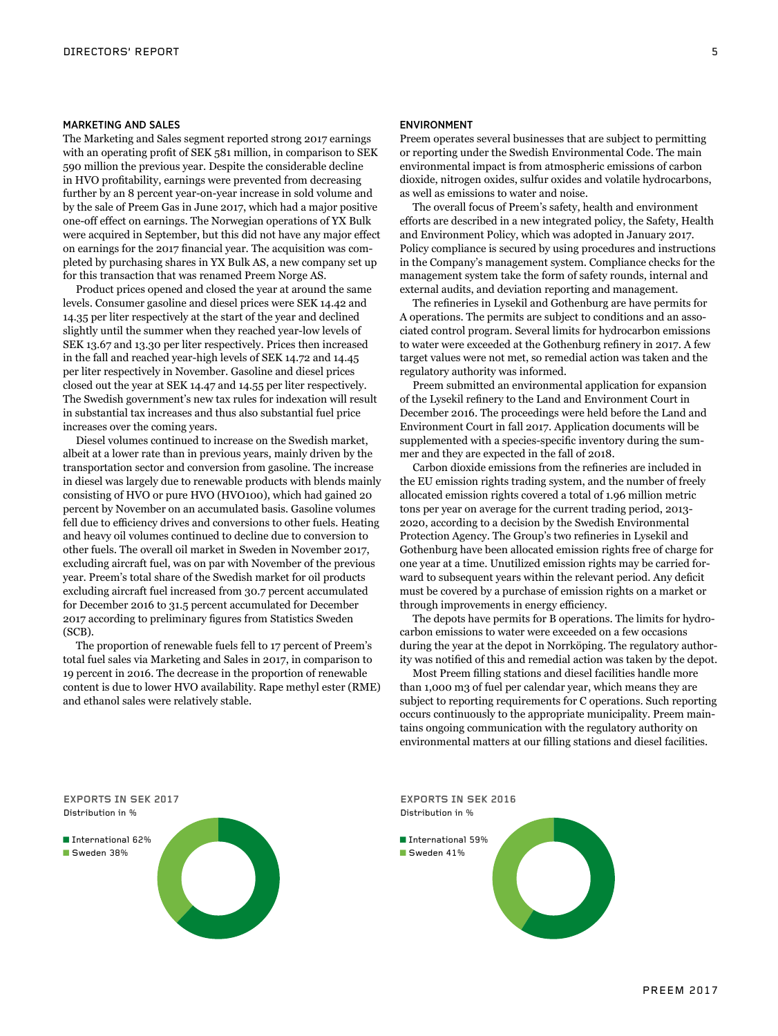## MARKETING AND SALES

The Marketing and Sales segment reported strong 2017 earnings with an operating profit of SEK 581 million, in comparison to SEK 590 million the previous year. Despite the considerable decline in HVO profitability, earnings were prevented from decreasing further by an 8 percent year-on-year increase in sold volume and by the sale of Preem Gas in June 2017, which had a major positive one-off effect on earnings. The Norwegian operations of YX Bulk were acquired in September, but this did not have any major effect on earnings for the 2017 financial year. The acquisition was completed by purchasing shares in YX Bulk AS, a new company set up for this transaction that was renamed Preem Norge AS.

Product prices opened and closed the year at around the same levels. Consumer gasoline and diesel prices were SEK 14.42 and 14.35 per liter respectively at the start of the year and declined slightly until the summer when they reached year-low levels of SEK 13.67 and 13.30 per liter respectively. Prices then increased in the fall and reached year-high levels of SEK 14.72 and 14.45 per liter respectively in November. Gasoline and diesel prices closed out the year at SEK 14.47 and 14.55 per liter respectively. The Swedish government's new tax rules for indexation will result in substantial tax increases and thus also substantial fuel price increases over the coming years.

Diesel volumes continued to increase on the Swedish market, albeit at a lower rate than in previous years, mainly driven by the transportation sector and conversion from gasoline. The increase in diesel was largely due to renewable products with blends mainly consisting of HVO or pure HVO (HVO100), which had gained 20 percent by November on an accumulated basis. Gasoline volumes fell due to efficiency drives and conversions to other fuels. Heating and heavy oil volumes continued to decline due to conversion to other fuels. The overall oil market in Sweden in November 2017, excluding aircraft fuel, was on par with November of the previous year. Preem's total share of the Swedish market for oil products excluding aircraft fuel increased from 30.7 percent accumulated for December 2016 to 31.5 percent accumulated for December 2017 according to preliminary figures from Statistics Sweden (SCB).

The proportion of renewable fuels fell to 17 percent of Preem's total fuel sales via Marketing and Sales in 2017, in comparison to 19 percent in 2016. The decrease in the proportion of renewable content is due to lower HVO availability. Rape methyl ester (RME) and ethanol sales were relatively stable.

## ENVIRONMENT

Preem operates several businesses that are subject to permitting or reporting under the Swedish Environmental Code. The main environmental impact is from atmospheric emissions of carbon dioxide, nitrogen oxides, sulfur oxides and volatile hydrocarbons, as well as emissions to water and noise.

The overall focus of Preem's safety, health and environment efforts are described in a new integrated policy, the Safety, Health and Environment Policy, which was adopted in January 2017. Policy compliance is secured by using procedures and instructions in the Company's management system. Compliance checks for the management system take the form of safety rounds, internal and external audits, and deviation reporting and management.

The refineries in Lysekil and Gothenburg are have permits for A operations. The permits are subject to conditions and an associated control program. Several limits for hydrocarbon emissions to water were exceeded at the Gothenburg refinery in 2017. A few target values were not met, so remedial action was taken and the regulatory authority was informed.

Preem submitted an environmental application for expansion of the Lysekil refinery to the Land and Environment Court in December 2016. The proceedings were held before the Land and Environment Court in fall 2017. Application documents will be supplemented with a species-specific inventory during the summer and they are expected in the fall of 2018.

Carbon dioxide emissions from the refineries are included in the EU emission rights trading system, and the number of freely allocated emission rights covered a total of 1.96 million metric tons per year on average for the current trading period, 2013-2020, according to a decision by the Swedish Environmental Protection Agency. The Group's two refineries in Lysekil and Gothenburg have been allocated emission rights free of charge for one year at a time. Unutilized emission rights may be carried forward to subsequent years within the relevant period. Any deficit must be covered by a purchase of emission rights on a market or through improvements in energy efficiency.

The depots have permits for B operations. The limits for hydrocarbon emissions to water were exceeded on a few occasions during the year at the depot in Norrköping. The regulatory authority was notified of this and remedial action was taken by the depot.

Most Preem filling stations and diesel facilities handle more than 1,000 m3 of fuel per calendar year, which means they are subject to reporting requirements for C operations. Such reporting occurs continuously to the appropriate municipality. Preem maintains ongoing communication with the regulatory authority on environmental matters at our filling stations and diesel facilities.

**EXPORTS IN SEK 2017**
Distribution in %

- International 62%
- Sweden 38%

**EXPORTS IN SEK 2016**
Distribution in %

- International 59%
- Sweden 41%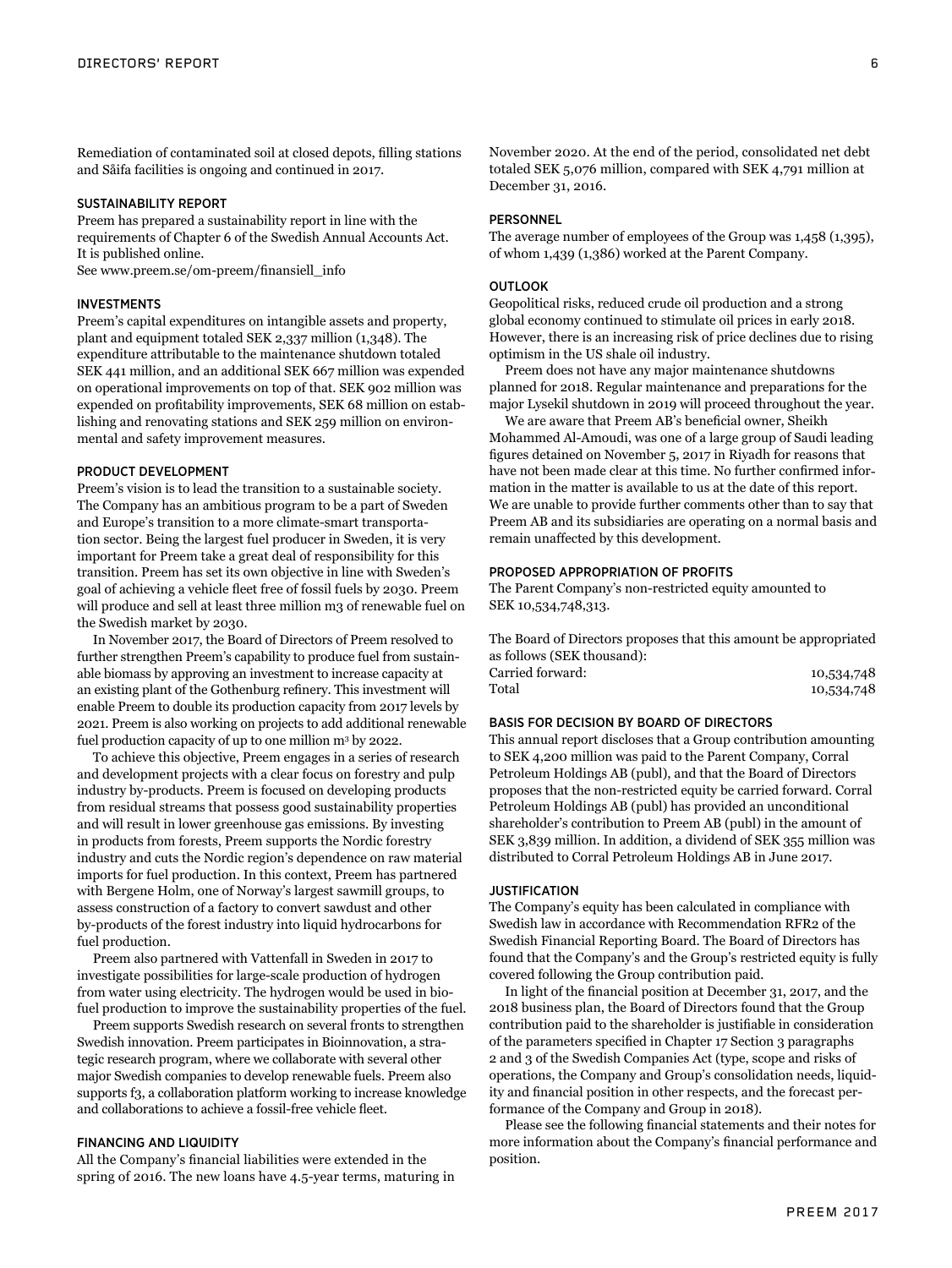Remediation of contaminated soil at closed depots, filling stations and Såifa facilities is ongoing and continued in 2017.

### SUSTAINABILITY REPORT

Preem has prepared a sustainability report in line with the requirements of Chapter 6 of the Swedish Annual Accounts Act. It is published online.
See www.preem.se/om-preem/finansiell_info

### INVESTMENTS

Preem's capital expenditures on intangible assets and property, plant and equipment totaled SEK 2,337 million (1,348). The expenditure attributable to the maintenance shutdown totaled SEK 441 million, and an additional SEK 667 million was expended on operational improvements on top of that. SEK 902 million was expended on profitability improvements, SEK 68 million on establishing and renovating stations and SEK 259 million on environmental and safety improvement measures.

### PRODUCT DEVELOPMENT

Preem's vision is to lead the transition to a sustainable society. The Company has an ambitious program to be a part of Sweden and Europe's transition to a more climate-smart transportation sector. Being the largest fuel producer in Sweden, it is very important for Preem take a great deal of responsibility for this transition. Preem has set its own objective in line with Sweden's goal of achieving a vehicle fleet free of fossil fuels by 2030. Preem will produce and sell at least three million m3 of renewable fuel on the Swedish market by 2030.

In November 2017, the Board of Directors of Preem resolved to further strengthen Preem's capability to produce fuel from sustainable biomass by approving an investment to increase capacity at an existing plant of the Gothenburg refinery. This investment will enable Preem to double its production capacity from 2017 levels by 2021. Preem is also working on projects to add additional renewable fuel production capacity of up to one million $m^3$ by 2022.

To achieve this objective, Preem engages in a series of research and development projects with a clear focus on forestry and pulp industry by-products. Preem is focused on developing products from residual streams that possess good sustainability properties and will result in lower greenhouse gas emissions. By investing in products from forests, Preem supports the Nordic forestry industry and cuts the Nordic region's dependence on raw material imports for fuel production. In this context, Preem has partnered with Bergene Holm, one of Norway's largest sawmill groups, to assess construction of a factory to convert sawdust and other by-products of the forest industry into liquid hydrocarbons for fuel production.

Preem also partnered with Vattenfall in Sweden in 2017 to investigate possibilities for large-scale production of hydrogen from water using electricity. The hydrogen would be used in biofuel production to improve the sustainability properties of the fuel.

Preem supports Swedish research on several fronts to strengthen Swedish innovation. Preem participates in Bioinnovation, a strategic research program, where we collaborate with several other major Swedish companies to develop renewable fuels. Preem also supports f3, a collaboration platform working to increase knowledge and collaborations to achieve a fossil-free vehicle fleet.

### FINANCING AND LIQUIDITY

All the Company's financial liabilities were extended in the spring of 2016. The new loans have 4.5-year terms, maturing in November 2020. At the end of the period, consolidated net debt totaled SEK 5,076 million, compared with SEK 4,791 million at December 31, 2016.

### PERSONNEL

The average number of employees of the Group was 1,458 (1,395), of whom 1,439 (1,386) worked at the Parent Company.

### OUTLOOK

Geopolitical risks, reduced crude oil production and a strong global economy continued to stimulate oil prices in early 2018. However, there is an increasing risk of price declines due to rising optimism in the US shale oil industry.

Preem does not have any major maintenance shutdowns planned for 2018. Regular maintenance and preparations for the major Lysekil shutdown in 2019 will proceed throughout the year.

We are aware that Preem AB's beneficial owner, Sheikh Mohammed Al-Amoudi, was one of a large group of Saudi leading figures detained on November 5, 2017 in Riyadh for reasons that have not been made clear at this time. No further confirmed information in the matter is available to us at the date of this report. We are unable to provide further comments other than to say that Preem AB and its subsidiaries are operating on a normal basis and remain unaffected by this development.

### PROPOSED APPROPRIATION OF PROFITS

The Parent Company's non-restricted equity amounted to SEK 10,534,748,313.

The Board of Directors proposes that this amount be appropriated as follows (SEK thousand):

| | |
|---|---|
| Carried forward: | 10,534,748 |
| Total | 10,534,748 |

### BASIS FOR DECISION BY BOARD OF DIRECTORS

This annual report discloses that a Group contribution amounting to SEK 4,200 million was paid to the Parent Company, Corral Petroleum Holdings AB (publ), and that the Board of Directors proposes that the non-restricted equity be carried forward. Corral Petroleum Holdings AB (publ) has provided an unconditional shareholder's contribution to Preem AB (publ) in the amount of SEK 3,839 million. In addition, a dividend of SEK 355 million was distributed to Corral Petroleum Holdings AB in June 2017.

### JUSTIFICATION

The Company's equity has been calculated in compliance with Swedish law in accordance with Recommendation RFR2 of the Swedish Financial Reporting Board. The Board of Directors has found that the Company's and the Group's restricted equity is fully covered following the Group contribution paid.

In light of the financial position at December 31, 2017, and the 2018 business plan, the Board of Directors found that the Group contribution paid to the shareholder is justifiable in consideration of the parameters specified in Chapter 17 Section 3 paragraphs 2 and 3 of the Swedish Companies Act (type, scope and risks of operations, the Company and Group's consolidation needs, liquidity and financial position in other respects, and the forecast performance of the Company and Group in 2018).

Please see the following financial statements and their notes for more information about the Company's financial performance and position.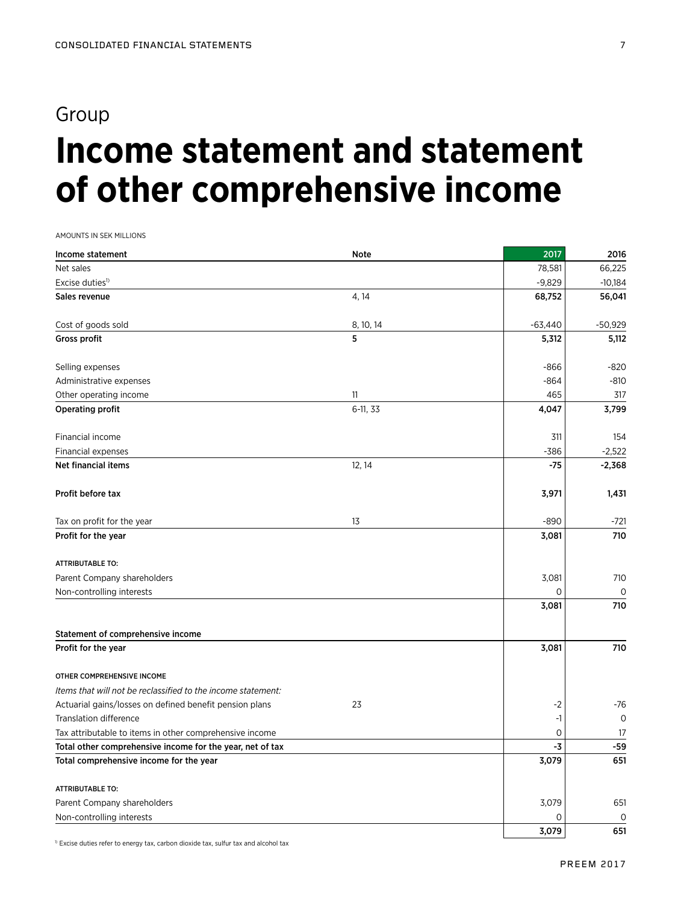# Group

# Income statement and statement of other comprehensive income

AMOUNTS IN SEK MILLIONS

| Income statement | Note | 2017 | 2016 |
|---|---|---|---|
| Net sales | | 78,581 | 66,225 |
| Excise duties[1] | | -9,829 | -10,184 |
| **Sales revenue** | 4, 14 | **68,752** | **56,041** |
| | | | |
| Cost of goods sold | 8, 10, 14 | -63,440 | -50,929 |
| **Gross profit** | **5** | **5,312** | **5,112** |
| | | | |
| Selling expenses | | -866 | -820 |
| Administrative expenses | | -864 | -810 |
| Other operating income | 11 | 465 | 317 |
| **Operating profit** | 6-11, 33 | **4,047** | **3,799** |
| | | | |
| Financial income | | 311 | 154 |
| Financial expenses | | -386 | -2,522 |
| **Net financial items** | 12, 14 | **-75** | **-2,368** |
| | | | |
| **Profit before tax** | | **3,971** | **1,431** |
| | | | |
| Tax on profit for the year | 13 | -890 | -721 |
| **Profit for the year** | | **3,081** | **710** |
| | | | |
| ATTRIBUTABLE TO: | | | |
| Parent Company shareholders | | 3,081 | 710 |
| Non-controlling interests | | 0 | 0 |
| | | **3,081** | **710** |
| | | | |
| **Statement of comprehensive income** | | | |
| **Profit for the year** | | **3,081** | **710** |
| | | | |
| OTHER COMPREHENSIVE INCOME | | | |
| *Items that will not be reclassified to the income statement:* | | | |
| Actuarial gains/losses on defined benefit pension plans | 23 | -2 | -76 |
| Translation difference | | -1 | 0 |
| Tax attributable to items in other comprehensive income | | 0 | 17 |
| **Total other comprehensive income for the year, net of tax** | | **-3** | **-59** |
| **Total comprehensive income for the year** | | **3,079** | **651** |
| | | | |
| ATTRIBUTABLE TO: | | | |
| Parent Company shareholders | | 3,079 | 651 |
| Non-controlling interests | | 0 | 0 |
| | | **3,079** | **651** |

[1] Excise duties refer to energy tax, carbon dioxide tax, sulfur tax and alcohol tax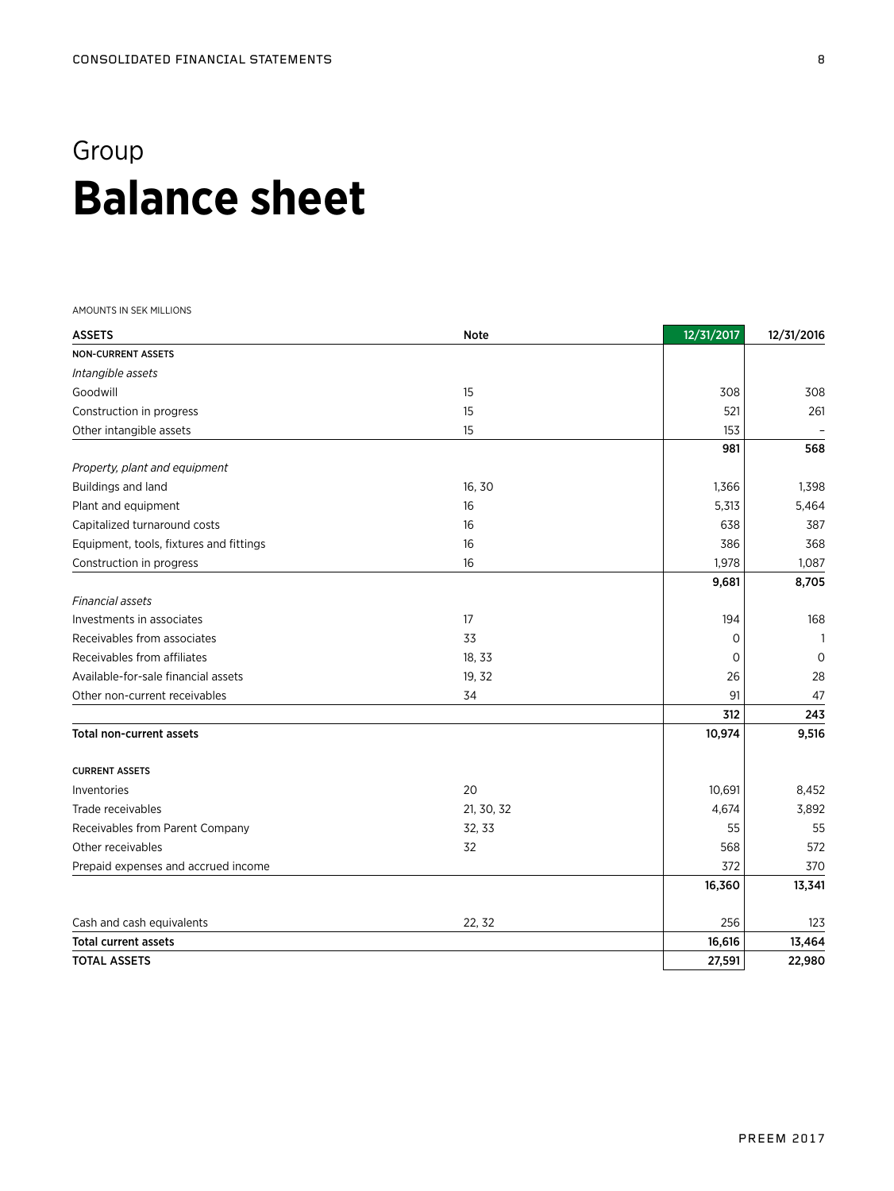# Group
# Balance sheet

AMOUNTS IN SEK MILLIONS

| ASSETS | Note | 12/31/2017 | 12/31/2016 |
|---|---|---|---|
| **NON-CURRENT ASSETS** | | | |
| *Intangible assets* | | | |
| Goodwill | 15 | 308 | 308 |
| Construction in progress | 15 | 521 | 261 |
| Other intangible assets | 15 | 153 | – |
| | | **981** | **568** |
| *Property, plant and equipment* | | | |
| Buildings and land | 16, 30 | 1,366 | 1,398 |
| Plant and equipment | 16 | 5,313 | 5,464 |
| Capitalized turnaround costs | 16 | 638 | 387 |
| Equipment, tools, fixtures and fittings | 16 | 386 | 368 |
| Construction in progress | 16 | 1,978 | 1,087 |
| | | **9,681** | **8,705** |
| *Financial assets* | | | |
| Investments in associates | 17 | 194 | 168 |
| Receivables from associates | 33 | 0 | 1 |
| Receivables from affiliates | 18, 33 | 0 | 0 |
| Available-for-sale financial assets | 19, 32 | 26 | 28 |
| Other non-current receivables | 34 | 91 | 47 |
| | | **312** | **243** |
| **Total non-current assets** | | **10,974** | **9,516** |
| | | | |
| **CURRENT ASSETS** | | | |
| Inventories | 20 | 10,691 | 8,452 |
| Trade receivables | 21, 30, 32 | 4,674 | 3,892 |
| Receivables from Parent Company | 32, 33 | 55 | 55 |
| Other receivables | 32 | 568 | 572 |
| Prepaid expenses and accrued income | | 372 | 370 |
| | | **16,360** | **13,341** |
| | | | |
| Cash and cash equivalents | 22, 32 | 256 | 123 |
| **Total current assets** | | **16,616** | **13,464** |
| **TOTAL ASSETS** | | **27,591** | **22,980** |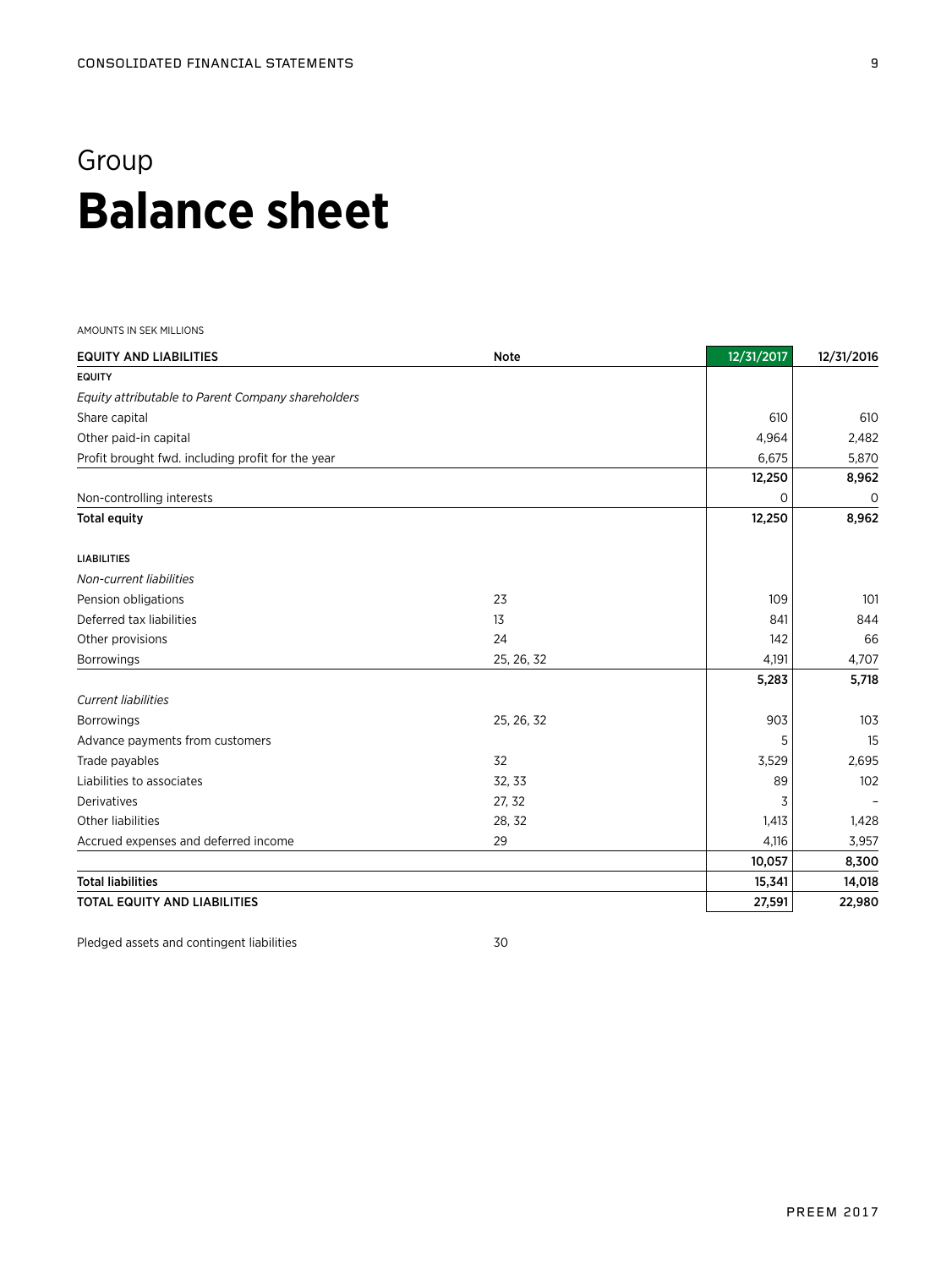# Group
# Balance sheet

AMOUNTS IN SEK MILLIONS

| EQUITY AND LIABILITIES | Note | 12/31/2017 | 12/31/2016 |
|---|---|---|---|
| **EQUITY** | | | |
| *Equity attributable to Parent Company shareholders* | | | |
| Share capital | | 610 | 610 |
| Other paid-in capital | | 4,964 | 2,482 |
| Profit brought fwd. including profit for the year | | 6,675 | 5,870 |
| | | **12,250** | **8,962** |
| Non-controlling interests | | 0 | 0 |
| **Total equity** | | **12,250** | **8,962** |
| | | | |
| **LIABILITIES** | | | |
| *Non-current liabilities* | | | |
| Pension obligations | 23 | 109 | 101 |
| Deferred tax liabilities | 13 | 841 | 844 |
| Other provisions | 24 | 142 | 66 |
| Borrowings | 25, 26, 32 | 4,191 | 4,707 |
| | | **5,283** | **5,718** |
| *Current liabilities* | | | |
| Borrowings | 25, 26, 32 | 903 | 103 |
| Advance payments from customers | | 5 | 15 |
| Trade payables | 32 | 3,529 | 2,695 |
| Liabilities to associates | 32, 33 | 89 | 102 |
| Derivatives | 27, 32 | 3 | – |
| Other liabilities | 28, 32 | 1,413 | 1,428 |
| Accrued expenses and deferred income | 29 | 4,116 | 3,957 |
| | | **10,057** | **8,300** |
| **Total liabilities** | | **15,341** | **14,018** |
| **TOTAL EQUITY AND LIABILITIES** | | **27,591** | **22,980** |

Pledged assets and contingent liabilities 30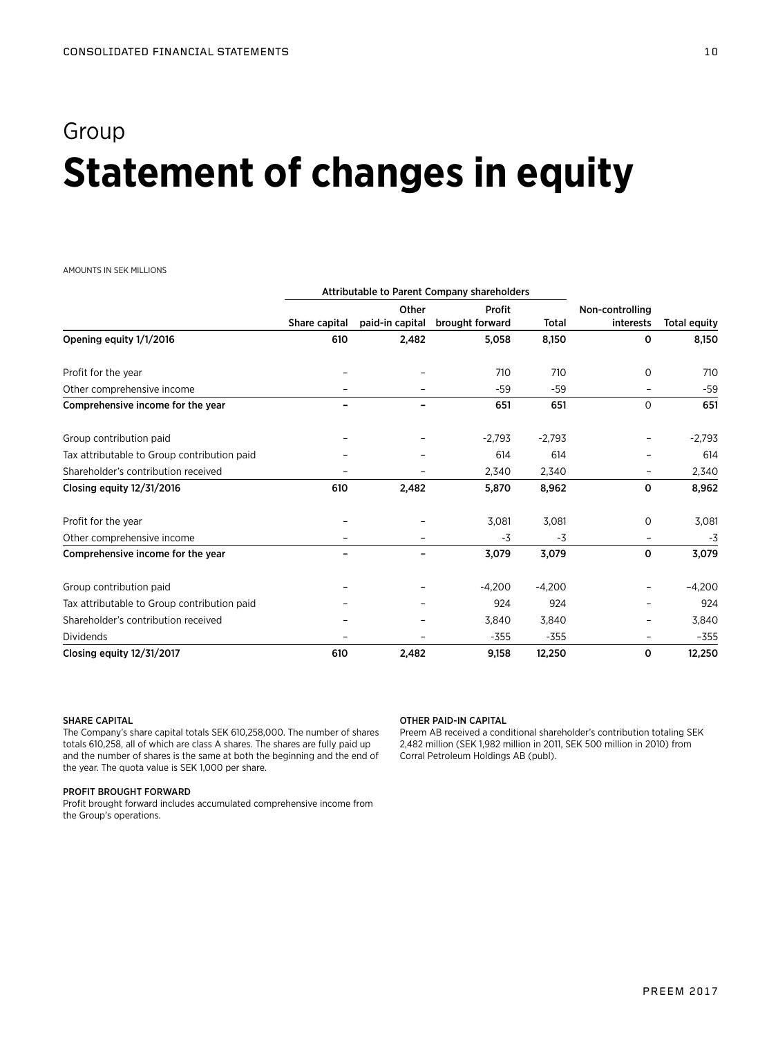# Group
# Statement of changes in equity

AMOUNTS IN SEK MILLIONS

| | Attributable to Parent Company shareholders | | | | | |
|---|---|---|---|---|---|---|
| | Share capital | Other paid-in capital | Profit brought forward | Total | Non-controlling interests | Total equity |
| **Opening equity 1/1/2016** | **610** | **2,482** | **5,058** | **8,150** | **0** | **8,150** |
| Profit for the year | – | – | 710 | 710 | 0 | 710 |
| Other comprehensive income | – | – | -59 | -59 | – | -59 |
| **Comprehensive income for the year** | **–** | **–** | **651** | **651** | 0 | **651** |
| Group contribution paid | – | – | -2,793 | -2,793 | – | -2,793 |
| Tax attributable to Group contribution paid | – | – | 614 | 614 | – | 614 |
| Shareholder's contribution received | – | – | 2,340 | 2,340 | – | 2,340 |
| **Closing equity 12/31/2016** | **610** | **2,482** | **5,870** | **8,962** | **0** | **8,962** |
| Profit for the year | – | – | 3,081 | 3,081 | 0 | 3,081 |
| Other comprehensive income | – | – | -3 | -3 | – | -3 |
| **Comprehensive income for the year** | **–** | **–** | **3,079** | **3,079** | **0** | **3,079** |
| Group contribution paid | – | – | -4,200 | -4,200 | – | –4,200 |
| Tax attributable to Group contribution paid | – | – | 924 | 924 | – | 924 |
| Shareholder's contribution received | – | – | 3,840 | 3,840 | – | 3,840 |
| Dividends | – | – | -355 | -355 | – | –355 |
| **Closing equity 12/31/2017** | **610** | **2,482** | **9,158** | **12,250** | **0** | **12,250** |

SHARE CAPITAL
The Company's share capital totals SEK 610,258,000. The number of shares totals 610,258, all of which are class A shares. The shares are fully paid up and the number of shares is the same at both the beginning and the end of the year. The quota value is SEK 1,000 per share.

PROFIT BROUGHT FORWARD
Profit brought forward includes accumulated comprehensive income from the Group's operations.

OTHER PAID-IN CAPITAL
Preem AB received a conditional shareholder's contribution totaling SEK 2,482 million (SEK 1,982 million in 2011, SEK 500 million in 2010) from Corral Petroleum Holdings AB (publ).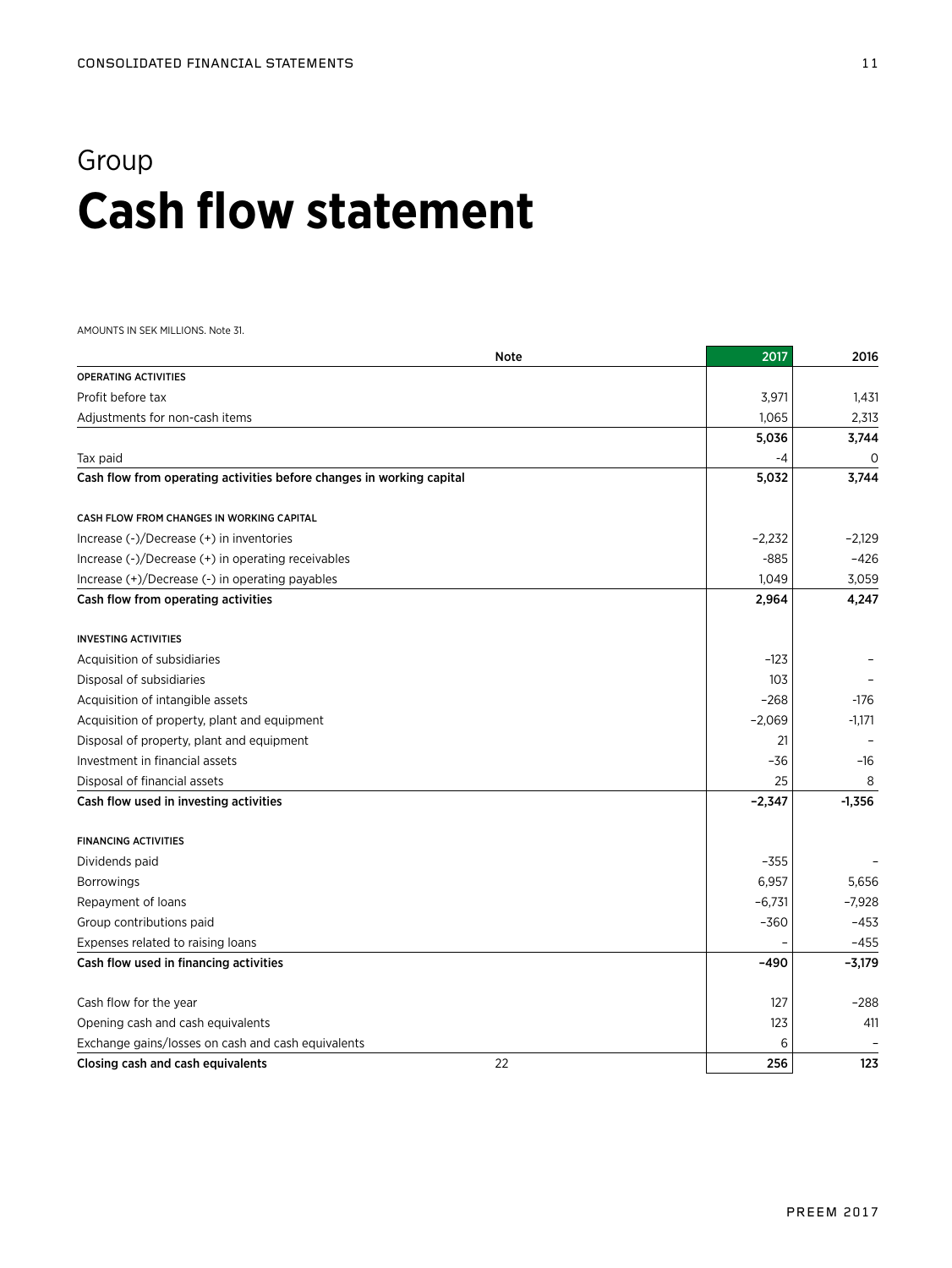# Group
# **Cash flow statement**

AMOUNTS IN SEK MILLIONS. Note 31.

| | Note | 2017 | 2016 |
|---|---|---|---|
| **OPERATING ACTIVITIES** | | | |
| Profit before tax | | 3,971 | 1,431 |
| Adjustments for non-cash items | | 1,065 | 2,313 |
| | | **5,036** | **3,744** |
| Tax paid | | -4 | 0 |
| **Cash flow from operating activities before changes in working capital** | | **5,032** | **3,744** |
| | | | |
| **CASH FLOW FROM CHANGES IN WORKING CAPITAL** | | | |
| Increase (-)/Decrease (+) in inventories | | −2,232 | −2,129 |
| Increase (-)/Decrease (+) in operating receivables | | -885 | −426 |
| Increase (+)/Decrease (-) in operating payables | | 1,049 | 3,059 |
| **Cash flow from operating activities** | | **2,964** | **4,247** |
| | | | |
| **INVESTING ACTIVITIES** | | | |
| Acquisition of subsidiaries | | −123 | – |
| Disposal of subsidiaries | | 103 | – |
| Acquisition of intangible assets | | −268 | -176 |
| Acquisition of property, plant and equipment | | −2,069 | -1,171 |
| Disposal of property, plant and equipment | | 21 | – |
| Investment in financial assets | | −36 | −16 |
| Disposal of financial assets | | 25 | 8 |
| **Cash flow used in investing activities** | | **−2,347** | **-1,356** |
| | | | |
| **FINANCING ACTIVITIES** | | | |
| Dividends paid | | −355 | – |
| Borrowings | | 6,957 | 5,656 |
| Repayment of loans | | −6,731 | −7,928 |
| Group contributions paid | | −360 | −453 |
| Expenses related to raising loans | | – | −455 |
| **Cash flow used in financing activities** | | **−490** | **−3,179** |
| | | | |
| Cash flow for the year | | 127 | −288 |
| Opening cash and cash equivalents | | 123 | 411 |
| Exchange gains/losses on cash and cash equivalents | | 6 | – |
| **Closing cash and cash equivalents** | 22 | **256** | **123** |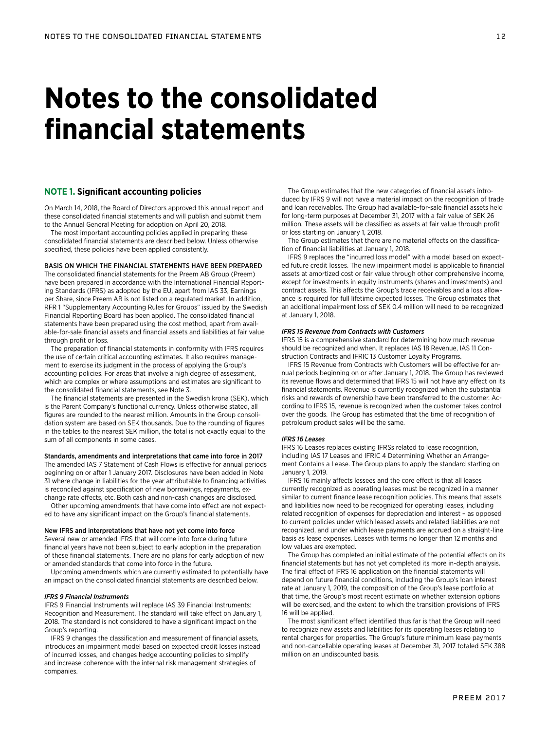# Notes to the consolidated financial statements

## NOTE 1. Significant accounting policies

On March 14, 2018, the Board of Directors approved this annual report and these consolidated financial statements and will publish and submit them to the Annual General Meeting for adoption on April 20, 2018.

The most important accounting policies applied in preparing these consolidated financial statements are described below. Unless otherwise specified, these policies have been applied consistently.

### BASIS ON WHICH THE FINANCIAL STATEMENTS HAVE BEEN PREPARED

The consolidated financial statements for the Preem AB Group (Preem) have been prepared in accordance with the International Financial Reporting Standards (IFRS) as adopted by the EU, apart from IAS 33, Earnings per Share, since Preem AB is not listed on a regulated market. In addition, RFR 1 "Supplementary Accounting Rules for Groups" issued by the Swedish Financial Reporting Board has been applied. The consolidated financial statements have been prepared using the cost method, apart from available-for-sale financial assets and financial assets and liabilities at fair value through profit or loss.

The preparation of financial statements in conformity with IFRS requires the use of certain critical accounting estimates. It also requires management to exercise its judgment in the process of applying the Group's accounting policies. For areas that involve a high degree of assessment, which are complex or where assumptions and estimates are significant to the consolidated financial statements, see Note 3.

The financial statements are presented in the Swedish krona (SEK), which is the Parent Company's functional currency. Unless otherwise stated, all figures are rounded to the nearest million. Amounts in the Group consolidation system are based on SEK thousands. Due to the rounding of figures in the tables to the nearest SEK million, the total is not exactly equal to the sum of all components in some cases.

### Standards, amendments and interpretations that came into force in 2017

The amended IAS 7 Statement of Cash Flows is effective for annual periods beginning on or after 1 January 2017. Disclosures have been added in Note 31 where change in liabilities for the year attributable to financing activities is reconciled against specification of new borrowings, repayments, exchange rate effects, etc. Both cash and non-cash changes are disclosed.

Other upcoming amendments that have come into effect are not expected to have any significant impact on the Group's financial statements.

### New IFRS and interpretations that have not yet come into force

Several new or amended IFRS that will come into force during future financial years have not been subject to early adoption in the preparation of these financial statements. There are no plans for early adoption of new or amended standards that come into force in the future.

Upcoming amendments which are currently estimated to potentially have an impact on the consolidated financial statements are described below.

#### *IFRS 9 Financial Instruments*

IFRS 9 Financial Instruments will replace IAS 39 Financial Instruments: Recognition and Measurement. The standard will take effect on January 1, 2018. The standard is not considered to have a significant impact on the Group's reporting.

IFRS 9 changes the classification and measurement of financial assets, introduces an impairment model based on expected credit losses instead of incurred losses, and changes hedge accounting policies to simplify and increase coherence with the internal risk management strategies of companies.

The Group estimates that the new categories of financial assets introduced by IFRS 9 will not have a material impact on the recognition of trade and loan receivables. The Group had available-for-sale financial assets held for long-term purposes at December 31, 2017 with a fair value of SEK 26 million. These assets will be classified as assets at fair value through profit or loss starting on January 1, 2018.

The Group estimates that there are no material effects on the classification of financial liabilities at January 1, 2018.

IFRS 9 replaces the "incurred loss model" with a model based on expected future credit losses. The new impairment model is applicable to financial assets at amortized cost or fair value through other comprehensive income, except for investments in equity instruments (shares and investments) and contract assets. This affects the Group's trade receivables and a loss allowance is required for full lifetime expected losses. The Group estimates that an additional impairment loss of SEK 0.4 million will need to be recognized at January 1, 2018.

#### *IFRS 15 Revenue from Contracts with Customers*

IFRS 15 is a comprehensive standard for determining how much revenue should be recognized and when. It replaces IAS 18 Revenue, IAS 11 Construction Contracts and IFRIC 13 Customer Loyalty Programs.

IFRS 15 Revenue from Contracts with Customers will be effective for annual periods beginning on or after January 1, 2018. The Group has reviewed its revenue flows and determined that IFRS 15 will not have any effect on its financial statements. Revenue is currently recognized when the substantial risks and rewards of ownership have been transferred to the customer. According to IFRS 15, revenue is recognized when the customer takes control over the goods. The Group has estimated that the time of recognition of petroleum product sales will be the same.

#### *IFRS 16 Leases*

IFRS 16 Leases replaces existing IFRSs related to lease recognition, including IAS 17 Leases and IFRIC 4 Determining Whether an Arrangement Contains a Lease. The Group plans to apply the standard starting on January 1, 2019.

IFRS 16 mainly affects lessees and the core effect is that all leases currently recognized as operating leases must be recognized in a manner similar to current finance lease recognition policies. This means that assets and liabilities now need to be recognized for operating leases, including related recognition of expenses for depreciation and interest – as opposed to current policies under which leased assets and related liabilities are not recognized, and under which lease payments are accrued on a straight-line basis as lease expenses. Leases with terms no longer than 12 months and low values are exempted.

The Group has completed an initial estimate of the potential effects on its financial statements but has not yet completed its more in-depth analysis. The final effect of IFRS 16 application on the financial statements will depend on future financial conditions, including the Group's loan interest rate at January 1, 2019, the composition of the Group's lease portfolio at that time, the Group's most recent estimate on whether extension options will be exercised, and the extent to which the transition provisions of IFRS 16 will be applied.

The most significant effect identified thus far is that the Group will need to recognize new assets and liabilities for its operating leases relating to rental charges for properties. The Group's future minimum lease payments and non-cancellable operating leases at December 31, 2017 totaled SEK 388 million on an undiscounted basis.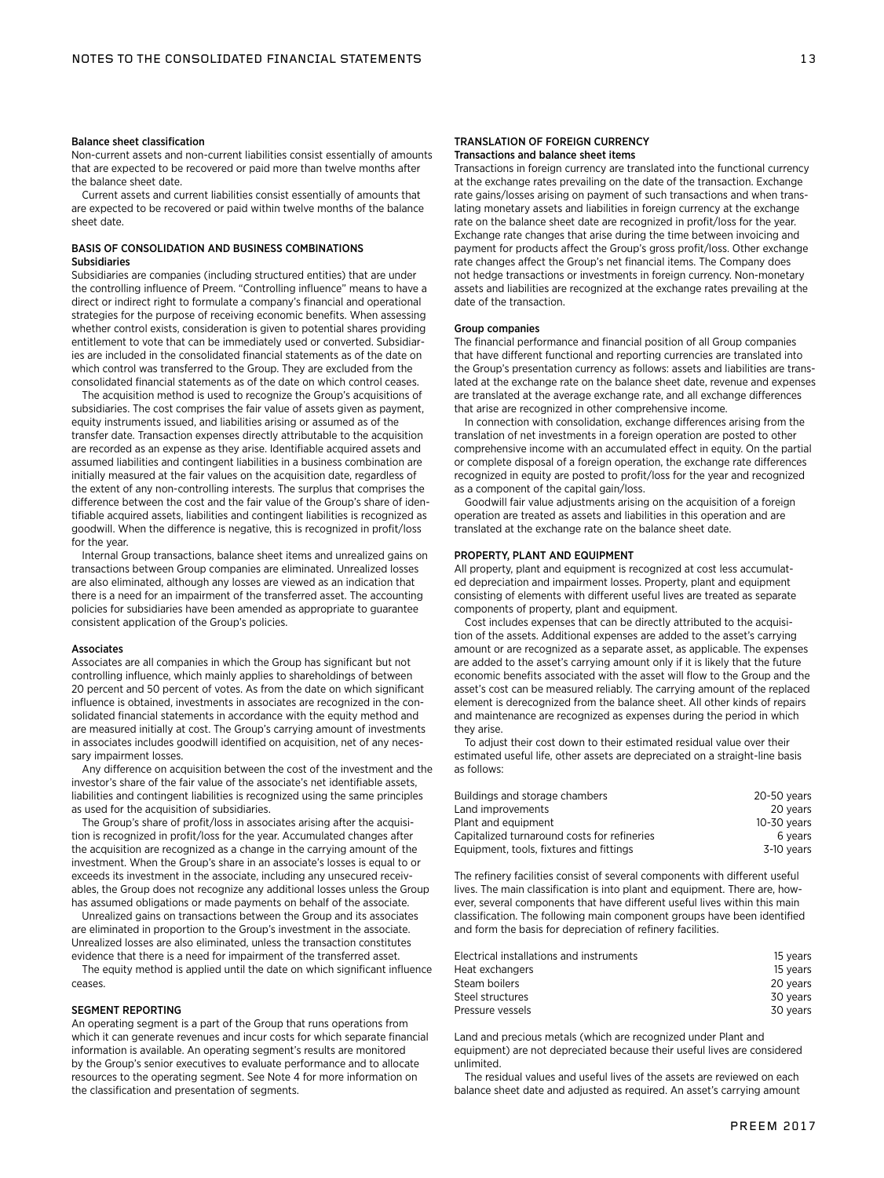### Balance sheet classification

Non-current assets and non-current liabilities consist essentially of amounts that are expected to be recovered or paid more than twelve months after the balance sheet date.

Current assets and current liabilities consist essentially of amounts that are expected to be recovered or paid within twelve months of the balance sheet date.

## BASIS OF CONSOLIDATION AND BUSINESS COMBINATIONS

### Subsidiaries

Subsidiaries are companies (including structured entities) that are under the controlling influence of Preem. "Controlling influence" means to have a direct or indirect right to formulate a company's financial and operational strategies for the purpose of receiving economic benefits. When assessing whether control exists, consideration is given to potential shares providing entitlement to vote that can be immediately used or converted. Subsidiaries are included in the consolidated financial statements as of the date on which control was transferred to the Group. They are excluded from the consolidated financial statements as of the date on which control ceases.

The acquisition method is used to recognize the Group's acquisitions of subsidiaries. The cost comprises the fair value of assets given as payment, equity instruments issued, and liabilities arising or assumed as of the transfer date. Transaction expenses directly attributable to the acquisition are recorded as an expense as they arise. Identifiable acquired assets and assumed liabilities and contingent liabilities in a business combination are initially measured at the fair values on the acquisition date, regardless of the extent of any non-controlling interests. The surplus that comprises the difference between the cost and the fair value of the Group's share of identifiable acquired assets, liabilities and contingent liabilities is recognized as goodwill. When the difference is negative, this is recognized in profit/loss for the year.

Internal Group transactions, balance sheet items and unrealized gains on transactions between Group companies are eliminated. Unrealized losses are also eliminated, although any losses are viewed as an indication that there is a need for an impairment of the transferred asset. The accounting policies for subsidiaries have been amended as appropriate to guarantee consistent application of the Group's policies.

### Associates

Associates are all companies in which the Group has significant but not controlling influence, which mainly applies to shareholdings of between 20 percent and 50 percent of votes. As from the date on which significant influence is obtained, investments in associates are recognized in the consolidated financial statements in accordance with the equity method and are measured initially at cost. The Group's carrying amount of investments in associates includes goodwill identified on acquisition, net of any necessary impairment losses.

Any difference on acquisition between the cost of the investment and the investor's share of the fair value of the associate's net identifiable assets, liabilities and contingent liabilities is recognized using the same principles as used for the acquisition of subsidiaries.

The Group's share of profit/loss in associates arising after the acquisition is recognized in profit/loss for the year. Accumulated changes after the acquisition are recognized as a change in the carrying amount of the investment. When the Group's share in an associate's losses is equal to or exceeds its investment in the associate, including any unsecured receivables, the Group does not recognize any additional losses unless the Group has assumed obligations or made payments on behalf of the associate.

Unrealized gains on transactions between the Group and its associates are eliminated in proportion to the Group's investment in the associate. Unrealized losses are also eliminated, unless the transaction constitutes evidence that there is a need for impairment of the transferred asset.

The equity method is applied until the date on which significant influence ceases.

## SEGMENT REPORTING

An operating segment is a part of the Group that runs operations from which it can generate revenues and incur costs for which separate financial information is available. An operating segment's results are monitored by the Group's senior executives to evaluate performance and to allocate resources to the operating segment. See Note 4 for more information on the classification and presentation of segments.

## TRANSLATION OF FOREIGN CURRENCY

### Transactions and balance sheet items

Transactions in foreign currency are translated into the functional currency at the exchange rates prevailing on the date of the transaction. Exchange rate gains/losses arising on payment of such transactions and when translating monetary assets and liabilities in foreign currency at the exchange rate on the balance sheet date are recognized in profit/loss for the year. Exchange rate changes that arise during the time between invoicing and payment for products affect the Group's gross profit/loss. Other exchange rate changes affect the Group's net financial items. The Company does not hedge transactions or investments in foreign currency. Non-monetary assets and liabilities are recognized at the exchange rates prevailing at the date of the transaction.

### Group companies

The financial performance and financial position of all Group companies that have different functional and reporting currencies are translated into the Group's presentation currency as follows: assets and liabilities are translated at the exchange rate on the balance sheet date, revenue and expenses are translated at the average exchange rate, and all exchange differences that arise are recognized in other comprehensive income.

In connection with consolidation, exchange differences arising from the translation of net investments in a foreign operation are posted to other comprehensive income with an accumulated effect in equity. On the partial or complete disposal of a foreign operation, the exchange rate differences recognized in equity are posted to profit/loss for the year and recognized as a component of the capital gain/loss.

Goodwill fair value adjustments arising on the acquisition of a foreign operation are treated as assets and liabilities in this operation and are translated at the exchange rate on the balance sheet date.

## PROPERTY, PLANT AND EQUIPMENT

All property, plant and equipment is recognized at cost less accumulated depreciation and impairment losses. Property, plant and equipment consisting of elements with different useful lives are treated as separate components of property, plant and equipment.

Cost includes expenses that can be directly attributed to the acquisition of the assets. Additional expenses are added to the asset's carrying amount or are recognized as a separate asset, as applicable. The expenses are added to the asset's carrying amount only if it is likely that the future economic benefits associated with the asset will flow to the Group and the asset's cost can be measured reliably. The carrying amount of the replaced element is derecognized from the balance sheet. All other kinds of repairs and maintenance are recognized as expenses during the period in which they arise.

To adjust their cost down to their estimated residual value over their estimated useful life, other assets are depreciated on a straight-line basis as follows:

| | |
|---|---|
| Buildings and storage chambers | 20-50 years |
| Land improvements | 20 years |
| Plant and equipment | 10-30 years |
| Capitalized turnaround costs for refineries | 6 years |
| Equipment, tools, fixtures and fittings | 3-10 years |

The refinery facilities consist of several components with different useful lives. The main classification is into plant and equipment. There are, however, several components that have different useful lives within this main classification. The following main component groups have been identified and form the basis for depreciation of refinery facilities.

| | |
|---|---|
| Electrical installations and instruments | 15 years |
| Heat exchangers | 15 years |
| Steam boilers | 20 years |
| Steel structures | 30 years |
| Pressure vessels | 30 years |

Land and precious metals (which are recognized under Plant and equipment) are not depreciated because their useful lives are considered unlimited.

The residual values and useful lives of the assets are reviewed on each balance sheet date and adjusted as required. An asset's carrying amount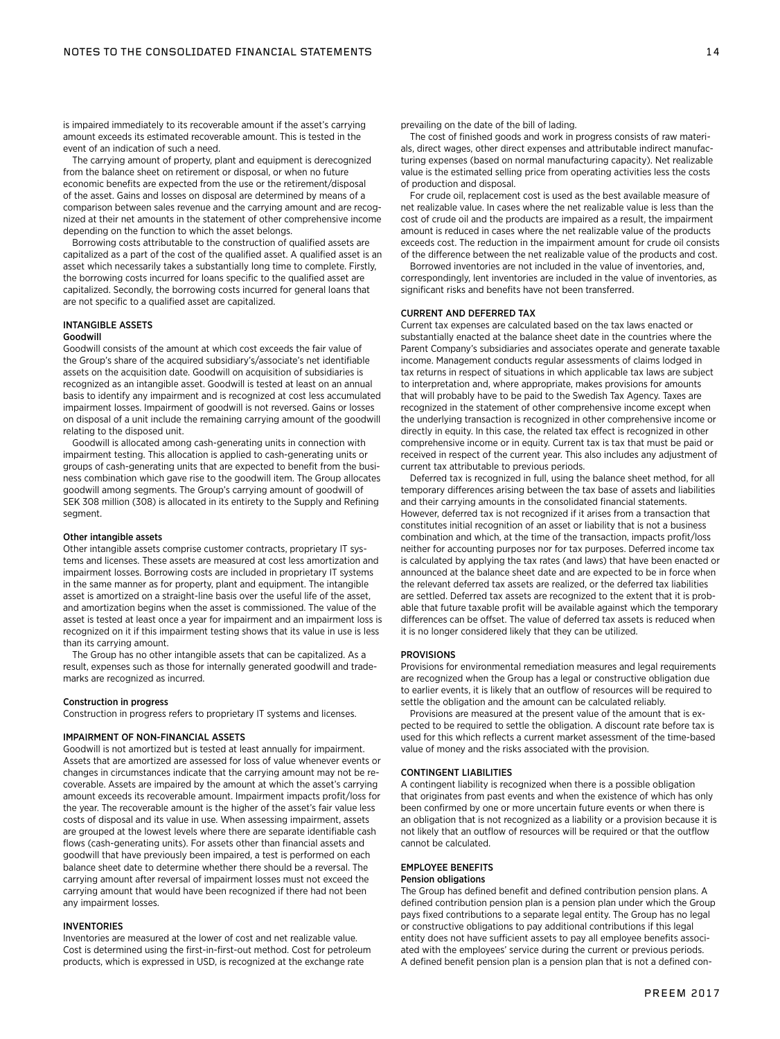is impaired immediately to its recoverable amount if the asset's carrying amount exceeds its estimated recoverable amount. This is tested in the event of an indication of such a need.

The carrying amount of property, plant and equipment is derecognized from the balance sheet on retirement or disposal, or when no future economic benefits are expected from the use or the retirement/disposal of the asset. Gains and losses on disposal are determined by means of a comparison between sales revenue and the carrying amount and are recognized at their net amounts in the statement of other comprehensive income depending on the function to which the asset belongs.

Borrowing costs attributable to the construction of qualified assets are capitalized as a part of the cost of the qualified asset. A qualified asset is an asset which necessarily takes a substantially long time to complete. Firstly, the borrowing costs incurred for loans specific to the qualified asset are capitalized. Secondly, the borrowing costs incurred for general loans that are not specific to a qualified asset are capitalized.

## INTANGIBLE ASSETS

### Goodwill

Goodwill consists of the amount at which cost exceeds the fair value of the Group's share of the acquired subsidiary's/associate's net identifiable assets on the acquisition date. Goodwill on acquisition of subsidiaries is recognized as an intangible asset. Goodwill is tested at least on an annual basis to identify any impairment and is recognized at cost less accumulated impairment losses. Impairment of goodwill is not reversed. Gains or losses on disposal of a unit include the remaining carrying amount of the goodwill relating to the disposed unit.

Goodwill is allocated among cash-generating units in connection with impairment testing. This allocation is applied to cash-generating units or groups of cash-generating units that are expected to benefit from the business combination which gave rise to the goodwill item. The Group allocates goodwill among segments. The Group's carrying amount of goodwill of SEK 308 million (308) is allocated in its entirety to the Supply and Refining segment.

### Other intangible assets

Other intangible assets comprise customer contracts, proprietary IT systems and licenses. These assets are measured at cost less amortization and impairment losses. Borrowing costs are included in proprietary IT systems in the same manner as for property, plant and equipment. The intangible asset is amortized on a straight-line basis over the useful life of the asset, and amortization begins when the asset is commissioned. The value of the asset is tested at least once a year for impairment and an impairment loss is recognized on it if this impairment testing shows that its value in use is less than its carrying amount.

The Group has no other intangible assets that can be capitalized. As a result, expenses such as those for internally generated goodwill and trademarks are recognized as incurred.

### Construction in progress

Construction in progress refers to proprietary IT systems and licenses.

## IMPAIRMENT OF NON-FINANCIAL ASSETS

Goodwill is not amortized but is tested at least annually for impairment. Assets that are amortized are assessed for loss of value whenever events or changes in circumstances indicate that the carrying amount may not be recoverable. Assets are impaired by the amount at which the asset's carrying amount exceeds its recoverable amount. Impairment impacts profit/loss for the year. The recoverable amount is the higher of the asset's fair value less costs of disposal and its value in use. When assessing impairment, assets are grouped at the lowest levels where there are separate identifiable cash flows (cash-generating units). For assets other than financial assets and goodwill that have previously been impaired, a test is performed on each balance sheet date to determine whether there should be a reversal. The carrying amount after reversal of impairment losses must not exceed the carrying amount that would have been recognized if there had not been any impairment losses.

## INVENTORIES

Inventories are measured at the lower of cost and net realizable value. Cost is determined using the first-in-first-out method. Cost for petroleum products, which is expressed in USD, is recognized at the exchange rate prevailing on the date of the bill of lading.

The cost of finished goods and work in progress consists of raw materials, direct wages, other direct expenses and attributable indirect manufacturing expenses (based on normal manufacturing capacity). Net realizable value is the estimated selling price from operating activities less the costs of production and disposal.

For crude oil, replacement cost is used as the best available measure of net realizable value. In cases where the net realizable value is less than the cost of crude oil and the products are impaired as a result, the impairment amount is reduced in cases where the net realizable value of the products exceeds cost. The reduction in the impairment amount for crude oil consists of the difference between the net realizable value of the products and cost.

Borrowed inventories are not included in the value of inventories, and, correspondingly, lent inventories are included in the value of inventories, as significant risks and benefits have not been transferred.

## CURRENT AND DEFERRED TAX

Current tax expenses are calculated based on the tax laws enacted or substantially enacted at the balance sheet date in the countries where the Parent Company's subsidiaries and associates operate and generate taxable income. Management conducts regular assessments of claims lodged in tax returns in respect of situations in which applicable tax laws are subject to interpretation and, where appropriate, makes provisions for amounts that will probably have to be paid to the Swedish Tax Agency. Taxes are recognized in the statement of other comprehensive income except when the underlying transaction is recognized in other comprehensive income or directly in equity. In this case, the related tax effect is recognized in other comprehensive income or in equity. Current tax is tax that must be paid or received in respect of the current year. This also includes any adjustment of current tax attributable to previous periods.

Deferred tax is recognized in full, using the balance sheet method, for all temporary differences arising between the tax base of assets and liabilities and their carrying amounts in the consolidated financial statements. However, deferred tax is not recognized if it arises from a transaction that constitutes initial recognition of an asset or liability that is not a business combination and which, at the time of the transaction, impacts profit/loss neither for accounting purposes nor for tax purposes. Deferred income tax is calculated by applying the tax rates (and laws) that have been enacted or announced at the balance sheet date and are expected to be in force when the relevant deferred tax assets are realized, or the deferred tax liabilities are settled. Deferred tax assets are recognized to the extent that it is probable that future taxable profit will be available against which the temporary differences can be offset. The value of deferred tax assets is reduced when it is no longer considered likely that they can be utilized.

## PROVISIONS

Provisions for environmental remediation measures and legal requirements are recognized when the Group has a legal or constructive obligation due to earlier events, it is likely that an outflow of resources will be required to settle the obligation and the amount can be calculated reliably.

Provisions are measured at the present value of the amount that is expected to be required to settle the obligation. A discount rate before tax is used for this which reflects a current market assessment of the time-based value of money and the risks associated with the provision.

## CONTINGENT LIABILITIES

A contingent liability is recognized when there is a possible obligation that originates from past events and when the existence of which has only been confirmed by one or more uncertain future events or when there is an obligation that is not recognized as a liability or a provision because it is not likely that an outflow of resources will be required or that the outflow cannot be calculated.

## EMPLOYEE BENEFITS

### Pension obligations

The Group has defined benefit and defined contribution pension plans. A defined contribution pension plan is a pension plan under which the Group pays fixed contributions to a separate legal entity. The Group has no legal or constructive obligations to pay additional contributions if this legal entity does not have sufficient assets to pay all employee benefits associated with the employees' service during the current or previous periods. A defined benefit pension plan is a pension plan that is not a defined con-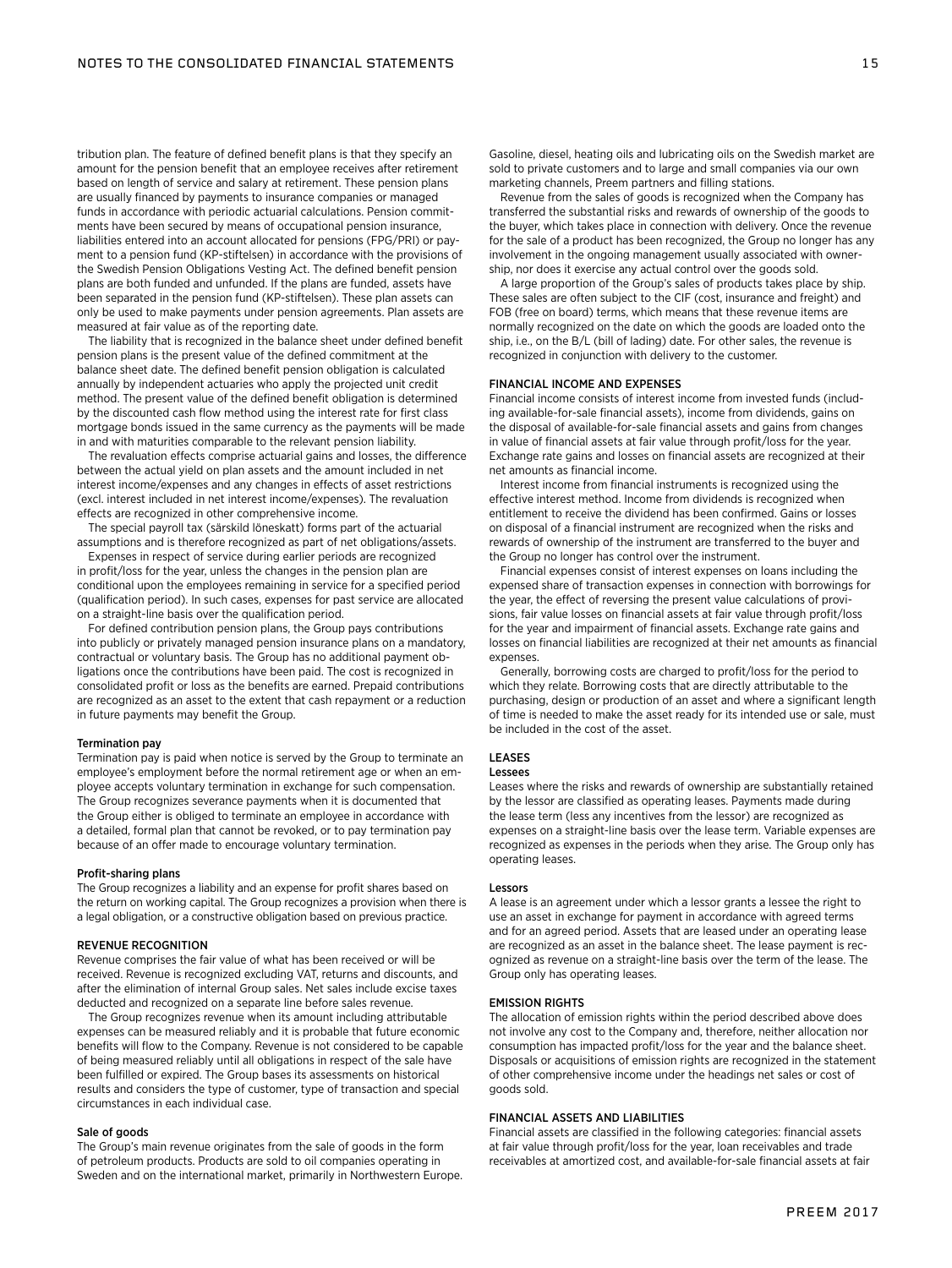tribution plan. The feature of defined benefit plans is that they specify an amount for the pension benefit that an employee receives after retirement based on length of service and salary at retirement. These pension plans are usually financed by payments to insurance companies or managed funds in accordance with periodic actuarial calculations. Pension commitments have been secured by means of occupational pension insurance, liabilities entered into an account allocated for pensions (FPG/PRI) or payment to a pension fund (KP-stiftelsen) in accordance with the provisions of the Swedish Pension Obligations Vesting Act. The defined benefit pension plans are both funded and unfunded. If the plans are funded, assets have been separated in the pension fund (KP-stiftelsen). These plan assets can only be used to make payments under pension agreements. Plan assets are measured at fair value as of the reporting date.

The liability that is recognized in the balance sheet under defined benefit pension plans is the present value of the defined commitment at the balance sheet date. The defined benefit pension obligation is calculated annually by independent actuaries who apply the projected unit credit method. The present value of the defined benefit obligation is determined by the discounted cash flow method using the interest rate for first class mortgage bonds issued in the same currency as the payments will be made in and with maturities comparable to the relevant pension liability.

The revaluation effects comprise actuarial gains and losses, the difference between the actual yield on plan assets and the amount included in net interest income/expenses and any changes in effects of asset restrictions (excl. interest included in net interest income/expenses). The revaluation effects are recognized in other comprehensive income.

The special payroll tax (särskild löneskatt) forms part of the actuarial assumptions and is therefore recognized as part of net obligations/assets.

Expenses in respect of service during earlier periods are recognized in profit/loss for the year, unless the changes in the pension plan are conditional upon the employees remaining in service for a specified period (qualification period). In such cases, expenses for past service are allocated on a straight-line basis over the qualification period.

For defined contribution pension plans, the Group pays contributions into publicly or privately managed pension insurance plans on a mandatory, contractual or voluntary basis. The Group has no additional payment obligations once the contributions have been paid. The cost is recognized in consolidated profit or loss as the benefits are earned. Prepaid contributions are recognized as an asset to the extent that cash repayment or a reduction in future payments may benefit the Group.

#### Termination pay

Termination pay is paid when notice is served by the Group to terminate an employee's employment before the normal retirement age or when an employee accepts voluntary termination in exchange for such compensation. The Group recognizes severance payments when it is documented that the Group either is obliged to terminate an employee in accordance with a detailed, formal plan that cannot be revoked, or to pay termination pay because of an offer made to encourage voluntary termination.

#### Profit-sharing plans

The Group recognizes a liability and an expense for profit shares based on the return on working capital. The Group recognizes a provision when there is a legal obligation, or a constructive obligation based on previous practice.

### REVENUE RECOGNITION

Revenue comprises the fair value of what has been received or will be received. Revenue is recognized excluding VAT, returns and discounts, and after the elimination of internal Group sales. Net sales include excise taxes deducted and recognized on a separate line before sales revenue.

The Group recognizes revenue when its amount including attributable expenses can be measured reliably and it is probable that future economic benefits will flow to the Company. Revenue is not considered to be capable of being measured reliably until all obligations in respect of the sale have been fulfilled or expired. The Group bases its assessments on historical results and considers the type of customer, type of transaction and special circumstances in each individual case.

#### Sale of goods

The Group's main revenue originates from the sale of goods in the form of petroleum products. Products are sold to oil companies operating in Sweden and on the international market, primarily in Northwestern Europe. Gasoline, diesel, heating oils and lubricating oils on the Swedish market are sold to private customers and to large and small companies via our own marketing channels, Preem partners and filling stations.

Revenue from the sales of goods is recognized when the Company has transferred the substantial risks and rewards of ownership of the goods to the buyer, which takes place in connection with delivery. Once the revenue for the sale of a product has been recognized, the Group no longer has any involvement in the ongoing management usually associated with ownership, nor does it exercise any actual control over the goods sold.

A large proportion of the Group's sales of products takes place by ship. These sales are often subject to the CIF (cost, insurance and freight) and FOB (free on board) terms, which means that these revenue items are normally recognized on the date on which the goods are loaded onto the ship, i.e., on the B/L (bill of lading) date. For other sales, the revenue is recognized in conjunction with delivery to the customer.

### FINANCIAL INCOME AND EXPENSES

Financial income consists of interest income from invested funds (including available-for-sale financial assets), income from dividends, gains on the disposal of available-for-sale financial assets and gains from changes in value of financial assets at fair value through profit/loss for the year. Exchange rate gains and losses on financial assets are recognized at their net amounts as financial income.

Interest income from financial instruments is recognized using the effective interest method. Income from dividends is recognized when entitlement to receive the dividend has been confirmed. Gains or losses on disposal of a financial instrument are recognized when the risks and rewards of ownership of the instrument are transferred to the buyer and the Group no longer has control over the instrument.

Financial expenses consist of interest expenses on loans including the expensed share of transaction expenses in connection with borrowings for the year, the effect of reversing the present value calculations of provisions, fair value losses on financial assets at fair value through profit/loss for the year and impairment of financial assets. Exchange rate gains and losses on financial liabilities are recognized at their net amounts as financial expenses.

Generally, borrowing costs are charged to profit/loss for the period to which they relate. Borrowing costs that are directly attributable to the purchasing, design or production of an asset and where a significant length of time is needed to make the asset ready for its intended use or sale, must be included in the cost of the asset.

### LEASES

#### Lessees

Leases where the risks and rewards of ownership are substantially retained by the lessor are classified as operating leases. Payments made during the lease term (less any incentives from the lessor) are recognized as expenses on a straight-line basis over the lease term. Variable expenses are recognized as expenses in the periods when they arise. The Group only has operating leases.

#### Lessors

A lease is an agreement under which a lessor grants a lessee the right to use an asset in exchange for payment in accordance with agreed terms and for an agreed period. Assets that are leased under an operating lease are recognized as an asset in the balance sheet. The lease payment is recognized as revenue on a straight-line basis over the term of the lease. The Group only has operating leases.

### EMISSION RIGHTS

The allocation of emission rights within the period described above does not involve any cost to the Company and, therefore, neither allocation nor consumption has impacted profit/loss for the year and the balance sheet. Disposals or acquisitions of emission rights are recognized in the statement of other comprehensive income under the headings net sales or cost of goods sold.

### FINANCIAL ASSETS AND LIABILITIES

Financial assets are classified in the following categories: financial assets at fair value through profit/loss for the year, loan receivables and trade receivables at amortized cost, and available-for-sale financial assets at fair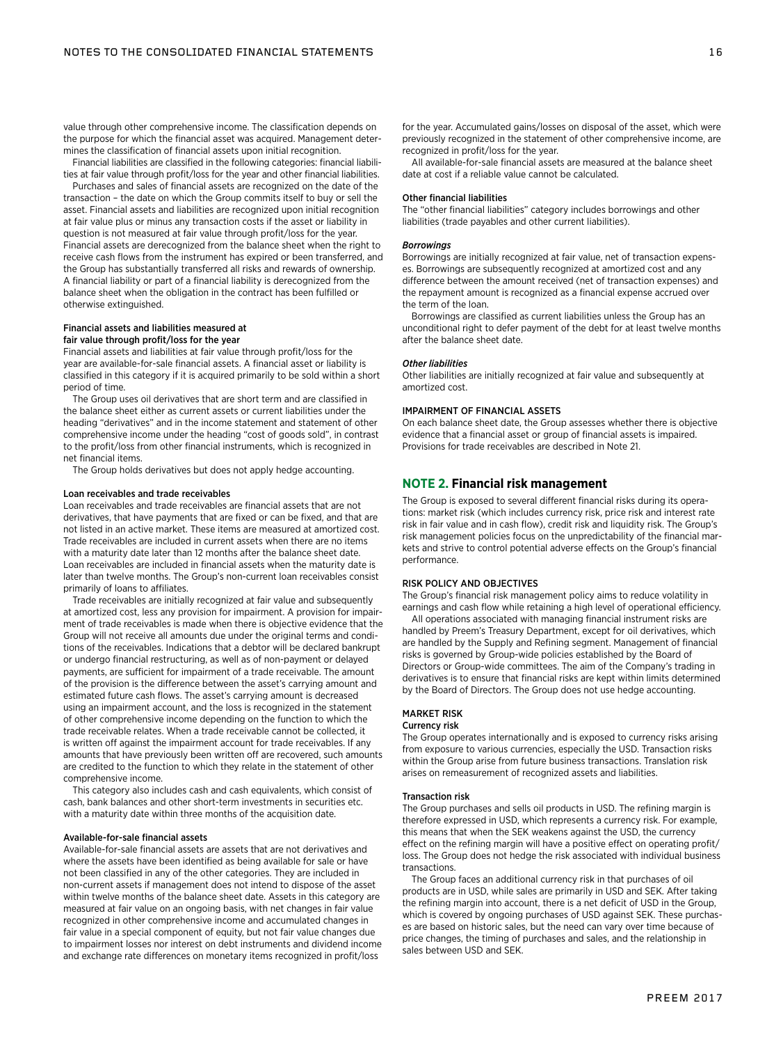value through other comprehensive income. The classification depends on the purpose for which the financial asset was acquired. Management determines the classification of financial assets upon initial recognition.

Financial liabilities are classified in the following categories: financial liabilities at fair value through profit/loss for the year and other financial liabilities.

Purchases and sales of financial assets are recognized on the date of the transaction – the date on which the Group commits itself to buy or sell the asset. Financial assets and liabilities are recognized upon initial recognition at fair value plus or minus any transaction costs if the asset or liability in question is not measured at fair value through profit/loss for the year. Financial assets are derecognized from the balance sheet when the right to receive cash flows from the instrument has expired or been transferred, and the Group has substantially transferred all risks and rewards of ownership. A financial liability or part of a financial liability is derecognized from the balance sheet when the obligation in the contract has been fulfilled or otherwise extinguished.

#### Financial assets and liabilities measured at fair value through profit/loss for the year

Financial assets and liabilities at fair value through profit/loss for the year are available-for-sale financial assets. A financial asset or liability is classified in this category if it is acquired primarily to be sold within a short period of time.

The Group uses oil derivatives that are short term and are classified in the balance sheet either as current assets or current liabilities under the heading "derivatives" and in the income statement and statement of other comprehensive income under the heading "cost of goods sold", in contrast to the profit/loss from other financial instruments, which is recognized in net financial items.

The Group holds derivatives but does not apply hedge accounting.

#### Loan receivables and trade receivables

Loan receivables and trade receivables are financial assets that are not derivatives, that have payments that are fixed or can be fixed, and that are not listed in an active market. These items are measured at amortized cost. Trade receivables are included in current assets when there are no items with a maturity date later than 12 months after the balance sheet date. Loan receivables are included in financial assets when the maturity date is later than twelve months. The Group's non-current loan receivables consist primarily of loans to affiliates.

Trade receivables are initially recognized at fair value and subsequently at amortized cost, less any provision for impairment. A provision for impairment of trade receivables is made when there is objective evidence that the Group will not receive all amounts due under the original terms and conditions of the receivables. Indications that a debtor will be declared bankrupt or undergo financial restructuring, as well as of non-payment or delayed payments, are sufficient for impairment of a trade receivable. The amount of the provision is the difference between the asset's carrying amount and estimated future cash flows. The asset's carrying amount is decreased using an impairment account, and the loss is recognized in the statement of other comprehensive income depending on the function to which the trade receivable relates. When a trade receivable cannot be collected, it is written off against the impairment account for trade receivables. If any amounts that have previously been written off are recovered, such amounts are credited to the function to which they relate in the statement of other comprehensive income.

This category also includes cash and cash equivalents, which consist of cash, bank balances and other short-term investments in securities etc. with a maturity date within three months of the acquisition date.

#### Available-for-sale financial assets

Available-for-sale financial assets are assets that are not derivatives and where the assets have been identified as being available for sale or have not been classified in any of the other categories. They are included in non-current assets if management does not intend to dispose of the asset within twelve months of the balance sheet date. Assets in this category are measured at fair value on an ongoing basis, with net changes in fair value recognized in other comprehensive income and accumulated changes in fair value in a special component of equity, but not fair value changes due to impairment losses nor interest on debt instruments and dividend income and exchange rate differences on monetary items recognized in profit/loss for the year. Accumulated gains/losses on disposal of the asset, which were previously recognized in the statement of other comprehensive income, are recognized in profit/loss for the year.

All available-for-sale financial assets are measured at the balance sheet date at cost if a reliable value cannot be calculated.

#### Other financial liabilities

The "other financial liabilities" category includes borrowings and other liabilities (trade payables and other current liabilities).

##### *Borrowings*

Borrowings are initially recognized at fair value, net of transaction expenses. Borrowings are subsequently recognized at amortized cost and any difference between the amount received (net of transaction expenses) and the repayment amount is recognized as a financial expense accrued over the term of the loan.

Borrowings are classified as current liabilities unless the Group has an unconditional right to defer payment of the debt for at least twelve months after the balance sheet date.

##### *Other liabilities*

Other liabilities are initially recognized at fair value and subsequently at amortized cost.

### IMPAIRMENT OF FINANCIAL ASSETS

On each balance sheet date, the Group assesses whether there is objective evidence that a financial asset or group of financial assets is impaired. Provisions for trade receivables are described in Note 21.

## NOTE 2. Financial risk management

The Group is exposed to several different financial risks during its operations: market risk (which includes currency risk, price risk and interest rate risk in fair value and in cash flow), credit risk and liquidity risk. The Group's risk management policies focus on the unpredictability of the financial markets and strive to control potential adverse effects on the Group's financial performance.

### RISK POLICY AND OBJECTIVES

The Group's financial risk management policy aims to reduce volatility in earnings and cash flow while retaining a high level of operational efficiency.

All operations associated with managing financial instrument risks are handled by Preem's Treasury Department, except for oil derivatives, which are handled by the Supply and Refining segment. Management of financial risks is governed by Group-wide policies established by the Board of Directors or Group-wide committees. The aim of the Company's trading in derivatives is to ensure that financial risks are kept within limits determined by the Board of Directors. The Group does not use hedge accounting.

### MARKET RISK

#### Currency risk

The Group operates internationally and is exposed to currency risks arising from exposure to various currencies, especially the USD. Transaction risks within the Group arise from future business transactions. Translation risk arises on remeasurement of recognized assets and liabilities.

#### Transaction risk

The Group purchases and sells oil products in USD. The refining margin is therefore expressed in USD, which represents a currency risk. For example, this means that when the SEK weakens against the USD, the currency effect on the refining margin will have a positive effect on operating profit/loss. The Group does not hedge the risk associated with individual business transactions.

The Group faces an additional currency risk in that purchases of oil products are in USD, while sales are primarily in USD and SEK. After taking the refining margin into account, there is a net deficit of USD in the Group, which is covered by ongoing purchases of USD against SEK. These purchases are based on historic sales, but the need can vary over time because of price changes, the timing of purchases and sales, and the relationship in sales between USD and SEK.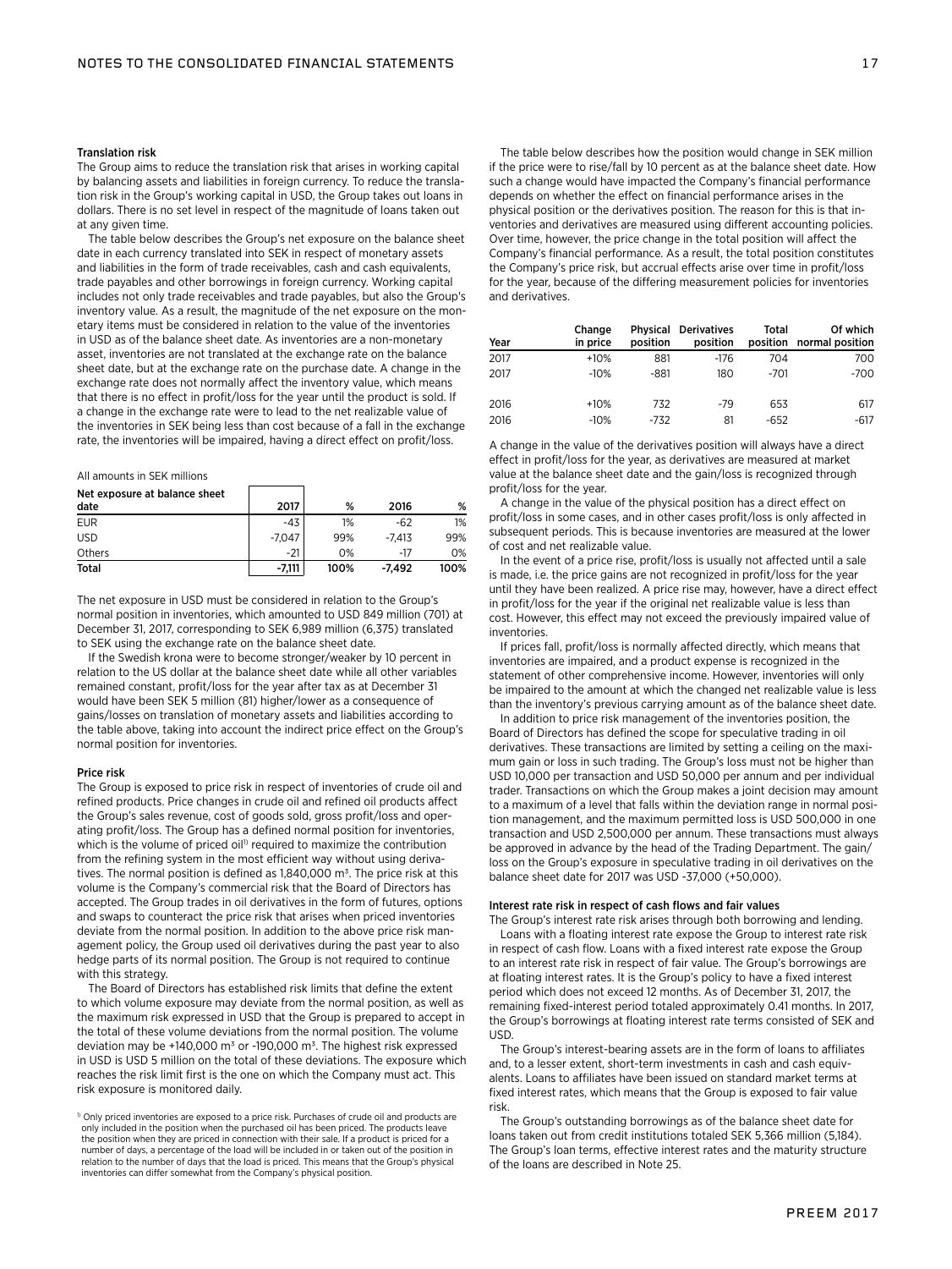#### Translation risk

The Group aims to reduce the translation risk that arises in working capital by balancing assets and liabilities in foreign currency. To reduce the translation risk in the Group's working capital in USD, the Group takes out loans in dollars. There is no set level in respect of the magnitude of loans taken out at any given time.

The table below describes the Group's net exposure on the balance sheet date in each currency translated into SEK in respect of monetary assets and liabilities in the form of trade receivables, cash and cash equivalents, trade payables and other borrowings in foreign currency. Working capital includes not only trade receivables and trade payables, but also the Group's inventory value. As a result, the magnitude of the net exposure on the monetary items must be considered in relation to the value of the inventories in USD as of the balance sheet date. As inventories are a non-monetary asset, inventories are not translated at the exchange rate on the balance sheet date, but at the exchange rate on the purchase date. A change in the exchange rate does not normally affect the inventory value, which means that there is no effect in profit/loss for the year until the product is sold. If a change in the exchange rate were to lead to the net realizable value of the inventories in SEK being less than cost because of a fall in the exchange rate, the inventories will be impaired, having a direct effect on profit/loss.

All amounts in SEK millions

| Net exposure at balance sheet date | 2017 | % | 2016 | % |
|---|---|---|---|---|
| EUR | -43 | 1% | -62 | 1% |
| USD | -7,047 | 99% | -7,413 | 99% |
| Others | -21 | 0% | -17 | 0% |
| **Total** | **-7,111** | **100%** | **-7,492** | **100%** |

The net exposure in USD must be considered in relation to the Group's normal position in inventories, which amounted to USD 849 million (701) at December 31, 2017, corresponding to SEK 6,989 million (6,375) translated to SEK using the exchange rate on the balance sheet date.

If the Swedish krona were to become stronger/weaker by 10 percent in relation to the US dollar at the balance sheet date while all other variables remained constant, profit/loss for the year after tax as at December 31 would have been SEK 5 million (81) higher/lower as a consequence of gains/losses on translation of monetary assets and liabilities according to the table above, taking into account the indirect price effect on the Group's normal position for inventories.

#### Price risk

The Group is exposed to price risk in respect of inventories of crude oil and refined products. Price changes in crude oil and refined oil products affect the Group's sales revenue, cost of goods sold, gross profit/loss and operating profit/loss. The Group has a defined normal position for inventories, which is the volume of priced oil[1] required to maximize the contribution from the refining system in the most efficient way without using derivatives. The normal position is defined as 1,840,000 m³. The price risk at this volume is the Company's commercial risk that the Board of Directors has accepted. The Group trades in oil derivatives in the form of futures, options and swaps to counteract the price risk that arises when priced inventories deviate from the normal position. In addition to the above price risk management policy, the Group used oil derivatives during the past year to also hedge parts of its normal position. The Group is not required to continue with this strategy.

The Board of Directors has established risk limits that define the extent to which volume exposure may deviate from the normal position, as well as the maximum risk expressed in USD that the Group is prepared to accept in the total of these volume deviations from the normal position. The volume deviation may be +140,000 m³ or -190,000 m³. The highest risk expressed in USD is USD 5 million on the total of these deviations. The exposure which reaches the risk limit first is the one on which the Company must act. This risk exposure is monitored daily.

[1] Only priced inventories are exposed to a price risk. Purchases of crude oil and products are only included in the position when the purchased oil has been priced. The products leave the position when they are priced in connection with their sale. If a product is priced for a number of days, a percentage of the load will be included in or taken out of the position in relation to the number of days that the load is priced. This means that the Group's physical inventories can differ somewhat from the Company's physical position.

The table below describes how the position would change in SEK million if the price were to rise/fall by 10 percent as at the balance sheet date. How such a change would have impacted the Company's financial performance depends on whether the effect on financial performance arises in the physical position or the derivatives position. The reason for this is that inventories and derivatives are measured using different accounting policies. Over time, however, the price change in the total position will affect the Company's financial performance. As a result, the total position constitutes the Company's price risk, but accrual effects arise over time in profit/loss for the year, because of the differing measurement policies for inventories and derivatives.

| Year | Change in price | Physical position | Derivatives position | Total position | Of which normal position |
|---|---|---|---|---|---|
| 2017 | +10% | 881 | -176 | 704 | 700 |
| 2017 | -10% | -881 | 180 | -701 | -700 |
| 2016 | +10% | 732 | -79 | 653 | 617 |
| 2016 | -10% | -732 | 81 | -652 | -617 |

A change in the value of the derivatives position will always have a direct effect in profit/loss for the year, as derivatives are measured at market value at the balance sheet date and the gain/loss is recognized through profit/loss for the year.

A change in the value of the physical position has a direct effect on profit/loss in some cases, and in other cases profit/loss is only affected in subsequent periods. This is because inventories are measured at the lower of cost and net realizable value.

In the event of a price rise, profit/loss is usually not affected until a sale is made, i.e. the price gains are not recognized in profit/loss for the year until they have been realized. A price rise may, however, have a direct effect in profit/loss for the year if the original net realizable value is less than cost. However, this effect may not exceed the previously impaired value of inventories.

If prices fall, profit/loss is normally affected directly, which means that inventories are impaired, and a product expense is recognized in the statement of other comprehensive income. However, inventories will only be impaired to the amount at which the changed net realizable value is less than the inventory's previous carrying amount as of the balance sheet date.

In addition to price risk management of the inventories position, the Board of Directors has defined the scope for speculative trading in oil derivatives. These transactions are limited by setting a ceiling on the maximum gain or loss in such trading. The Group's loss must not be higher than USD 10,000 per transaction and USD 50,000 per annum and per individual trader. Transactions on which the Group makes a joint decision may amount to a maximum of a level that falls within the deviation range in normal position management, and the maximum permitted loss is USD 500,000 in one transaction and USD 2,500,000 per annum. These transactions must always be approved in advance by the head of the Trading Department. The gain/loss on the Group's exposure in speculative trading in oil derivatives on the balance sheet date for 2017 was USD -37,000 (+50,000).

#### Interest rate risk in respect of cash flows and fair values

The Group's interest rate risk arises through both borrowing and lending.

Loans with a floating interest rate expose the Group to interest rate risk in respect of cash flow. Loans with a fixed interest rate expose the Group to an interest rate risk in respect of fair value. The Group's borrowings are at floating interest rates. It is the Group's policy to have a fixed interest period which does not exceed 12 months. As of December 31, 2017, the remaining fixed-interest period totaled approximately 0.41 months. In 2017, the Group's borrowings at floating interest rate terms consisted of SEK and USD.

The Group's interest-bearing assets are in the form of loans to affiliates and, to a lesser extent, short-term investments in cash and cash equivalents. Loans to affiliates have been issued on standard market terms at fixed interest rates, which means that the Group is exposed to fair value risk.

The Group's outstanding borrowings as of the balance sheet date for loans taken out from credit institutions totaled SEK 5,366 million (5,184). The Group's loan terms, effective interest rates and the maturity structure of the loans are described in Note 25.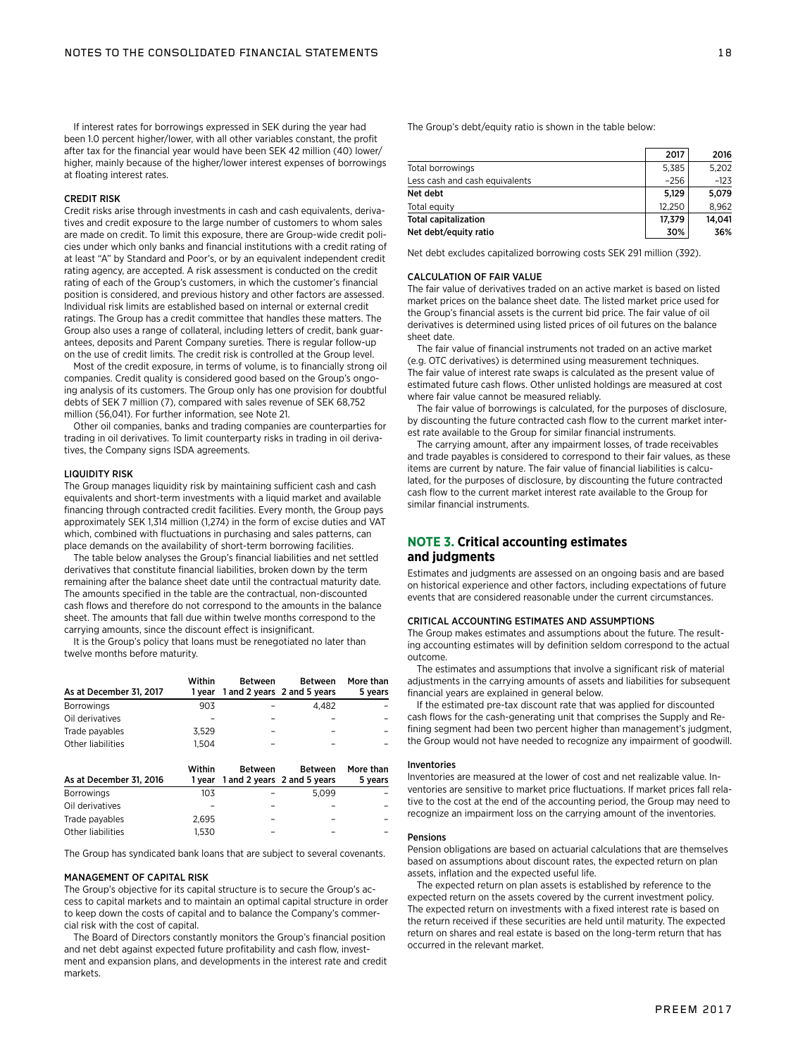If interest rates for borrowings expressed in SEK during the year had been 1.0 percent higher/lower, with all other variables constant, the profit after tax for the financial year would have been SEK 42 million (40) lower/higher, mainly because of the higher/lower interest expenses of borrowings at floating interest rates.

### CREDIT RISK

Credit risks arise through investments in cash and cash equivalents, derivatives and credit exposure to the large number of customers to whom sales are made on credit. To limit this exposure, there are Group-wide credit policies under which only banks and financial institutions with a credit rating of at least "A" by Standard and Poor's, or by an equivalent independent credit rating agency, are accepted. A risk assessment is conducted on the credit rating of each of the Group's customers, in which the customer's financial position is considered, and previous history and other factors are assessed. Individual risk limits are established based on internal or external credit ratings. The Group has a credit committee that handles these matters. The Group also uses a range of collateral, including letters of credit, bank guarantees, deposits and Parent Company sureties. There is regular follow-up on the use of credit limits. The credit risk is controlled at the Group level.

Most of the credit exposure, in terms of volume, is to financially strong oil companies. Credit quality is considered good based on the Group's ongoing analysis of its customers. The Group only has one provision for doubtful debts of SEK 7 million (7), compared with sales revenue of SEK 68,752 million (56,041). For further information, see Note 21.

Other oil companies, banks and trading companies are counterparties for trading in oil derivatives. To limit counterparty risks in trading in oil derivatives, the Company signs ISDA agreements.

### LIQUIDITY RISK

The Group manages liquidity risk by maintaining sufficient cash and cash equivalents and short-term investments with a liquid market and available financing through contracted credit facilities. Every month, the Group pays approximately SEK 1,314 million (1,274) in the form of excise duties and VAT which, combined with fluctuations in purchasing and sales patterns, can place demands on the availability of short-term borrowing facilities.

The table below analyses the Group's financial liabilities and net settled derivatives that constitute financial liabilities, broken down by the term remaining after the balance sheet date until the contractual maturity date. The amounts specified in the table are the contractual, non-discounted cash flows and therefore do not correspond to the amounts in the balance sheet. The amounts that fall due within twelve months correspond to the carrying amounts, since the discount effect is insignificant.

It is the Group's policy that loans must be renegotiated no later than twelve months before maturity.

| As at December 31, 2017 | Within 1 year | Between 1 and 2 years | Between 2 and 5 years | More than 5 years |
|---|---|---|---|---|
| Borrowings | 903 | – | 4,482 | – |
| Oil derivatives | – | – | – | – |
| Trade payables | 3,529 | – | – | – |
| Other liabilities | 1,504 | – | – | – |

| As at December 31, 2016 | Within 1 year | Between 1 and 2 years | Between 2 and 5 years | More than 5 years |
|---|---|---|---|---|
| Borrowings | 103 | – | 5,099 | – |
| Oil derivatives | – | – | – | – |
| Trade payables | 2,695 | – | – | – |
| Other liabilities | 1,530 | – | – | – |

The Group has syndicated bank loans that are subject to several covenants.

### MANAGEMENT OF CAPITAL RISK

The Group's objective for its capital structure is to secure the Group's access to capital markets and to maintain an optimal capital structure in order to keep down the costs of capital and to balance the Company's commercial risk with the cost of capital.

The Board of Directors constantly monitors the Group's financial position and net debt against expected future profitability and cash flow, investment and expansion plans, and developments in the interest rate and credit markets.

The Group's debt/equity ratio is shown in the table below:

| | 2017 | 2016 |
|---|---|---|
| Total borrowings | 5,385 | 5,202 |
| Less cash and cash equivalents | –256 | –123 |
| **Net debt** | **5,129** | **5,079** |
| Total equity | 12,250 | 8,962 |
| **Total capitalization** | **17,379** | **14,041** |
| **Net debt/equity ratio** | **30%** | **36%** |

Net debt excludes capitalized borrowing costs SEK 291 million (392).

### CALCULATION OF FAIR VALUE

The fair value of derivatives traded on an active market is based on listed market prices on the balance sheet date. The listed market price used for the Group's financial assets is the current bid price. The fair value of oil derivatives is determined using listed prices of oil futures on the balance sheet date.

The fair value of financial instruments not traded on an active market (e.g. OTC derivatives) is determined using measurement techniques. The fair value of interest rate swaps is calculated as the present value of estimated future cash flows. Other unlisted holdings are measured at cost where fair value cannot be measured reliably.

The fair value of borrowings is calculated, for the purposes of disclosure, by discounting the future contracted cash flow to the current market interest rate available to the Group for similar financial instruments.

The carrying amount, after any impairment losses, of trade receivables and trade payables is considered to correspond to their fair values, as these items are current by nature. The fair value of financial liabilities is calculated, for the purposes of disclosure, by discounting the future contracted cash flow to the current market interest rate available to the Group for similar financial instruments.

## NOTE 3. Critical accounting estimates and judgments

Estimates and judgments are assessed on an ongoing basis and are based on historical experience and other factors, including expectations of future events that are considered reasonable under the current circumstances.

### CRITICAL ACCOUNTING ESTIMATES AND ASSUMPTIONS

The Group makes estimates and assumptions about the future. The resulting accounting estimates will by definition seldom correspond to the actual outcome.

The estimates and assumptions that involve a significant risk of material adjustments in the carrying amounts of assets and liabilities for subsequent financial years are explained in general below.

If the estimated pre-tax discount rate that was applied for discounted cash flows for the cash-generating unit that comprises the Supply and Refining segment had been two percent higher than management's judgment, the Group would not have needed to recognize any impairment of goodwill.

#### Inventories

Inventories are measured at the lower of cost and net realizable value. Inventories are sensitive to market price fluctuations. If market prices fall relative to the cost at the end of the accounting period, the Group may need to recognize an impairment loss on the carrying amount of the inventories.

#### Pensions

Pension obligations are based on actuarial calculations that are themselves based on assumptions about discount rates, the expected return on plan assets, inflation and the expected useful life.

The expected return on plan assets is established by reference to the expected return on the assets covered by the current investment policy. The expected return on investments with a fixed interest rate is based on the return received if these securities are held until maturity. The expected return on shares and real estate is based on the long-term return that has occurred in the relevant market.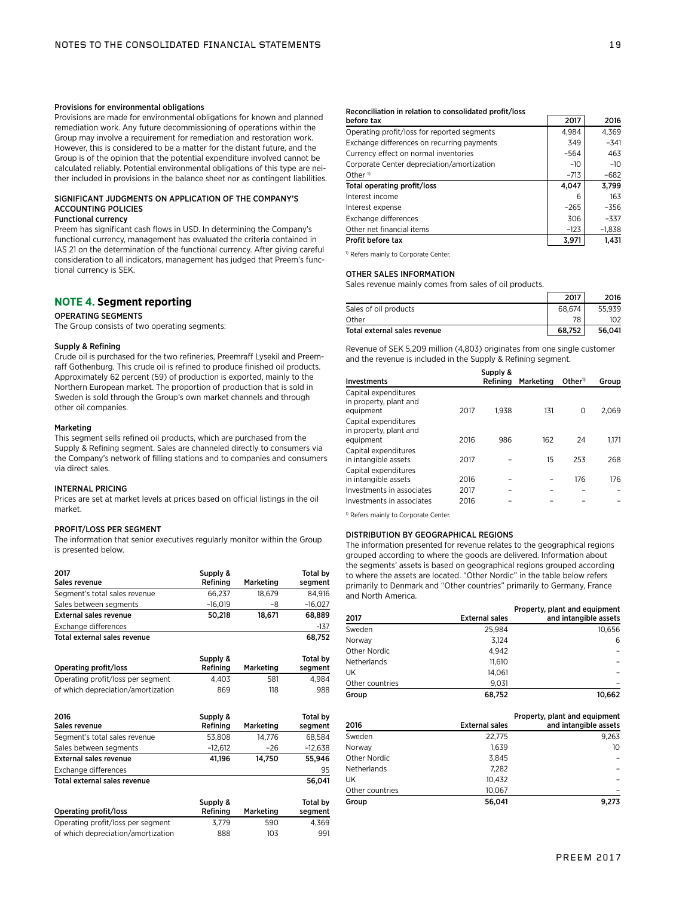#### Provisions for environmental obligations

Provisions are made for environmental obligations for known and planned remediation work. Any future decommissioning of operations within the Group may involve a requirement for remediation and restoration work. However, this is considered to be a matter for the distant future, and the Group is of the opinion that the potential expenditure involved cannot be calculated reliably. Potential environmental obligations of this type are neither included in provisions in the balance sheet nor as contingent liabilities.

### SIGNIFICANT JUDGMENTS ON APPLICATION OF THE COMPANY'S ACCOUNTING POLICIES

#### Functional currency

Preem has significant cash flows in USD. In determining the Company's functional currency, management has evaluated the criteria contained in IAS 21 on the determination of the functional currency. After giving careful consideration to all indicators, management has judged that Preem's functional currency is SEK.

## NOTE 4. Segment reporting

### OPERATING SEGMENTS

The Group consists of two operating segments:

#### Supply & Refining

Crude oil is purchased for the two refineries, Preemraff Lysekil and Preemraff Gothenburg. This crude oil is refined to produce finished oil products. Approximately 62 percent (59) of production is exported, mainly to the Northern European market. The proportion of production that is sold in Sweden is sold through the Group's own market channels and through other oil companies.

#### Marketing

This segment sells refined oil products, which are purchased from the Supply & Refining segment. Sales are channeled directly to consumers via the Company's network of filling stations and to companies and consumers via direct sales.

### INTERNAL PRICING

Prices are set at market levels at prices based on official listings in the oil market.

### PROFIT/LOSS PER SEGMENT

The information that senior executives regularly monitor within the Group is presented below.

| 2017 Sales revenue | Supply & Refining | Marketing | Total by segment |
|---|---|---|---|
| Segment's total sales revenue | 66,237 | 18,679 | 84,916 |
| Sales between segments | –16,019 | –8 | –16,027 |
| **External sales revenue** | **50,218** | **18,671** | **68,889** |
| Exchange differences | | | -137 |
| **Total external sales revenue** | | | **68,752** |

| Operating profit/loss | Supply & Refining | Marketing | Total by segment |
|---|---|---|---|
| Operating profit/loss per segment | 4,403 | 581 | 4,984 |
| of which depreciation/amortization | 869 | 118 | 988 |

| 2016 Sales revenue | Supply & Refining | Marketing | Total by segment |
|---|---|---|---|
| Segment's total sales revenue | 53,808 | 14,776 | 68,584 |
| Sales between segments | –12,612 | –26 | –12,638 |
| **External sales revenue** | **41,196** | **14,750** | **55,946** |
| Exchange differences | | | 95 |
| **Total external sales revenue** | | | **56,041** |

| Operating profit/loss | Supply & Refining | Marketing | Total by segment |
|---|---|---|---|
| Operating profit/loss per segment | 3,779 | 590 | 4,369 |
| of which depreciation/amortization | 888 | 103 | 991 |

#### Reconciliation in relation to consolidated profit/loss before tax

| | 2017 | 2016 |
|---|---|---|
| Operating profit/loss for reported segments | 4,984 | 4,369 |
| Exchange differences on recurring payments | 349 | –341 |
| Currency effect on normal inventories | –564 | 463 |
| Corporate Center depreciation/amortization | –10 | –10 |
| Other [1] | –713 | –682 |
| **Total operating profit/loss** | **4,047** | **3,799** |
| Interest income | 6 | 163 |
| Interest expense | –265 | –356 |
| Exchange differences | 306 | –337 |
| Other net financial items | –123 | –1,838 |
| **Profit before tax** | **3,971** | **1,431** |

[1] Refers mainly to Corporate Center.

### OTHER SALES INFORMATION

Sales revenue mainly comes from sales of oil products.

| | 2017 | 2016 |
|---|---|---|
| Sales of oil products | 68,674 | 55,939 |
| Other | 78 | 102 |
| **Total external sales revenue** | **68,752** | **56,041** |

Revenue of SEK 5,209 million (4,803) originates from one single customer and the revenue is included in the Supply & Refining segment.

| Investments | | Supply & Refining | Marketing | Other[1] | Group |
|---|---|---|---|---|---|
| Capital expenditures in property, plant and equipment | 2017 | 1,938 | 131 | 0 | 2,069 |
| Capital expenditures in property, plant and equipment | 2016 | 986 | 162 | 24 | 1,171 |
| Capital expenditures in intangible assets | 2017 | – | 15 | 253 | 268 |
| Capital expenditures in intangible assets | 2016 | – | – | 176 | 176 |
| Investments in associates | 2017 | – | – | – | – |
| Investments in associates | 2016 | – | – | – | – |

[1] Refers mainly to Corporate Center.

### DISTRIBUTION BY GEOGRAPHICAL REGIONS

The information presented for revenue relates to the geographical regions grouped according to where the goods are delivered. Information about the segments' assets is based on geographical regions grouped according to where the assets are located. "Other Nordic" in the table below refers primarily to Denmark and "Other countries" primarily to Germany, France and North America.

| 2017 | External sales | Property, plant and equipment and intangible assets |
|---|---|---|
| Sweden | 25,984 | 10,656 |
| Norway | 3,124 | 6 |
| Other Nordic | 4,942 | – |
| Netherlands | 11,610 | – |
| UK | 14,061 | – |
| Other countries | 9,031 | – |
| **Group** | **68,752** | **10,662** |

| 2016 | External sales | Property, plant and equipment and intangible assets |
|---|---|---|
| Sweden | 22,775 | 9,263 |
| Norway | 1,639 | 10 |
| Other Nordic | 3,845 | – |
| Netherlands | 7,282 | – |
| UK | 10,432 | – |
| Other countries | 10,067 | – |
| **Group** | **56,041** | **9,273** |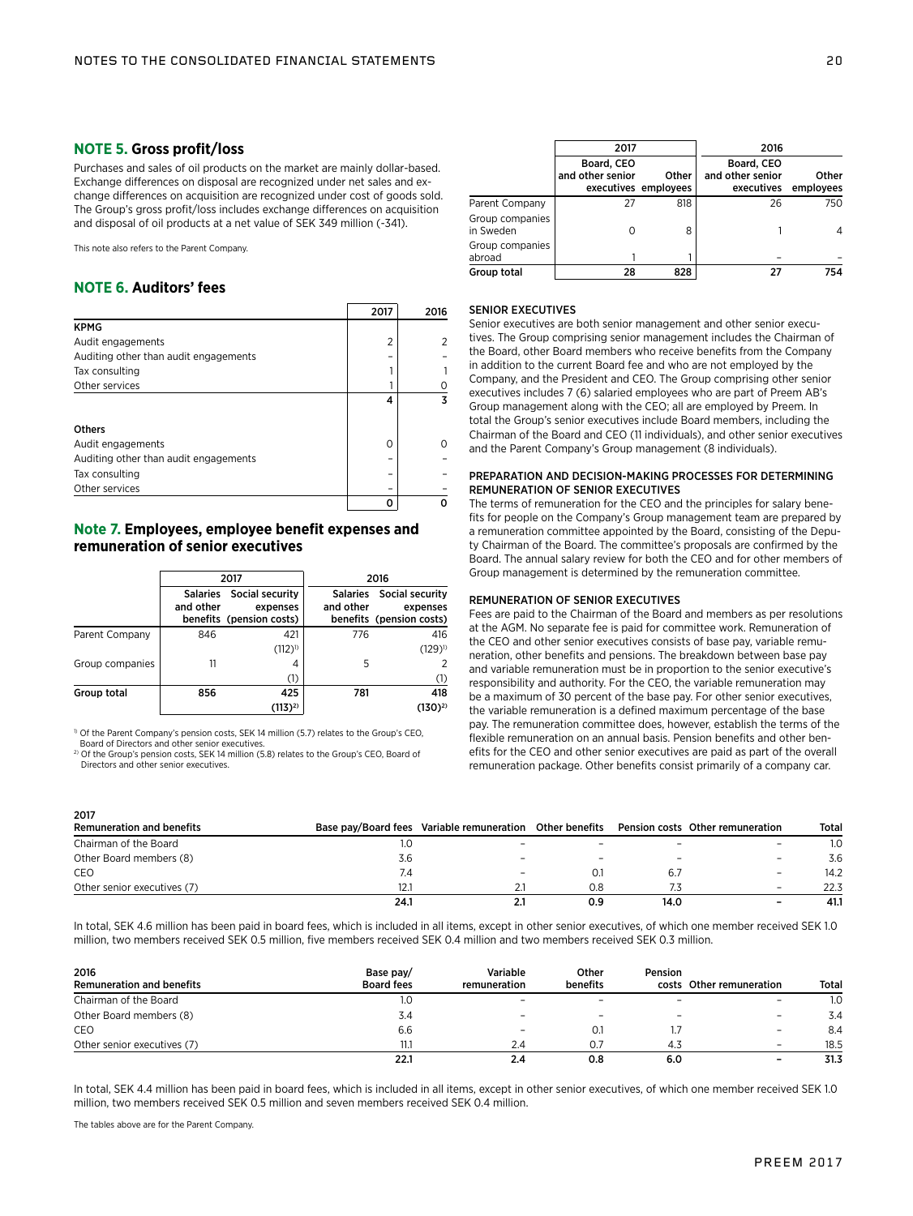## NOTE 5. Gross profit/loss

Purchases and sales of oil products on the market are mainly dollar-based. Exchange differences on disposal are recognized under net sales and exchange differences on acquisition are recognized under cost of goods sold. The Group's gross profit/loss includes exchange differences on acquisition and disposal of oil products at a net value of SEK 349 million (-341).

This note also refers to the Parent Company.

## NOTE 6. Auditors' fees

| | 2017 | 2016 |
|---|---|---|
| **KPMG** | | |
| Audit engagements | 2 | 2 |
| Auditing other than audit engagements | – | – |
| Tax consulting | 1 | 1 |
| Other services | 1 | 0 |
| | **4** | **3** |
| **Others** | | |
| Audit engagements | 0 | 0 |
| Auditing other than audit engagements | – | – |
| Tax consulting | – | – |
| Other services | – | – |
| | **0** | **0** |

## Note 7. Employees, employee benefit expenses and remuneration of senior executives

| | 2017 | | 2016 | |
|---|---|---|---|---|
| | Salaries and other benefits | Social security expenses (pension costs) | Salaries and other benefits | Social security expenses (pension costs) |
| Parent Company | 846 | 421 | 776 | 416 |
| | | (112)[1] | | (129)[1] |
| Group companies | 11 | 4 | 5 | 2 |
| | | (1) | | (1) |
| **Group total** | **856** | **425** | **781** | **418** |
| | | **(113)[2]** | | **(130)[2]** |

[1] Of the Parent Company's pension costs, SEK 14 million (5.7) relates to the Group's CEO, Board of Directors and other senior executives.
[2] Of the Group's pension costs, SEK 14 million (5.8) relates to the Group's CEO, Board of Directors and other senior executives.

| | 2017 | | 2016 | |
|---|---|---|---|---|
| | Board, CEO and other senior executives | Other employees | Board, CEO and other senior executives | Other employees |
| Parent Company | 27 | 818 | 26 | 750 |
| Group companies in Sweden | 0 | 8 | 1 | 4 |
| Group companies abroad | 1 | 1 | – | – |
| **Group total** | **28** | **828** | **27** | **754** |

### SENIOR EXECUTIVES

Senior executives are both senior management and other senior executives. The Group comprising senior management includes the Chairman of the Board, other Board members who receive benefits from the Company in addition to the current Board fee and who are not employed by the Company, and the President and CEO. The Group comprising other senior executives includes 7 (6) salaried employees who are part of Preem AB's Group management along with the CEO; all are employed by Preem. In total the Group's senior executives include Board members, including the Chairman of the Board and CEO (11 individuals), and other senior executives and the Parent Company's Group management (8 individuals).

### PREPARATION AND DECISION-MAKING PROCESSES FOR DETERMINING REMUNERATION OF SENIOR EXECUTIVES

The terms of remuneration for the CEO and the principles for salary benefits for people on the Company's Group management team are prepared by a remuneration committee appointed by the Board, consisting of the Deputy Chairman of the Board. The committee's proposals are confirmed by the Board. The annual salary review for both the CEO and for other members of Group management is determined by the remuneration committee.

### REMUNERATION OF SENIOR EXECUTIVES

Fees are paid to the Chairman of the Board and members as per resolutions at the AGM. No separate fee is paid for committee work. Remuneration of the CEO and other senior executives consists of base pay, variable remuneration, other benefits and pensions. The breakdown between base pay and variable remuneration must be in proportion to the senior executive's responsibility and authority. For the CEO, the variable remuneration may be a maximum of 30 percent of the base pay. For other senior executives, the variable remuneration is a defined maximum percentage of the base pay. The remuneration committee does, however, establish the terms of the flexible remuneration on an annual basis. Pension benefits and other benefits for the CEO and other senior executives are paid as part of the overall remuneration package. Other benefits consist primarily of a company car.

| 2017 Remuneration and benefits | Base pay/Board fees | Variable remuneration | Other benefits | Pension costs | Other remuneration | Total |
|---|---|---|---|---|---|---|
| Chairman of the Board | 1.0 | – | – | – | – | 1.0 |
| Other Board members (8) | 3.6 | – | – | – | – | 3.6 |
| CEO | 7.4 | – | 0.1 | 6.7 | – | 14.2 |
| Other senior executives (7) | 12.1 | 2.1 | 0.8 | 7.3 | – | 22.3 |
| | **24.1** | **2.1** | **0.9** | **14.0** | **–** | **41.1** |

In total, SEK 4.6 million has been paid in board fees, which is included in all items, except in other senior executives, of which one member received SEK 1.0 million, two members received SEK 0.5 million, five members received SEK 0.4 million and two members received SEK 0.3 million.

| 2016 Remuneration and benefits | Base pay/ Board fees | Variable remuneration | Other benefits | Pension costs | Other remuneration | Total |
|---|---|---|---|---|---|---|
| Chairman of the Board | 1.0 | – | – | – | – | 1.0 |
| Other Board members (8) | 3.4 | – | – | – | – | 3.4 |
| CEO | 6.6 | – | 0.1 | 1.7 | – | 8.4 |
| Other senior executives (7) | 11.1 | 2.4 | 0.7 | 4.3 | – | 18.5 |
| | **22.1** | **2.4** | **0.8** | **6.0** | **–** | **31.3** |

In total, SEK 4.4 million has been paid in board fees, which is included in all items, except in other senior executives, of which one member received SEK 1.0 million, two members received SEK 0.5 million and seven members received SEK 0.4 million.

The tables above are for the Parent Company.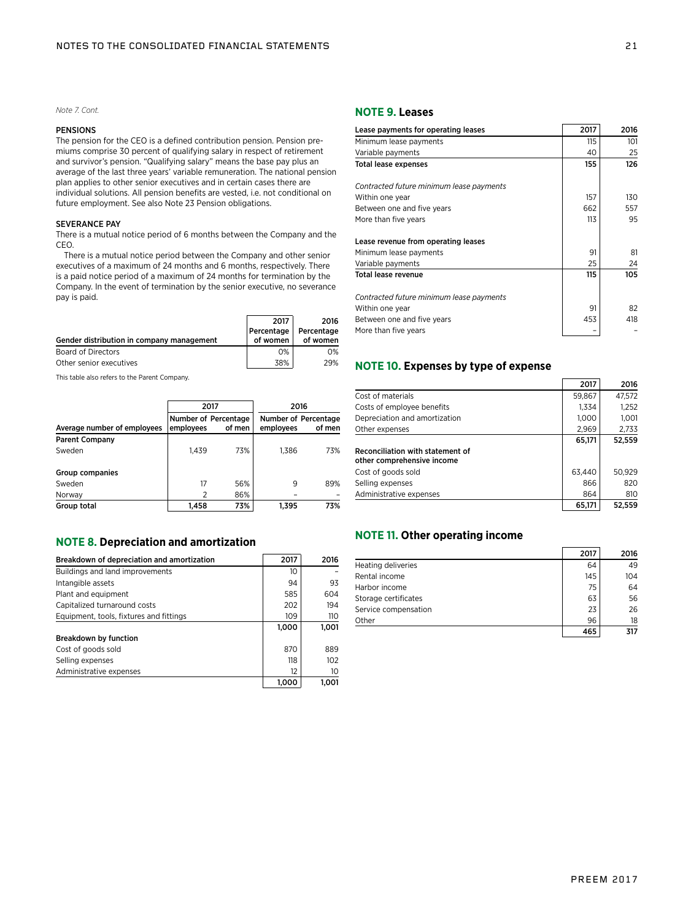*Note 7. Cont.*

#### PENSIONS

The pension for the CEO is a defined contribution pension. Pension premiums comprise 30 percent of qualifying salary in respect of retirement and survivor's pension. "Qualifying salary" means the base pay plus an average of the last three years' variable remuneration. The national pension plan applies to other senior executives and in certain cases there are individual solutions. All pension benefits are vested, i.e. not conditional on future employment. See also Note 23 Pension obligations.

#### SEVERANCE PAY

There is a mutual notice period of 6 months between the Company and the CEO.

There is a mutual notice period between the Company and other senior executives of a maximum of 24 months and 6 months, respectively. There is a paid notice period of a maximum of 24 months for termination by the Company. In the event of termination by the senior executive, no severance pay is paid.

| Gender distribution in company management | 2017 Percentage of women | 2016 Percentage of women |
|---|---|---|
| Board of Directors | 0% | 0% |
| Other senior executives | 38% | 29% |

This table also refers to the Parent Company.

| Average number of employees | 2017 | | 2016 | |
|---|---|---|---|---|
| | Number of employees | Percentage of men | Number of employees | Percentage of men |
| **Parent Company** | | | | |
| Sweden | 1,439 | 73% | 1,386 | 73% |
| **Group companies** | | | | |
| Sweden | 17 | 56% | 9 | 89% |
| Norway | 2 | 86% | – | – |
| **Group total** | **1,458** | **73%** | **1,395** | **73%** |

## NOTE 8. Depreciation and amortization

| Breakdown of depreciation and amortization | 2017 | 2016 |
|---|---|---|
| Buildings and land improvements | 10 | – |
| Intangible assets | 94 | 93 |
| Plant and equipment | 585 | 604 |
| Capitalized turnaround costs | 202 | 194 |
| Equipment, tools, fixtures and fittings | 109 | 110 |
| | **1,000** | **1,001** |
| **Breakdown by function** | | |
| Cost of goods sold | 870 | 889 |
| Selling expenses | 118 | 102 |
| Administrative expenses | 12 | 10 |
| | **1,000** | **1,001** |

## NOTE 9. Leases

| Lease payments for operating leases | 2017 | 2016 |
|---|---|---|
| Minimum lease payments | 115 | 101 |
| Variable payments | 40 | 25 |
| **Total lease expenses** | **155** | **126** |
| *Contracted future minimum lease payments* | | |
| Within one year | 157 | 130 |
| Between one and five years | 662 | 557 |
| More than five years | 113 | 95 |
| **Lease revenue from operating leases** | | |
| Minimum lease payments | 91 | 81 |
| Variable payments | 25 | 24 |
| **Total lease revenue** | **115** | **105** |
| *Contracted future minimum lease payments* | | |
| Within one year | 91 | 82 |
| Between one and five years | 453 | 418 |
| More than five years | – | – |

## NOTE 10. Expenses by type of expense

| | 2017 | 2016 |
|---|---|---|
| Cost of materials | 59,867 | 47,572 |
| Costs of employee benefits | 1,334 | 1,252 |
| Depreciation and amortization | 1,000 | 1,001 |
| Other expenses | 2,969 | 2,733 |
| | **65,171** | **52,559** |
| **Reconciliation with statement of other comprehensive income** | | |
| Cost of goods sold | 63,440 | 50,929 |
| Selling expenses | 866 | 820 |
| Administrative expenses | 864 | 810 |
| | **65,171** | **52,559** |

## NOTE 11. Other operating income

| | 2017 | 2016 |
|---|---|---|
| Heating deliveries | 64 | 49 |
| Rental income | 145 | 104 |
| Harbor income | 75 | 64 |
| Storage certificates | 63 | 56 |
| Service compensation | 23 | 26 |
| Other | 96 | 18 |
| | **465** | **317** |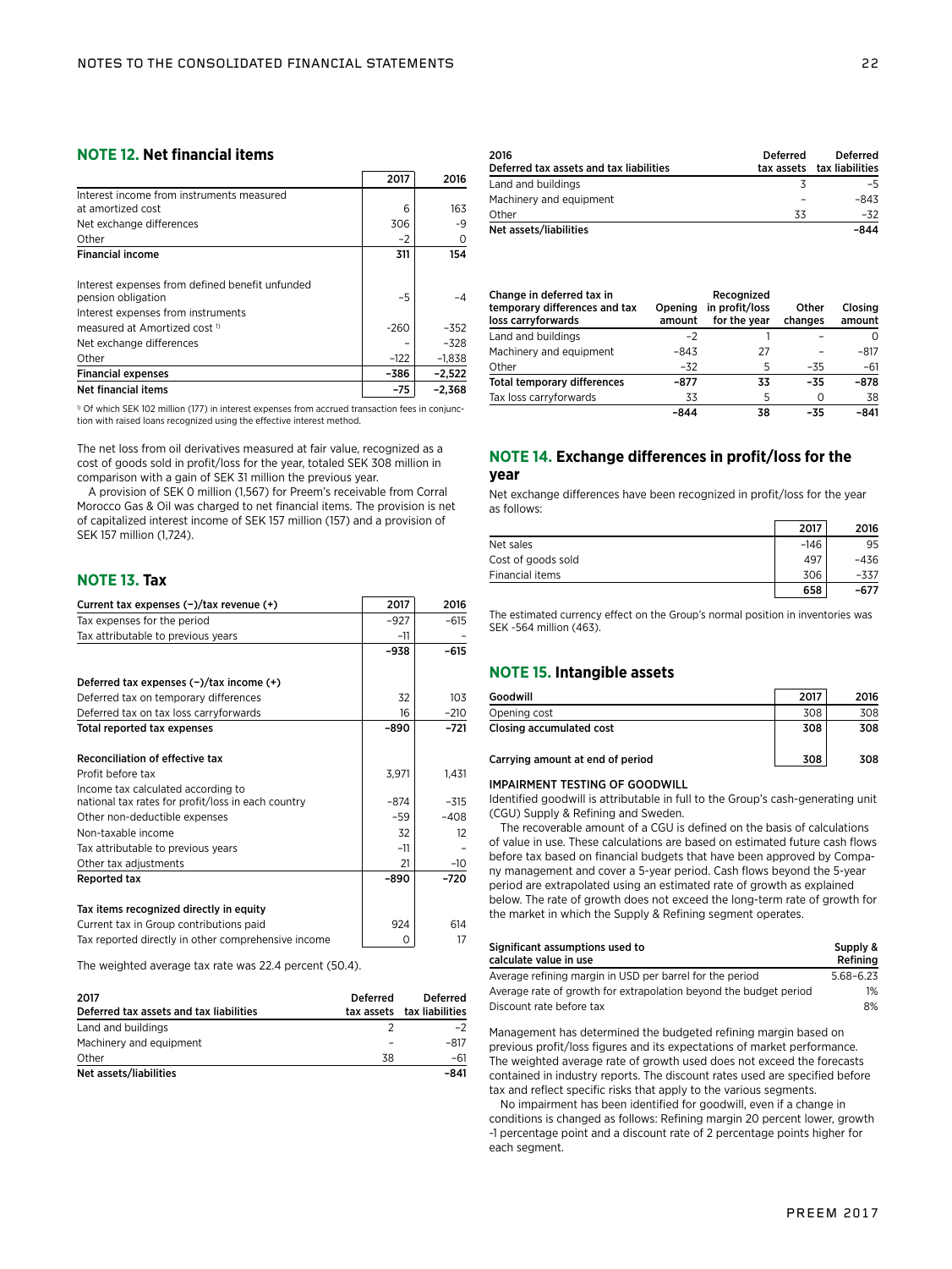## NOTE 12. Net financial items

| | 2017 | 2016 |
|---|---|---|
| Interest income from instruments measured at amortized cost | 6 | 163 |
| Net exchange differences | 306 | -9 |
| Other | –2 | 0 |
| **Financial income** | **311** | **154** |
| | | |
| Interest expenses from defined benefit unfunded pension obligation | –5 | –4 |
| Interest expenses from instruments measured at Amortized cost [1] | -260 | –352 |
| Net exchange differences | – | –328 |
| Other | –122 | –1,838 |
| **Financial expenses** | **–386** | **–2,522** |
| **Net financial items** | **–75** | **–2,368** |

[1] Of which SEK 102 million (177) in interest expenses from accrued transaction fees in conjunction with raised loans recognized using the effective interest method.

The net loss from oil derivatives measured at fair value, recognized as a cost of goods sold in profit/loss for the year, totaled SEK 308 million in comparison with a gain of SEK 31 million the previous year.

A provision of SEK 0 million (1,567) for Preem's receivable from Corral Morocco Gas & Oil was charged to net financial items. The provision is net of capitalized interest income of SEK 157 million (157) and a provision of SEK 157 million (1,724).

## NOTE 13. Tax

| Current tax expenses (–)/tax revenue (+) | 2017 | 2016 |
|---|---|---|
| Tax expenses for the period | –927 | –615 |
| Tax attributable to previous years | –11 | – |
| | **–938** | **–615** |
| | | |
| **Deferred tax expenses (–)/tax income (+)** | | |
| Deferred tax on temporary differences | 32 | 103 |
| Deferred tax on tax loss carryforwards | 16 | –210 |
| **Total reported tax expenses** | **–890** | **–721** |
| | | |
| **Reconciliation of effective tax** | | |
| Profit before tax | 3,971 | 1,431 |
| Income tax calculated according to national tax rates for profit/loss in each country | –874 | –315 |
| Other non-deductible expenses | –59 | –408 |
| Non-taxable income | 32 | 12 |
| Tax attributable to previous years | –11 | – |
| Other tax adjustments | 21 | –10 |
| **Reported tax** | **–890** | **–720** |
| | | |
| **Tax items recognized directly in equity** | | |
| Current tax in Group contributions paid | 924 | 614 |
| Tax reported directly in other comprehensive income | 0 | 17 |

The weighted average tax rate was 22.4 percent (50.4).

| 2017 Deferred tax assets and tax liabilities | Deferred tax assets | Deferred tax liabilities |
|---|---|---|
| Land and buildings | 2 | –2 |
| Machinery and equipment | – | –817 |
| Other | 38 | –61 |
| **Net assets/liabilities** | | **–841** |

| 2016 Deferred tax assets and tax liabilities | Deferred tax assets | Deferred tax liabilities |
|---|---|---|
| Land and buildings | 3 | –5 |
| Machinery and equipment | – | –843 |
| Other | 33 | –32 |
| **Net assets/liabilities** | | **–844** |

| Change in deferred tax in temporary differences and tax loss carryforwards | Opening amount | Recognized in profit/loss for the year | Other changes | Closing amount |
|---|---|---|---|---|
| Land and buildings | –2 | 1 | – | 0 |
| Machinery and equipment | –843 | 27 | – | –817 |
| Other | –32 | 5 | –35 | –61 |
| **Total temporary differences** | **–877** | **33** | **–35** | **–878** |
| Tax loss carryforwards | 33 | 5 | 0 | 38 |
| | **–844** | **38** | **–35** | **–841** |

## NOTE 14. Exchange differences in profit/loss for the year

Net exchange differences have been recognized in profit/loss for the year as follows:

| | 2017 | 2016 |
|---|---|---|
| Net sales | –146 | 95 |
| Cost of goods sold | 497 | –436 |
| Financial items | 306 | –337 |
| | **658** | **–677** |

The estimated currency effect on the Group's normal position in inventories was SEK -564 million (463).

## NOTE 15. Intangible assets

| Goodwill | 2017 | 2016 |
|---|---|---|
| Opening cost | 308 | 308 |
| **Closing accumulated cost** | **308** | **308** |
| | | |
| **Carrying amount at end of period** | **308** | **308** |

**IMPAIRMENT TESTING OF GOODWILL**

Identified goodwill is attributable in full to the Group's cash-generating unit (CGU) Supply & Refining and Sweden.

The recoverable amount of a CGU is defined on the basis of calculations of value in use. These calculations are based on estimated future cash flows before tax based on financial budgets that have been approved by Company management and cover a 5-year period. Cash flows beyond the 5-year period are extrapolated using an estimated rate of growth as explained below. The rate of growth does not exceed the long-term rate of growth for the market in which the Supply & Refining segment operates.

| Significant assumptions used to calculate value in use | Supply & Refining |
|---|---|
| Average refining margin in USD per barrel for the period | 5.68–6.23 |
| Average rate of growth for extrapolation beyond the budget period | 1% |
| Discount rate before tax | 8% |

Management has determined the budgeted refining margin based on previous profit/loss figures and its expectations of market performance. The weighted average rate of growth used does not exceed the forecasts contained in industry reports. The discount rates used are specified before tax and reflect specific risks that apply to the various segments.

No impairment has been identified for goodwill, even if a change in conditions is changed as follows: Refining margin 20 percent lower, growth -1 percentage point and a discount rate of 2 percentage points higher for each segment.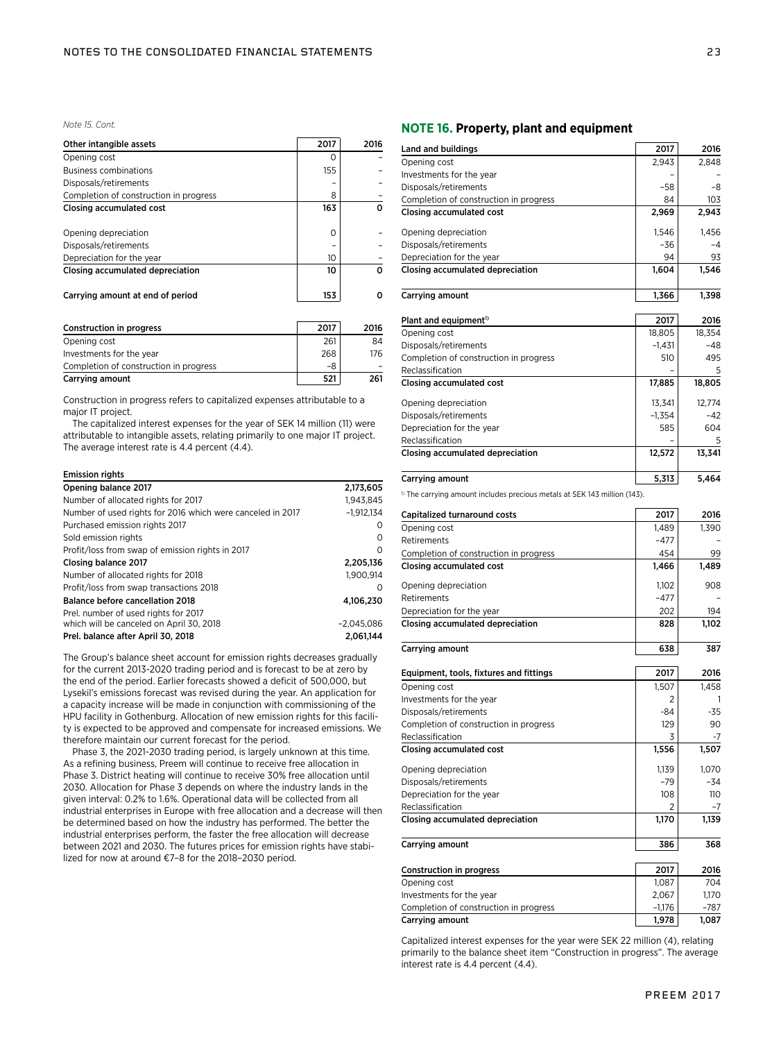*Note 15. Cont.*

| Other intangible assets | 2017 | 2016 |
|---|---|---|
| Opening cost | 0 | – |
| Business combinations | 155 | – |
| Disposals/retirements | – | – |
| Completion of construction in progress | 8 | – |
| **Closing accumulated cost** | **163** | **0** |
| Opening depreciation | 0 | – |
| Disposals/retirements | – | – |
| Depreciation for the year | 10 | – |
| **Closing accumulated depreciation** | **10** | **0** |
| **Carrying amount at end of period** | **153** | **0** |

| Construction in progress | 2017 | 2016 |
|---|---|---|
| Opening cost | 261 | 84 |
| Investments for the year | 268 | 176 |
| Completion of construction in progress | –8 | – |
| **Carrying amount** | **521** | **261** |

Construction in progress refers to capitalized expenses attributable to a major IT project.

The capitalized interest expenses for the year of SEK 14 million (11) were attributable to intangible assets, relating primarily to one major IT project. The average interest rate is 4.4 percent (4.4).

| Emission rights | |
|---|---|
| **Opening balance 2017** | **2,173,605** |
| Number of allocated rights for 2017 | 1,943,845 |
| Number of used rights for 2016 which were canceled in 2017 | –1,912,134 |
| Purchased emission rights 2017 | 0 |
| Sold emission rights | 0 |
| Profit/loss from swap of emission rights in 2017 | 0 |
| **Closing balance 2017** | **2,205,136** |
| Number of allocated rights for 2018 | 1,900,914 |
| Profit/loss from swap transactions 2018 | 0 |
| **Balance before cancellation 2018** | **4,106,230** |
| Prel. number of used rights for 2017 which will be canceled on April 30, 2018 | –2,045,086 |
| **Prel. balance after April 30, 2018** | **2,061,144** |

The Group's balance sheet account for emission rights decreases gradually for the current 2013-2020 trading period and is forecast to be at zero by the end of the period. Earlier forecasts showed a deficit of 500,000, but Lysekil's emissions forecast was revised during the year. An application for a capacity increase will be made in conjunction with commissioning of the HPU facility in Gothenburg. Allocation of new emission rights for this facility is expected to be approved and compensate for increased emissions. We therefore maintain our current forecast for the period.

Phase 3, the 2021-2030 trading period, is largely unknown at this time. As a refining business, Preem will continue to receive free allocation in Phase 3. District heating will continue to receive 30% free allocation until 2030. Allocation for Phase 3 depends on where the industry lands in the given interval: 0.2% to 1.6%. Operational data will be collected from all industrial enterprises in Europe with free allocation and a decrease will then be determined based on how the industry has performed. The better the industrial enterprises perform, the faster the free allocation will decrease between 2021 and 2030. The futures prices for emission rights have stabilized for now at around €7–8 for the 2018–2030 period.

## NOTE 16. Property, plant and equipment

| Land and buildings | 2017 | 2016 |
|---|---|---|
| Opening cost | 2,943 | 2,848 |
| Investments for the year | – | – |
| Disposals/retirements | –58 | –8 |
| Completion of construction in progress | 84 | 103 |
| **Closing accumulated cost** | **2,969** | **2,943** |
| Opening depreciation | 1,546 | 1,456 |
| Disposals/retirements | –36 | –4 |
| Depreciation for the year | 94 | 93 |
| **Closing accumulated depreciation** | **1,604** | **1,546** |
| **Carrying amount** | **1,366** | **1,398** |

| Plant and equipment[1] | 2017 | 2016 |
|---|---|---|
| Opening cost | 18,805 | 18,354 |
| Disposals/retirements | –1,431 | –48 |
| Completion of construction in progress | 510 | 495 |
| Reclassification | – | 5 |
| **Closing accumulated cost** | **17,885** | **18,805** |
| Opening depreciation | 13,341 | 12,774 |
| Disposals/retirements | –1,354 | –42 |
| Depreciation for the year | 585 | 604 |
| Reclassification | – | 5 |
| **Closing accumulated depreciation** | **12,572** | **13,341** |
| **Carrying amount** | **5,313** | **5,464** |

[1] The carrying amount includes precious metals at SEK 143 million (143).

| Capitalized turnaround costs | 2017 | 2016 |
|---|---|---|
| Opening cost | 1,489 | 1,390 |
| Retirements | –477 | – |
| Completion of construction in progress | 454 | 99 |
| **Closing accumulated cost** | **1,466** | **1,489** |
| Opening depreciation | 1,102 | 908 |
| Retirements | –477 | – |
| Depreciation for the year | 202 | 194 |
| **Closing accumulated depreciation** | **828** | **1,102** |
| **Carrying amount** | **638** | **387** |

| Equipment, tools, fixtures and fittings | 2017 | 2016 |
|---|---|---|
| Opening cost | 1,507 | 1,458 |
| Investments for the year | 2 | 1 |
| Disposals/retirements | -84 | -35 |
| Completion of construction in progress | 129 | 90 |
| Reclassification | 3 | -7 |
| **Closing accumulated cost** | **1,556** | **1,507** |
| Opening depreciation | 1,139 | 1,070 |
| Disposals/retirements | –79 | –34 |
| Depreciation for the year | 108 | 110 |
| Reclassification | 2 | –7 |
| **Closing accumulated depreciation** | **1,170** | **1,139** |
| **Carrying amount** | **386** | **368** |

| Construction in progress | 2017 | 2016 |
|---|---|---|
| Opening cost | 1,087 | 704 |
| Investments for the year | 2,067 | 1,170 |
| Completion of construction in progress | –1,176 | –787 |
| **Carrying amount** | **1,978** | **1,087** |

Capitalized interest expenses for the year were SEK 22 million (4), relating primarily to the balance sheet item "Construction in progress". The average interest rate is 4.4 percent (4.4).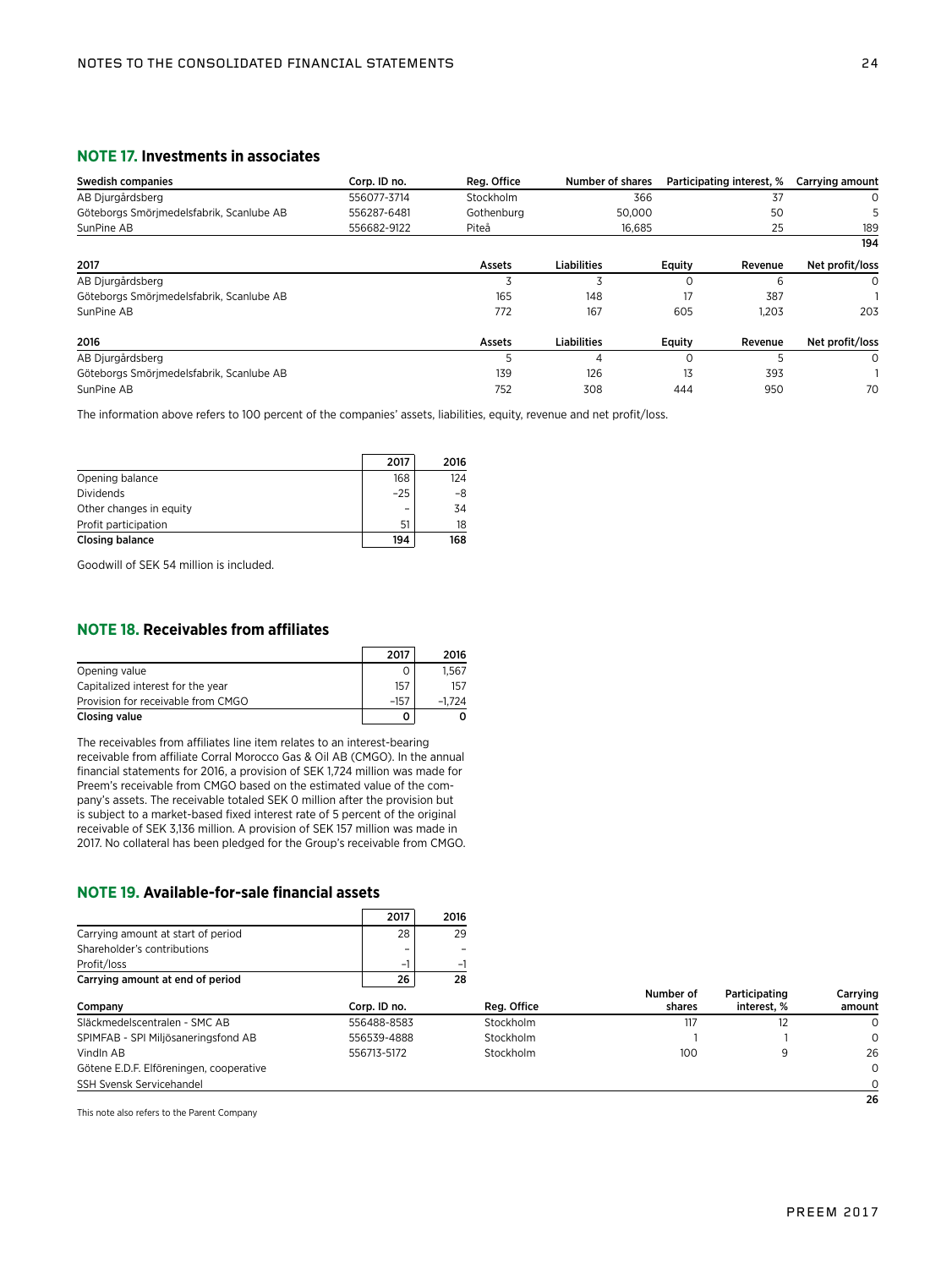## NOTE 17. Investments in associates

| Swedish companies | Corp. ID no. | Reg. Office | Number of shares | Participating interest, % | Carrying amount |
|---|---|---|---|---|---|
| AB Djurgårdsberg | 556077-3714 | Stockholm | 366 | 37 | 0 |
| Göteborgs Smörjmedelsfabrik, Scanlube AB | 556287-6481 | Gothenburg | 50,000 | 50 | 5 |
| SunPine AB | 556682-9122 | Piteå | 16,685 | 25 | 189 |
| | | | | | **194** |

| 2017 | Assets | Liabilities | Equity | Revenue | Net profit/loss |
|---|---|---|---|---|---|
| AB Djurgårdsberg | 3 | 3 | 0 | 6 | 0 |
| Göteborgs Smörjmedelsfabrik, Scanlube AB | 165 | 148 | 17 | 387 | 1 |
| SunPine AB | 772 | 167 | 605 | 1,203 | 203 |

| 2016 | Assets | Liabilities | Equity | Revenue | Net profit/loss |
|---|---|---|---|---|---|
| AB Djurgårdsberg | 5 | 4 | 0 | 5 | 0 |
| Göteborgs Smörjmedelsfabrik, Scanlube AB | 139 | 126 | 13 | 393 | 1 |
| SunPine AB | 752 | 308 | 444 | 950 | 70 |

The information above refers to 100 percent of the companies' assets, liabilities, equity, revenue and net profit/loss.

| | 2017 | 2016 |
|---|---|---|
| Opening balance | 168 | 124 |
| Dividends | –25 | –8 |
| Other changes in equity | – | 34 |
| Profit participation | 51 | 18 |
| **Closing balance** | **194** | **168** |

Goodwill of SEK 54 million is included.

## NOTE 18. Receivables from affiliates

| | 2017 | 2016 |
|---|---|---|
| Opening value | 0 | 1,567 |
| Capitalized interest for the year | 157 | 157 |
| Provision for receivable from CMGO | –157 | –1,724 |
| **Closing value** | **0** | **0** |

The receivables from affiliates line item relates to an interest-bearing receivable from affiliate Corral Morocco Gas & Oil AB (CMGO). In the annual financial statements for 2016, a provision of SEK 1,724 million was made for Preem's receivable from CMGO based on the estimated value of the company's assets. The receivable totaled SEK 0 million after the provision but is subject to a market-based fixed interest rate of 5 percent of the original receivable of SEK 3,136 million. A provision of SEK 157 million was made in 2017. No collateral has been pledged for the Group's receivable from CMGO.

## NOTE 19. Available-for-sale financial assets

| | 2017 | 2016 |
|---|---|---|
| Carrying amount at start of period | 28 | 29 |
| Shareholder's contributions | – | – |
| Profit/loss | –1 | –1 |
| **Carrying amount at end of period** | **26** | **28** |

| Company | Corp. ID no. | Reg. Office | Number of shares | Participating interest, % | Carrying amount |
|---|---|---|---|---|---|
| Släckmedelscentralen - SMC AB | 556488-8583 | Stockholm | 117 | 12 | 0 |
| SPIMFAB - SPI Miljösaneringsfond AB | 556539-4888 | Stockholm | 1 | 1 | 0 |
| Vindln AB | 556713-5172 | Stockholm | 100 | 9 | 26 |
| Götene E.D.F. Elföreningen, cooperative | | | | | 0 |
| SSH Svensk Servicehandel | | | | | 0 |
| | | | | | **26** |

This note also refers to the Parent Company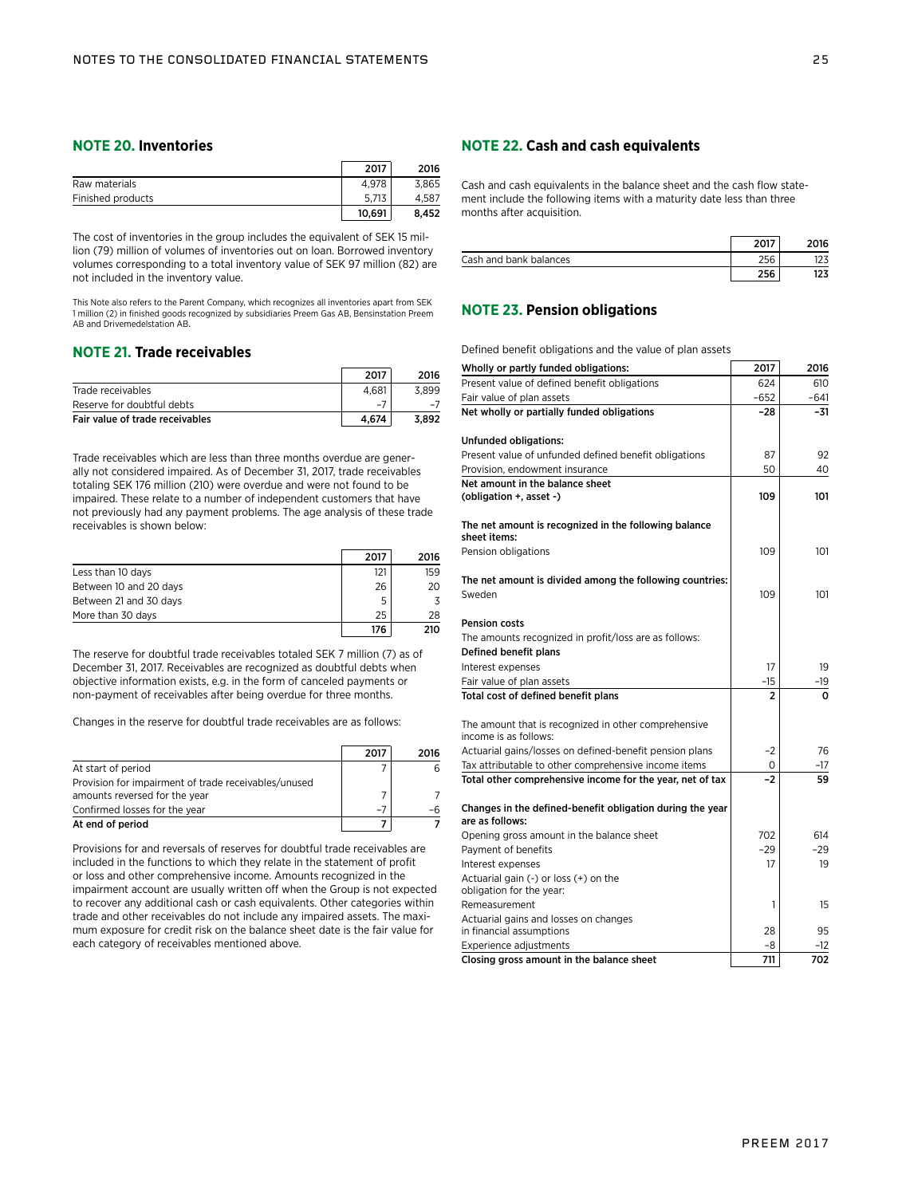## NOTE 20. Inventories

| | 2017 | 2016 |
|---|---|---|
| Raw materials | 4,978 | 3,865 |
| Finished products | 5,713 | 4,587 |
| | **10,691** | **8,452** |

The cost of inventories in the group includes the equivalent of SEK 15 million (79) million of volumes of inventories out on loan. Borrowed inventory volumes corresponding to a total inventory value of SEK 97 million (82) are not included in the inventory value.

This Note also refers to the Parent Company, which recognizes all inventories apart from SEK 1 million (2) in finished goods recognized by subsidiaries Preem Gas AB, Bensinstation Preem AB and Drivemedelstation AB.

## NOTE 21. Trade receivables

| | 2017 | 2016 |
|---|---|---|
| Trade receivables | 4,681 | 3,899 |
| Reserve for doubtful debts | –7 | –7 |
| **Fair value of trade receivables** | **4,674** | **3,892** |

Trade receivables which are less than three months overdue are generally not considered impaired. As of December 31, 2017, trade receivables totaling SEK 176 million (210) were overdue and were not found to be impaired. These relate to a number of independent customers that have not previously had any payment problems. The age analysis of these trade receivables is shown below:

| | 2017 | 2016 |
|---|---|---|
| Less than 10 days | 121 | 159 |
| Between 10 and 20 days | 26 | 20 |
| Between 21 and 30 days | 5 | 3 |
| More than 30 days | 25 | 28 |
| | **176** | **210** |

The reserve for doubtful trade receivables totaled SEK 7 million (7) as of December 31, 2017. Receivables are recognized as doubtful debts when objective information exists, e.g. in the form of canceled payments or non-payment of receivables after being overdue for three months.

Changes in the reserve for doubtful trade receivables are as follows:

| | 2017 | 2016 |
|---|---|---|
| At start of period | 7 | 6 |
| Provision for impairment of trade receivables/unused amounts reversed for the year | 7 | 7 |
| Confirmed losses for the year | –7 | –6 |
| **At end of period** | **7** | **7** |

Provisions for and reversals of reserves for doubtful trade receivables are included in the functions to which they relate in the statement of profit or loss and other comprehensive income. Amounts recognized in the impairment account are usually written off when the Group is not expected to recover any additional cash or cash equivalents. Other categories within trade and other receivables do not include any impaired assets. The maximum exposure for credit risk on the balance sheet date is the fair value for each category of receivables mentioned above.

## NOTE 22. Cash and cash equivalents

Cash and cash equivalents in the balance sheet and the cash flow statement include the following items with a maturity date less than three months after acquisition.

| | 2017 | 2016 |
|---|---|---|
| Cash and bank balances | 256 | 123 |
| | **256** | **123** |

## NOTE 23. Pension obligations

Defined benefit obligations and the value of plan assets

| **Wholly or partly funded obligations:** | **2017** | **2016** |
|---|---|---|
| Present value of defined benefit obligations | 624 | 610 |
| Fair value of plan assets | –652 | –641 |
| **Net wholly or partially funded obligations** | **–28** | **–31** |
| | | |
| **Unfunded obligations:** | | |
| Present value of unfunded defined benefit obligations | 87 | 92 |
| Provision, endowment insurance | 50 | 40 |
| **Net amount in the balance sheet (obligation +, asset -)** | **109** | **101** |
| | | |
| **The net amount is recognized in the following balance sheet items:** | | |
| Pension obligations | 109 | 101 |
| | | |
| **The net amount is divided among the following countries:** | | |
| Sweden | 109 | 101 |
| | | |
| **Pension costs** | | |
| The amounts recognized in profit/loss are as follows: | | |
| **Defined benefit plans** | | |
| Interest expenses | 17 | 19 |
| Fair value of plan assets | –15 | –19 |
| **Total cost of defined benefit plans** | **2** | **0** |
| | | |
| The amount that is recognized in other comprehensive income is as follows: | | |
| Actuarial gains/losses on defined-benefit pension plans | –2 | 76 |
| Tax attributable to other comprehensive income items | 0 | –17 |
| **Total other comprehensive income for the year, net of tax** | **–2** | **59** |
| | | |
| **Changes in the defined-benefit obligation during the year are as follows:** | | |
| Opening gross amount in the balance sheet | 702 | 614 |
| Payment of benefits | –29 | –29 |
| Interest expenses | 17 | 19 |
| Actuarial gain (-) or loss (+) on the obligation for the year: | | |
| Remeasurement | 1 | 15 |
| Actuarial gains and losses on changes in financial assumptions | 28 | 95 |
| Experience adjustments | –8 | –12 |
| **Closing gross amount in the balance sheet** | **711** | **702** |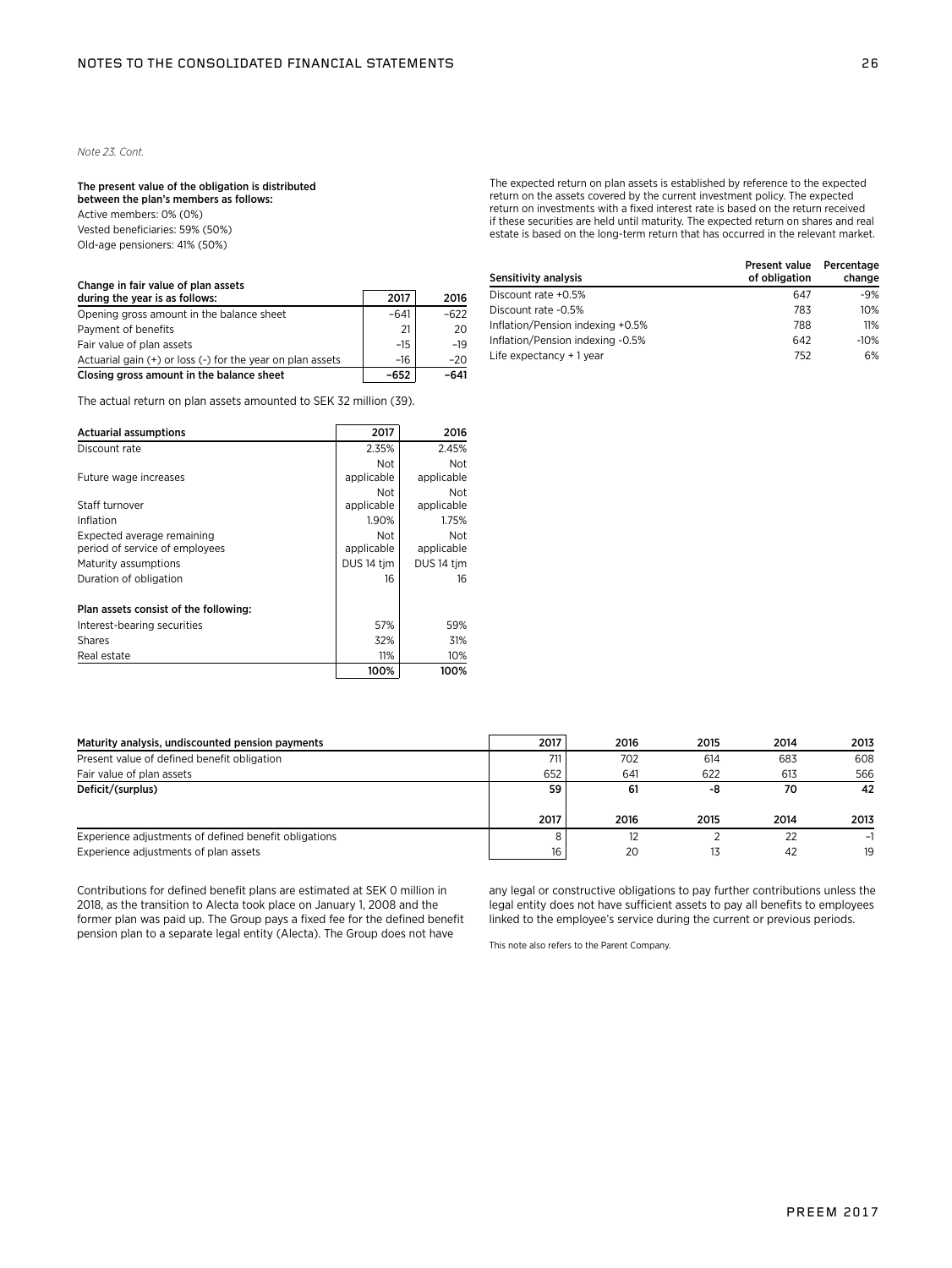*Note 23. Cont.*

**The present value of the obligation is distributed between the plan's members as follows:**

Active members: 0% (0%)
Vested beneficiaries: 59% (50%)
Old-age pensioners: 41% (50%)

| Change in fair value of plan assets during the year is as follows: | 2017 | 2016 |
|---|---|---|
| Opening gross amount in the balance sheet | –641 | –622 |
| Payment of benefits | 21 | 20 |
| Fair value of plan assets | –15 | –19 |
| Actuarial gain (+) or loss (-) for the year on plan assets | –16 | –20 |
| **Closing gross amount in the balance sheet** | **–652** | **–641** |

The actual return on plan assets amounted to SEK 32 million (39).

| Actuarial assumptions | 2017 | 2016 |
|---|---|---|
| Discount rate | 2.35% | 2.45% |
| Future wage increases | Not applicable | Not applicable |
| Staff turnover | Not applicable | Not applicable |
| Inflation | 1.90% | 1.75% |
| Expected average remaining period of service of employees | Not applicable | Not applicable |
| Maturity assumptions | DUS 14 tjm | DUS 14 tjm |
| Duration of obligation | 16 | 16 |
| | | |
| **Plan assets consist of the following:** | | |
| Interest-bearing securities | 57% | 59% |
| Shares | 32% | 31% |
| Real estate | 11% | 10% |
| | **100%** | **100%** |

The expected return on plan assets is established by reference to the expected return on the assets covered by the current investment policy. The expected return on investments with a fixed interest rate is based on the return received if these securities are held until maturity. The expected return on shares and real estate is based on the long-term return that has occurred in the relevant market.

| Sensitivity analysis | Present value of obligation | Percentage change |
|---|---|---|
| Discount rate +0.5% | 647 | -9% |
| Discount rate -0.5% | 783 | 10% |
| Inflation/Pension indexing +0.5% | 788 | 11% |
| Inflation/Pension indexing -0.5% | 642 | -10% |
| Life expectancy + 1 year | 752 | 6% |

| Maturity analysis, undiscounted pension payments | 2017 | 2016 | 2015 | 2014 | 2013 |
|---|---|---|---|---|---|
| Present value of defined benefit obligation | 711 | 702 | 614 | 683 | 608 |
| Fair value of plan assets | 652 | 641 | 622 | 613 | 566 |
| **Deficit/(surplus)** | **59** | **61** | **-8** | **70** | **42** |
| | **2017** | **2016** | **2015** | **2014** | **2013** |
| Experience adjustments of defined benefit obligations | 8 | 12 | 2 | 22 | –1 |
| Experience adjustments of plan assets | 16 | 20 | 13 | 42 | 19 |

Contributions for defined benefit plans are estimated at SEK 0 million in 2018, as the transition to Alecta took place on January 1, 2008 and the former plan was paid up. The Group pays a fixed fee for the defined benefit pension plan to a separate legal entity (Alecta). The Group does not have any legal or constructive obligations to pay further contributions unless the legal entity does not have sufficient assets to pay all benefits to employees linked to the employee's service during the current or previous periods.

This note also refers to the Parent Company.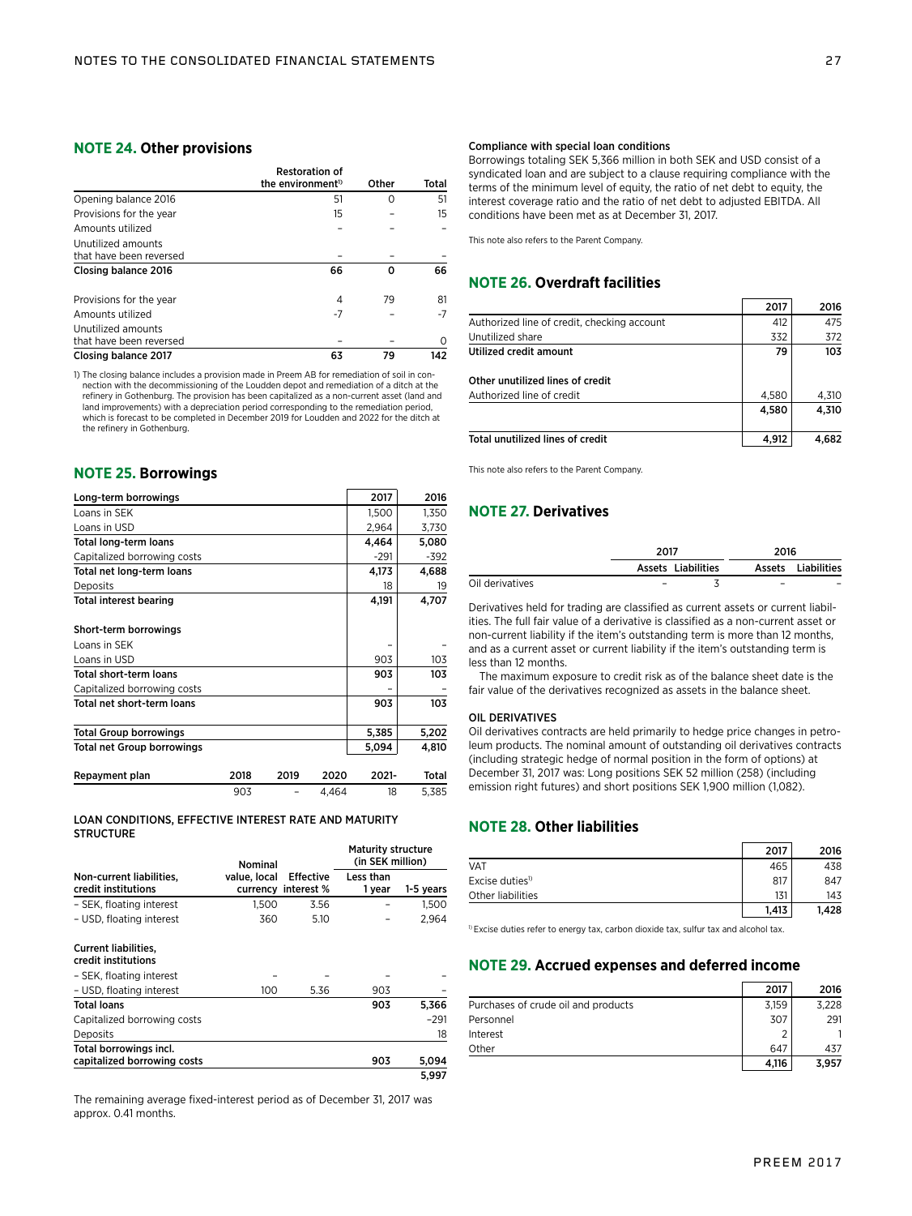## NOTE 24. Other provisions

| | Restoration of the environment[1] | Other | Total |
|---|---|---|---|
| Opening balance 2016 | 51 | 0 | 51 |
| Provisions for the year | 15 | – | 15 |
| Amounts utilized | – | – | – |
| Unutilized amounts that have been reversed | – | – | – |
| **Closing balance 2016** | **66** | **0** | **66** |
| | | | |
| Provisions for the year | 4 | 79 | 81 |
| Amounts utilized | -7 | – | -7 |
| Unutilized amounts that have been reversed | – | – | 0 |
| **Closing balance 2017** | **63** | **79** | **142** |

1) The closing balance includes a provision made in Preem AB for remediation of soil in connection with the decommissioning of the Loudden depot and remediation of a ditch at the refinery in Gothenburg. The provision has been capitalized as a non-current asset (land and land improvements) with a depreciation period corresponding to the remediation period, which is forecast to be completed in December 2019 for Loudden and 2022 for the ditch at the refinery in Gothenburg.

## NOTE 25. Borrowings

| Long-term borrowings | 2017 | 2016 |
|---|---|---|
| Loans in SEK | 1,500 | 1,350 |
| Loans in USD | 2,964 | 3,730 |
| **Total long-term loans** | **4,464** | **5,080** |
| Capitalized borrowing costs | -291 | -392 |
| **Total net long-term loans** | **4,173** | **4,688** |
| Deposits | 18 | 19 |
| **Total interest bearing** | **4,191** | **4,707** |
| | | |
| **Short-term borrowings** | | |
| Loans in SEK | – | – |
| Loans in USD | 903 | 103 |
| **Total short-term loans** | **903** | **103** |
| Capitalized borrowing costs | – | – |
| **Total net short-term loans** | **903** | **103** |
| | | |
| **Total Group borrowings** | **5,385** | **5,202** |
| **Total net Group borrowings** | **5,094** | **4,810** |

| Repayment plan | 2018 | 2019 | 2020 | 2021- | Total |
|---|---|---|---|---|---|
| | 903 | – | 4,464 | 18 | 5,385 |

### LOAN CONDITIONS, EFFECTIVE INTEREST RATE AND MATURITY STRUCTURE

| | | | Maturity structure (in SEK million) | |
|---|---|---|---|---|
| **Non-current liabilities, credit institutions** | **Nominal value, local currency** | **Effective interest %** | **Less than 1 year** | **1-5 years** |
| – SEK, floating interest | 1,500 | 3.56 | – | 1,500 |
| – USD, floating interest | 360 | 5.10 | – | 2,964 |
| | | | | |
| **Current liabilities, credit institutions** | | | | |
| – SEK, floating interest | – | – | – | – |
| – USD, floating interest | 100 | 5.36 | 903 | – |
| **Total loans** | | | **903** | **5,366** |
| Capitalized borrowing costs | | | | -291 |
| Deposits | | | | 18 |
| **Total borrowings incl. capitalized borrowing costs** | | | **903** | **5,094** |
| | | | | **5,997** |

The remaining average fixed-interest period as of December 31, 2017 was approx. 0.41 months.

#### Compliance with special loan conditions

Borrowings totaling SEK 5,366 million in both SEK and USD consist of a syndicated loan and are subject to a clause requiring compliance with the terms of the minimum level of equity, the ratio of net debt to equity, the interest coverage ratio and the ratio of net debt to adjusted EBITDA. All conditions have been met as at December 31, 2017.

This note also refers to the Parent Company.

## NOTE 26. Overdraft facilities

| | 2017 | 2016 |
|---|---|---|
| Authorized line of credit, checking account | 412 | 475 |
| Unutilized share | 332 | 372 |
| **Utilized credit amount** | **79** | **103** |
| | | |
| **Other unutilized lines of credit** | | |
| Authorized line of credit | 4,580 | 4,310 |
| | **4,580** | **4,310** |
| | | |
| **Total unutilized lines of credit** | **4,912** | **4,682** |

This note also refers to the Parent Company.

## NOTE 27. Derivatives

| | 2017 | | 2016 | |
|---|---|---|---|---|
| | **Assets** | **Liabilities** | **Assets** | **Liabilities** |
| Oil derivatives | – | 3 | – | – |

Derivatives held for trading are classified as current assets or current liabilities. The full fair value of a derivative is classified as a non-current asset or non-current liability if the item's outstanding term is more than 12 months, and as a current asset or current liability if the item's outstanding term is less than 12 months.

The maximum exposure to credit risk as of the balance sheet date is the fair value of the derivatives recognized as assets in the balance sheet.

#### OIL DERIVATIVES

Oil derivatives contracts are held primarily to hedge price changes in petroleum products. The nominal amount of outstanding oil derivatives contracts (including strategic hedge of normal position in the form of options) at December 31, 2017 was: Long positions SEK 52 million (258) (including emission right futures) and short positions SEK 1,900 million (1,082).

## NOTE 28. Other liabilities

| | 2017 | 2016 |
|---|---|---|
| VAT | 465 | 438 |
| Excise duties[1] | 817 | 847 |
| Other liabilities | 131 | 143 |
| | **1,413** | **1,428** |

[1] Excise duties refer to energy tax, carbon dioxide tax, sulfur tax and alcohol tax.

## NOTE 29. Accrued expenses and deferred income

| | 2017 | 2016 |
|---|---|---|
| Purchases of crude oil and products | 3,159 | 3,228 |
| Personnel | 307 | 291 |
| Interest | 2 | 1 |
| Other | 647 | 437 |
| | **4,116** | **3,957** |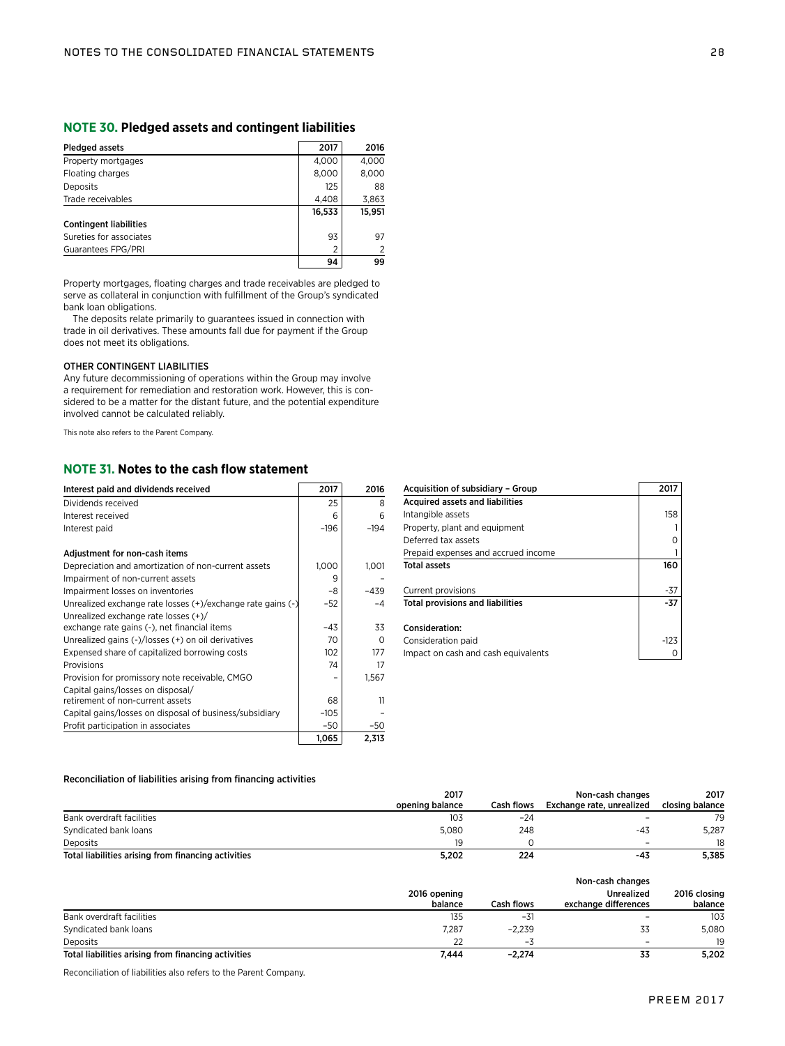## NOTE 30. Pledged assets and contingent liabilities

| Pledged assets | 2017 | 2016 |
|---|---|---|
| Property mortgages | 4,000 | 4,000 |
| Floating charges | 8,000 | 8,000 |
| Deposits | 125 | 88 |
| Trade receivables | 4,408 | 3,863 |
| | **16,533** | **15,951** |
| **Contingent liabilities** | | |
| Sureties for associates | 93 | 97 |
| Guarantees FPG/PRI | 2 | 2 |
| | **94** | **99** |

Property mortgages, floating charges and trade receivables are pledged to serve as collateral in conjunction with fulfillment of the Group's syndicated bank loan obligations.

The deposits relate primarily to guarantees issued in connection with trade in oil derivatives. These amounts fall due for payment if the Group does not meet its obligations.

### OTHER CONTINGENT LIABILITIES

Any future decommissioning of operations within the Group may involve a requirement for remediation and restoration work. However, this is considered to be a matter for the distant future, and the potential expenditure involved cannot be calculated reliably.

This note also refers to the Parent Company.

## NOTE 31. Notes to the cash flow statement

| Interest paid and dividends received | 2017 | 2016 |
|---|---|---|
| Dividends received | 25 | 8 |
| Interest received | 6 | 6 |
| Interest paid | −196 | −194 |
| | | |
| **Adjustment for non-cash items** | | |
| Depreciation and amortization of non-current assets | 1,000 | 1,001 |
| Impairment of non-current assets | 9 | – |
| Impairment losses on inventories | −8 | −439 |
| Unrealized exchange rate losses (+)/exchange rate gains (-) | −52 | −4 |
| Unrealized exchange rate losses (+)/ exchange rate gains (-), net financial items | −43 | 33 |
| Unrealized gains (-)/losses (+) on oil derivatives | 70 | 0 |
| Expensed share of capitalized borrowing costs | 102 | 177 |
| Provisions | 74 | 17 |
| Provision for promissory note receivable, CMGO | – | 1,567 |
| Capital gains/losses on disposal/ retirement of non-current assets | 68 | 11 |
| Capital gains/losses on disposal of business/subsidiary | −105 | – |
| Profit participation in associates | −50 | −50 |
| | **1,065** | **2,313** |

| Acquisition of subsidiary – Group | 2017 |
|---|---|
| **Acquired assets and liabilities** | |
| Intangible assets | 158 |
| Property, plant and equipment | 1 |
| Deferred tax assets | 0 |
| Prepaid expenses and accrued income | 1 |
| **Total assets** | **160** |
| | |
| Current provisions | -37 |
| **Total provisions and liabilities** | **-37** |
| | |
| **Consideration:** | |
| Consideration paid | -123 |
| Impact on cash and cash equivalents | 0 |

**Reconciliation of liabilities arising from financing activities**

| | 2017 opening balance | Cash flows | Non-cash changes Exchange rate, unrealized | 2017 closing balance |
|---|---|---|---|---|
| Bank overdraft facilities | 103 | −24 | – | 79 |
| Syndicated bank loans | 5,080 | 248 | -43 | 5,287 |
| Deposits | 19 | 0 | – | 18 |
| **Total liabilities arising from financing activities** | **5,202** | **224** | **-43** | **5,385** |

| | 2016 opening balance | Cash flows | Non-cash changes Unrealized exchange differences | 2016 closing balance |
|---|---|---|---|---|
| Bank overdraft facilities | 135 | −31 | – | 103 |
| Syndicated bank loans | 7,287 | −2,239 | 33 | 5,080 |
| Deposits | 22 | −3 | – | 19 |
| **Total liabilities arising from financing activities** | **7,444** | **−2,274** | **33** | **5,202** |

Reconciliation of liabilities also refers to the Parent Company.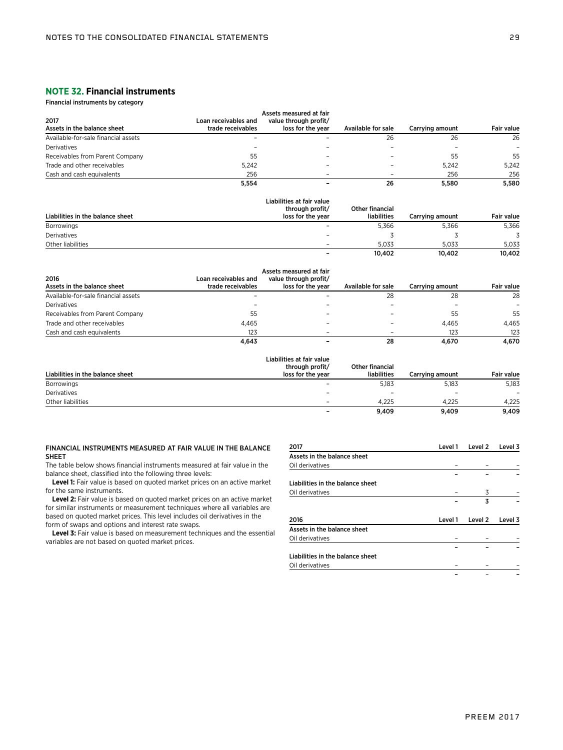## NOTE 32. Financial instruments

**Financial instruments by category**

| 2017<br>Assets in the balance sheet | Loan receivables and trade receivables | Assets measured at fair value through profit/loss for the year | Available for sale | Carrying amount | Fair value |
|---|---|---|---|---|---|
| Available-for-sale financial assets | – | – | 26 | 26 | 26 |
| Derivatives | – | – | – | – | – |
| Receivables from Parent Company | 55 | – | – | 55 | 55 |
| Trade and other receivables | 5,242 | – | – | 5,242 | 5,242 |
| Cash and cash equivalents | 256 | – | – | 256 | 256 |
| | **5,554** | **–** | **26** | **5,580** | **5,580** |

| Liabilities in the balance sheet | Liabilities at fair value through profit/loss for the year | Other financial liabilities | Carrying amount | Fair value |
|---|---|---|---|---|
| Borrowings | – | 5,366 | 5,366 | 5,366 |
| Derivatives | – | 3 | 3 | 3 |
| Other liabilities | – | 5,033 | 5,033 | 5,033 |
| | **–** | **10,402** | **10,402** | **10,402** |

| 2016<br>Assets in the balance sheet | Loan receivables and trade receivables | Assets measured at fair value through profit/loss for the year | Available for sale | Carrying amount | Fair value |
|---|---|---|---|---|---|
| Available-for-sale financial assets | – | – | 28 | 28 | 28 |
| Derivatives | – | – | – | – | – |
| Receivables from Parent Company | 55 | – | – | 55 | 55 |
| Trade and other receivables | 4,465 | – | – | 4,465 | 4,465 |
| Cash and cash equivalents | 123 | – | – | 123 | 123 |
| | **4,643** | **–** | **28** | **4,670** | **4,670** |

| Liabilities in the balance sheet | Liabilities at fair value through profit/loss for the year | Other financial liabilities | Carrying amount | Fair value |
|---|---|---|---|---|
| Borrowings | – | 5,183 | 5,183 | 5,183 |
| Derivatives | – | – | – | – |
| Other liabilities | – | 4,225 | 4,225 | 4,225 |
| | **–** | **9,409** | **9,409** | **9,409** |

**FINANCIAL INSTRUMENTS MEASURED AT FAIR VALUE IN THE BALANCE SHEET**

The table below shows financial instruments measured at fair value in the balance sheet, classified into the following three levels:

**Level 1:** Fair value is based on quoted market prices on an active market for the same instruments.

**Level 2:** Fair value is based on quoted market prices on an active market for similar instruments or measurement techniques where all variables are based on quoted market prices. This level includes oil derivatives in the form of swaps and options and interest rate swaps.

**Level 3:** Fair value is based on measurement techniques and the essential variables are not based on quoted market prices.

| 2017 | Level 1 | Level 2 | Level 3 |
|---|---|---|---|
| **Assets in the balance sheet** | | | |
| Oil derivatives | – | – | – |
| | **–** | **–** | **–** |
| **Liabilities in the balance sheet** | | | |
| Oil derivatives | – | 3 | – |
| | **–** | **3** | **–** |

| 2016 | Level 1 | Level 2 | Level 3 |
|---|---|---|---|
| **Assets in the balance sheet** | | | |
| Oil derivatives | – | – | – |
| | **–** | **–** | **–** |
| **Liabilities in the balance sheet** | | | |
| Oil derivatives | – | – | – |
| | **–** | **–** | **–** |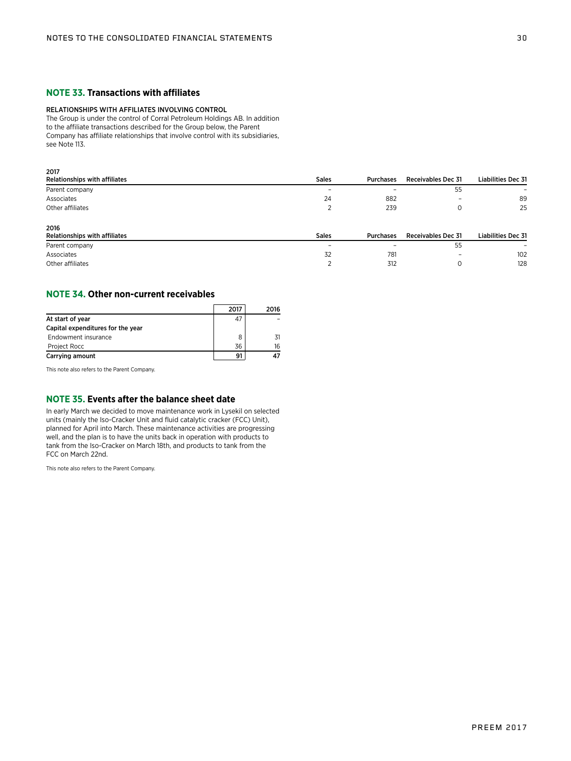## NOTE 33. Transactions with affiliates

RELATIONSHIPS WITH AFFILIATES INVOLVING CONTROL

The Group is under the control of Corral Petroleum Holdings AB. In addition to the affiliate transactions described for the Group below, the Parent Company has affiliate relationships that involve control with its subsidiaries, see Note 113.

**2017**

| Relationships with affiliates | Sales | Purchases | Receivables Dec 31 | Liabilities Dec 31 |
|---|---|---|---|---|
| Parent company | – | – | 55 | – |
| Associates | 24 | 882 | – | 89 |
| Other affiliates | 2 | 239 | 0 | 25 |

**2016**

| Relationships with affiliates | Sales | Purchases | Receivables Dec 31 | Liabilities Dec 31 |
|---|---|---|---|---|
| Parent company | – | – | 55 | – |
| Associates | 32 | 781 | – | 102 |
| Other affiliates | 2 | 312 | 0 | 128 |

## NOTE 34. Other non-current receivables

| | 2017 | 2016 |
|---|---|---|
| **At start of year** | 47 | – |
| **Capital expenditures for the year** | | |
| Endowment insurance | 8 | 31 |
| Project Rocc | 36 | 16 |
| **Carrying amount** | **91** | **47** |

This note also refers to the Parent Company.

## NOTE 35. Events after the balance sheet date

In early March we decided to move maintenance work in Lysekil on selected units (mainly the Iso-Cracker Unit and fluid catalytic cracker (FCC) Unit), planned for April into March. These maintenance activities are progressing well, and the plan is to have the units back in operation with products to tank from the Iso-Cracker on March 18th, and products to tank from the FCC on March 22nd.

This note also refers to the Parent Company.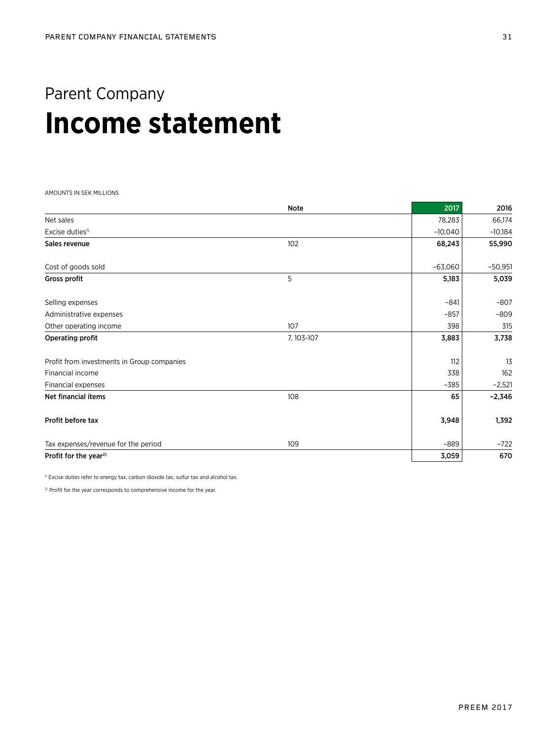Parent Company

# Income statement

AMOUNTS IN SEK MILLIONS

| | Note | 2017 | 2016 |
|---|---|---|---|
| Net sales | | 78,283 | 66,174 |
| Excise duties[1] | | –10,040 | –10,184 |
| **Sales revenue** | 102 | **68,243** | **55,990** |
| | | | |
| Cost of goods sold | | –63,060 | –50,951 |
| **Gross profit** | 5 | **5,183** | **5,039** |
| | | | |
| Selling expenses | | –841 | –807 |
| Administrative expenses | | –857 | –809 |
| Other operating income | 107 | 398 | 315 |
| **Operating profit** | 7, 103-107 | **3,883** | **3,738** |
| | | | |
| Profit from investments in Group companies | | 112 | 13 |
| Financial income | | 338 | 162 |
| Financial expenses | | –385 | –2,521 |
| **Net financial items** | 108 | **65** | **–2,346** |
| | | | |
| **Profit before tax** | | **3,948** | **1,392** |
| | | | |
| Tax expenses/revenue for the period | 109 | –889 | –722 |
| **Profit for the year[2]** | | **3,059** | **670** |

[1] Excise duties refer to energy tax, carbon dioxide tax, sulfur tax and alcohol tax.

[2] Profit for the year corresponds to comprehensive income for the year.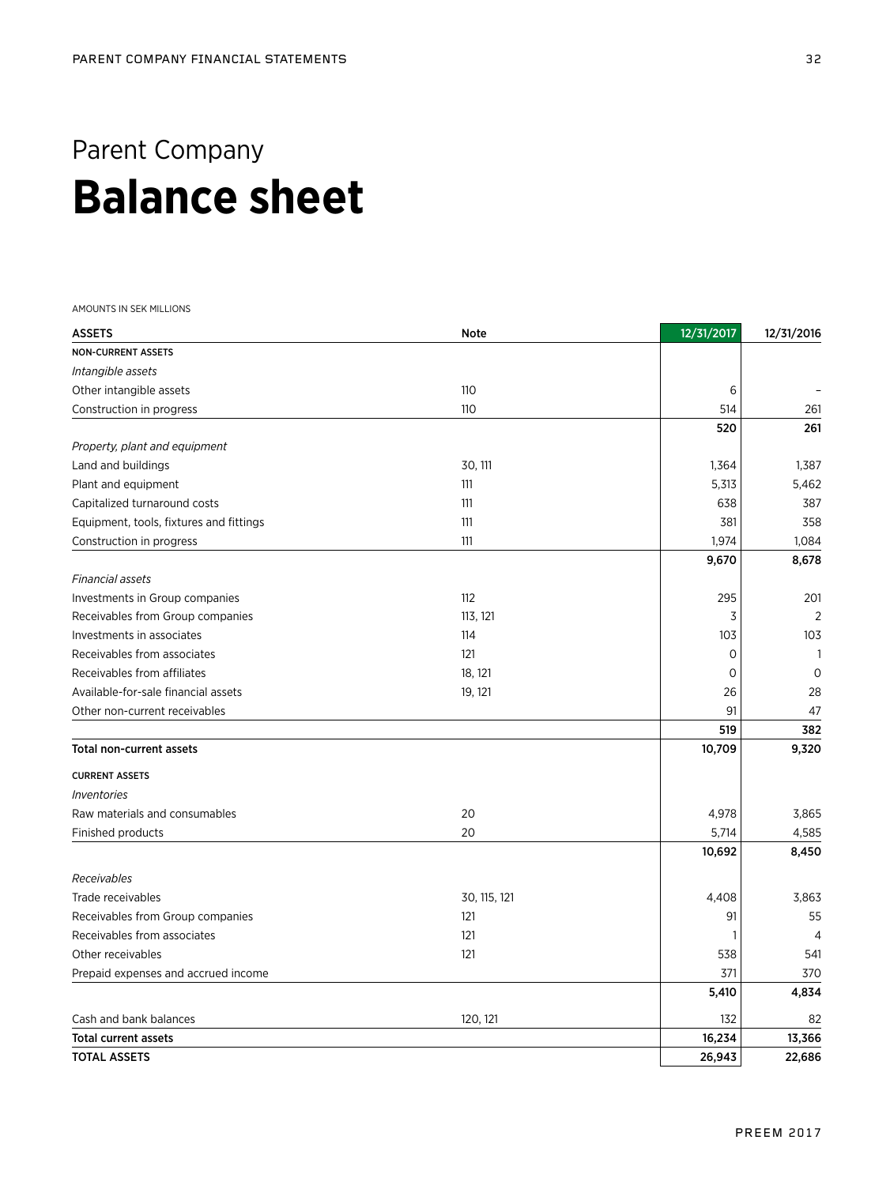# Parent Company

# Balance sheet

AMOUNTS IN SEK MILLIONS

| ASSETS | Note | 12/31/2017 | 12/31/2016 |
|---|---|---|---|
| **NON-CURRENT ASSETS** | | | |
| *Intangible assets* | | | |
| Other intangible assets | 110 | 6 | – |
| Construction in progress | 110 | 514 | 261 |
| | | **520** | **261** |
| *Property, plant and equipment* | | | |
| Land and buildings | 30, 111 | 1,364 | 1,387 |
| Plant and equipment | 111 | 5,313 | 5,462 |
| Capitalized turnaround costs | 111 | 638 | 387 |
| Equipment, tools, fixtures and fittings | 111 | 381 | 358 |
| Construction in progress | 111 | 1,974 | 1,084 |
| | | **9,670** | **8,678** |
| *Financial assets* | | | |
| Investments in Group companies | 112 | 295 | 201 |
| Receivables from Group companies | 113, 121 | 3 | 2 |
| Investments in associates | 114 | 103 | 103 |
| Receivables from associates | 121 | 0 | 1 |
| Receivables from affiliates | 18, 121 | 0 | 0 |
| Available-for-sale financial assets | 19, 121 | 26 | 28 |
| Other non-current receivables | | 91 | 47 |
| | | **519** | **382** |
| **Total non-current assets** | | **10,709** | **9,320** |
| **CURRENT ASSETS** | | | |
| *Inventories* | | | |
| Raw materials and consumables | 20 | 4,978 | 3,865 |
| Finished products | 20 | 5,714 | 4,585 |
| | | **10,692** | **8,450** |
| *Receivables* | | | |
| Trade receivables | 30, 115, 121 | 4,408 | 3,863 |
| Receivables from Group companies | 121 | 91 | 55 |
| Receivables from associates | 121 | 1 | 4 |
| Other receivables | 121 | 538 | 541 |
| Prepaid expenses and accrued income | | 371 | 370 |
| | | **5,410** | **4,834** |
| Cash and bank balances | 120, 121 | 132 | 82 |
| **Total current assets** | | **16,234** | **13,366** |
| **TOTAL ASSETS** | | **26,943** | **22,686** |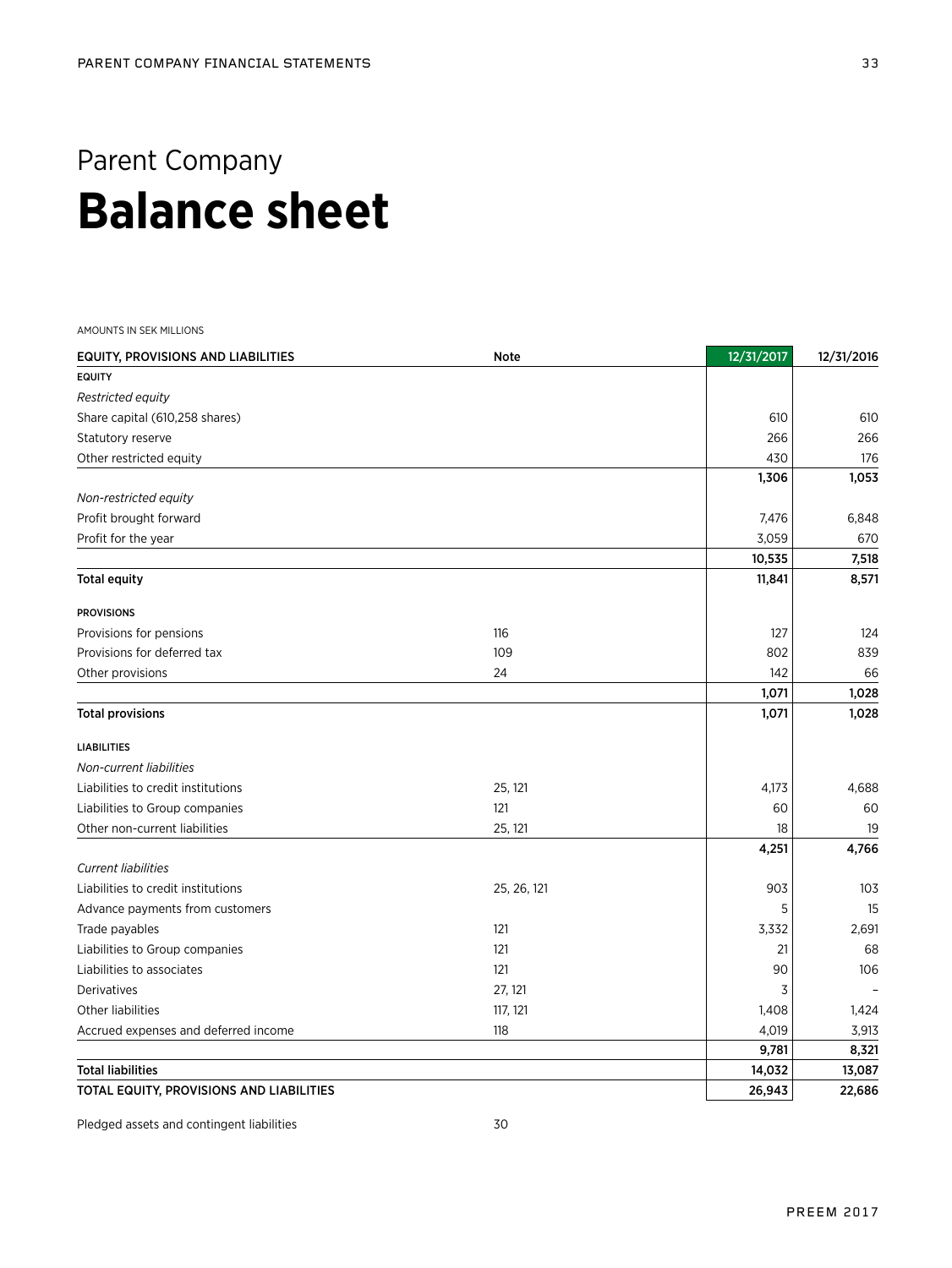# Parent Company
# Balance sheet

AMOUNTS IN SEK MILLIONS

| EQUITY, PROVISIONS AND LIABILITIES | Note | 12/31/2017 | 12/31/2016 |
|---|---|---|---|
| **EQUITY** | | | |
| *Restricted equity* | | | |
| Share capital (610,258 shares) | | 610 | 610 |
| Statutory reserve | | 266 | 266 |
| Other restricted equity | | 430 | 176 |
| | | **1,306** | **1,053** |
| *Non-restricted equity* | | | |
| Profit brought forward | | 7,476 | 6,848 |
| Profit for the year | | 3,059 | 670 |
| | | **10,535** | **7,518** |
| **Total equity** | | **11,841** | **8,571** |
| **PROVISIONS** | | | |
| Provisions for pensions | 116 | 127 | 124 |
| Provisions for deferred tax | 109 | 802 | 839 |
| Other provisions | 24 | 142 | 66 |
| | | **1,071** | **1,028** |
| **Total provisions** | | **1,071** | **1,028** |
| **LIABILITIES** | | | |
| *Non-current liabilities* | | | |
| Liabilities to credit institutions | 25, 121 | 4,173 | 4,688 |
| Liabilities to Group companies | 121 | 60 | 60 |
| Other non-current liabilities | 25, 121 | 18 | 19 |
| | | **4,251** | **4,766** |
| *Current liabilities* | | | |
| Liabilities to credit institutions | 25, 26, 121 | 903 | 103 |
| Advance payments from customers | | 5 | 15 |
| Trade payables | 121 | 3,332 | 2,691 |
| Liabilities to Group companies | 121 | 21 | 68 |
| Liabilities to associates | 121 | 90 | 106 |
| Derivatives | 27, 121 | 3 | – |
| Other liabilities | 117, 121 | 1,408 | 1,424 |
| Accrued expenses and deferred income | 118 | 4,019 | 3,913 |
| | | **9,781** | **8,321** |
| **Total liabilities** | | **14,032** | **13,087** |
| **TOTAL EQUITY, PROVISIONS AND LIABILITIES** | | **26,943** | **22,686** |

| | | | |
|---|---|---|---|
| Pledged assets and contingent liabilities | 30 | | |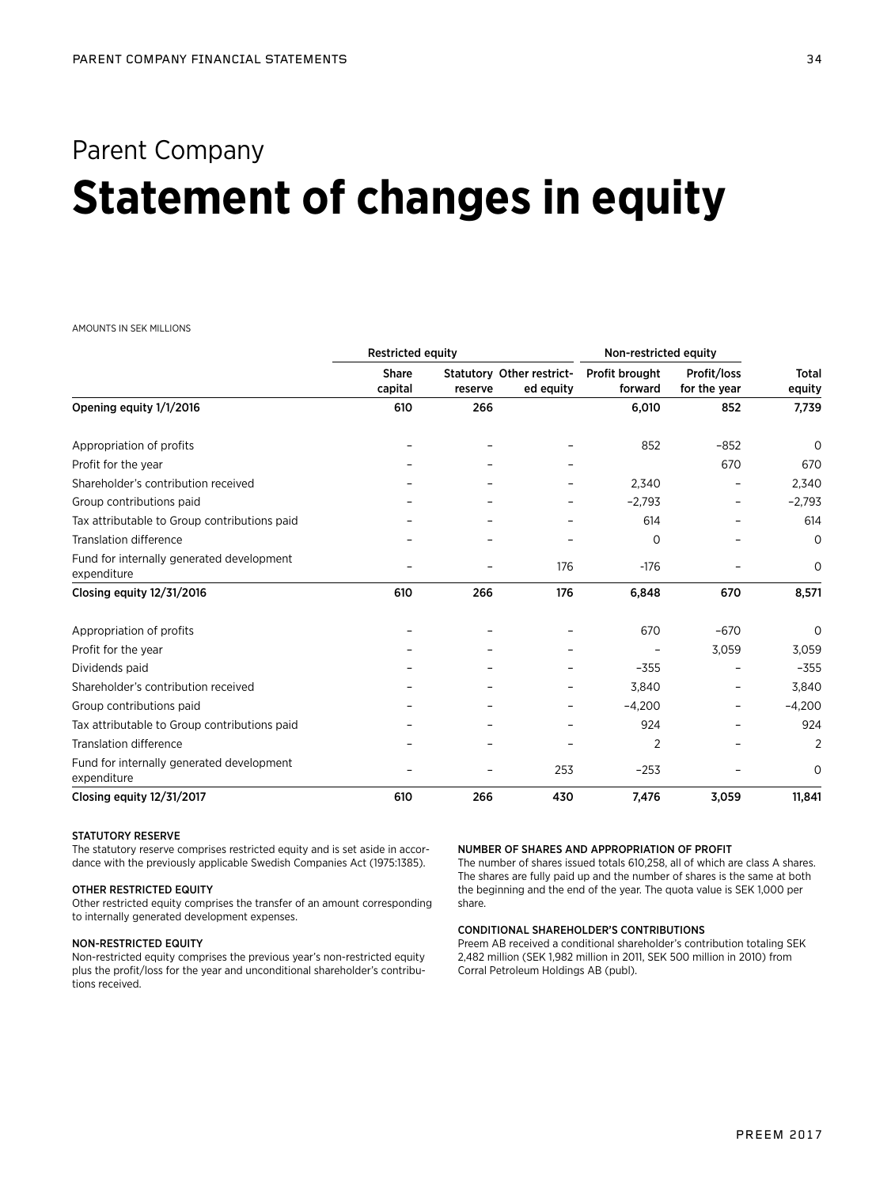# Parent Company

## Statement of changes in equity

AMOUNTS IN SEK MILLIONS

| | Restricted equity | | | Non-restricted equity | | |
|---|---|---|---|---|---|---|
| | Share capital | Statutory reserve | Other restricted equity | Profit brought forward | Profit/loss for the year | Total equity |
| **Opening equity 1/1/2016** | **610** | **266** | | **6,010** | **852** | **7,739** |
| Appropriation of profits | – | – | – | 852 | –852 | 0 |
| Profit for the year | – | – | – | | 670 | 670 |
| Shareholder's contribution received | – | – | – | 2,340 | – | 2,340 |
| Group contributions paid | – | – | – | –2,793 | – | –2,793 |
| Tax attributable to Group contributions paid | – | – | – | 614 | – | 614 |
| Translation difference | – | – | – | 0 | – | 0 |
| Fund for internally generated development expenditure | – | – | 176 | -176 | – | 0 |
| **Closing equity 12/31/2016** | **610** | **266** | **176** | **6,848** | **670** | **8,571** |
| Appropriation of profits | – | – | – | 670 | –670 | 0 |
| Profit for the year | – | – | – | – | 3,059 | 3,059 |
| Dividends paid | – | – | – | –355 | – | –355 |
| Shareholder's contribution received | – | – | – | 3,840 | – | 3,840 |
| Group contributions paid | – | – | – | –4,200 | – | –4,200 |
| Tax attributable to Group contributions paid | – | – | – | 924 | – | 924 |
| Translation difference | – | – | – | 2 | – | 2 |
| Fund for internally generated development expenditure | – | – | 253 | –253 | – | 0 |
| **Closing equity 12/31/2017** | **610** | **266** | **430** | **7,476** | **3,059** | **11,841** |

### STATUTORY RESERVE

The statutory reserve comprises restricted equity and is set aside in accordance with the previously applicable Swedish Companies Act (1975:1385).

### OTHER RESTRICTED EQUITY

Other restricted equity comprises the transfer of an amount corresponding to internally generated development expenses.

### NON-RESTRICTED EQUITY

Non-restricted equity comprises the previous year's non-restricted equity plus the profit/loss for the year and unconditional shareholder's contributions received.

### NUMBER OF SHARES AND APPROPRIATION OF PROFIT

The number of shares issued totals 610,258, all of which are class A shares. The shares are fully paid up and the number of shares is the same at both the beginning and the end of the year. The quota value is SEK 1,000 per share.

### CONDITIONAL SHAREHOLDER'S CONTRIBUTIONS

Preem AB received a conditional shareholder's contribution totaling SEK 2,482 million (SEK 1,982 million in 2011, SEK 500 million in 2010) from Corral Petroleum Holdings AB (publ).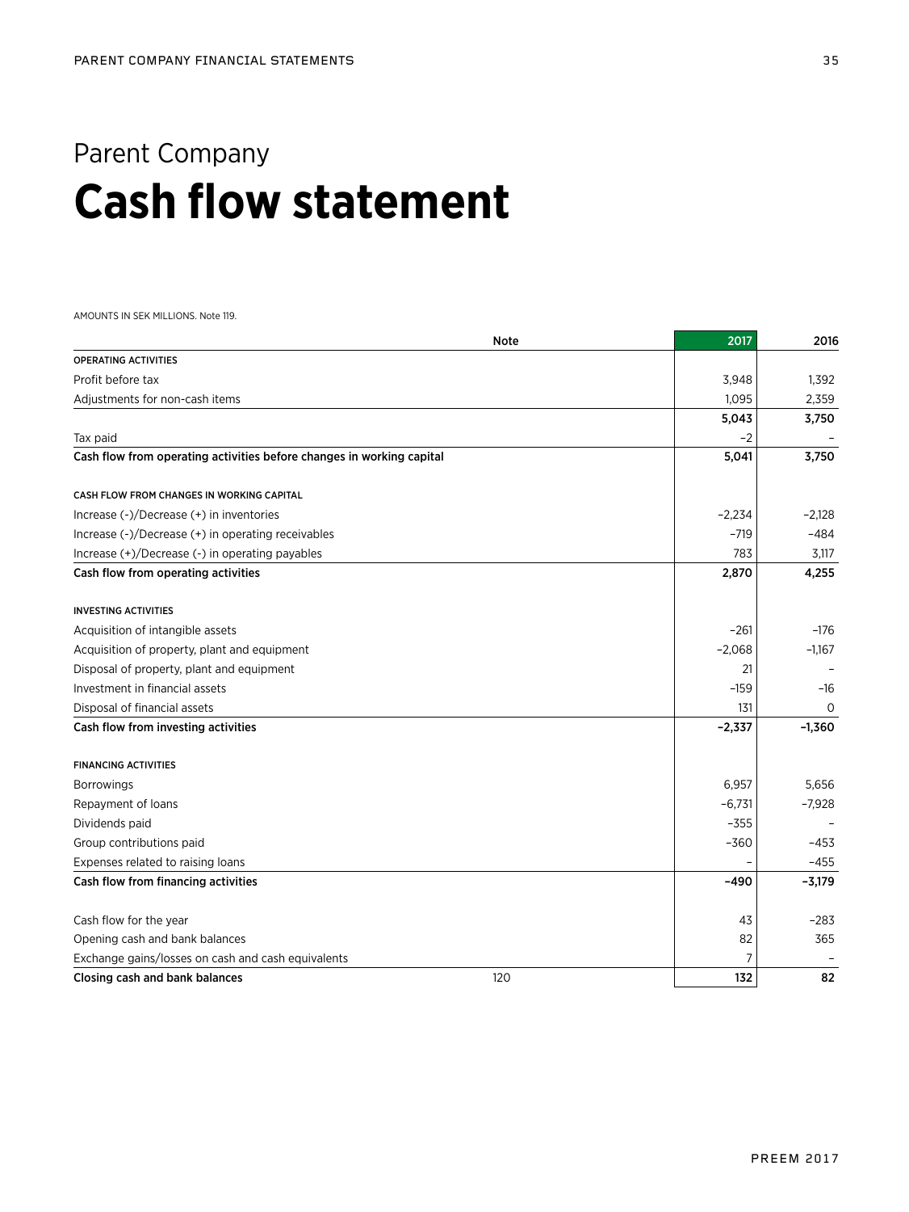Parent Company

# Cash flow statement

AMOUNTS IN SEK MILLIONS. Note 119.

| | Note | 2017 | 2016 |
|---|---|---|---|
| **OPERATING ACTIVITIES** | | | |
| Profit before tax | | 3,948 | 1,392 |
| Adjustments for non-cash items | | 1,095 | 2,359 |
| | | **5,043** | **3,750** |
| Tax paid | | −2 | – |
| **Cash flow from operating activities before changes in working capital** | | **5,041** | **3,750** |
| | | | |
| **CASH FLOW FROM CHANGES IN WORKING CAPITAL** | | | |
| Increase (-)/Decrease (+) in inventories | | −2,234 | −2,128 |
| Increase (-)/Decrease (+) in operating receivables | | −719 | −484 |
| Increase (+)/Decrease (-) in operating payables | | 783 | 3,117 |
| **Cash flow from operating activities** | | **2,870** | **4,255** |
| | | | |
| **INVESTING ACTIVITIES** | | | |
| Acquisition of intangible assets | | −261 | −176 |
| Acquisition of property, plant and equipment | | −2,068 | −1,167 |
| Disposal of property, plant and equipment | | 21 | – |
| Investment in financial assets | | −159 | −16 |
| Disposal of financial assets | | 131 | 0 |
| **Cash flow from investing activities** | | **−2,337** | **−1,360** |
| | | | |
| **FINANCING ACTIVITIES** | | | |
| Borrowings | | 6,957 | 5,656 |
| Repayment of loans | | −6,731 | −7,928 |
| Dividends paid | | −355 | – |
| Group contributions paid | | −360 | −453 |
| Expenses related to raising loans | | – | −455 |
| **Cash flow from financing activities** | | **−490** | **−3,179** |
| | | | |
| Cash flow for the year | | 43 | −283 |
| Opening cash and bank balances | | 82 | 365 |
| Exchange gains/losses on cash and cash equivalents | | 7 | – |
| **Closing cash and bank balances** | 120 | **132** | **82** |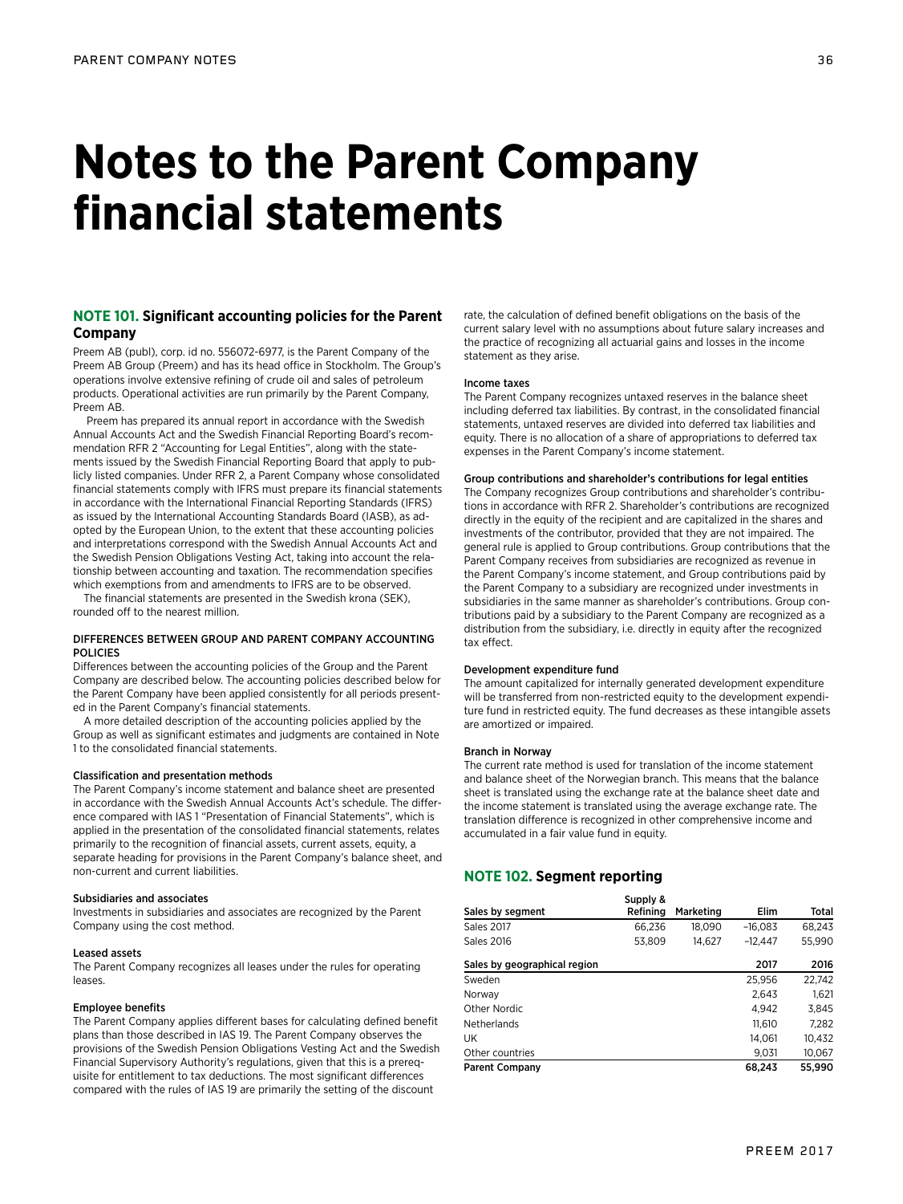# Notes to the Parent Company financial statements

## NOTE 101. Significant accounting policies for the Parent Company

Preem AB (publ), corp. id no. 556072-6977, is the Parent Company of the Preem AB Group (Preem) and has its head office in Stockholm. The Group's operations involve extensive refining of crude oil and sales of petroleum products. Operational activities are run primarily by the Parent Company, Preem AB.

Preem has prepared its annual report in accordance with the Swedish Annual Accounts Act and the Swedish Financial Reporting Board's recommendation RFR 2 "Accounting for Legal Entities", along with the statements issued by the Swedish Financial Reporting Board that apply to publicly listed companies. Under RFR 2, a Parent Company whose consolidated financial statements comply with IFRS must prepare its financial statements in accordance with the International Financial Reporting Standards (IFRS) as issued by the International Accounting Standards Board (IASB), as adopted by the European Union, to the extent that these accounting policies and interpretations correspond with the Swedish Annual Accounts Act and the Swedish Pension Obligations Vesting Act, taking into account the relationship between accounting and taxation. The recommendation specifies which exemptions from and amendments to IFRS are to be observed.

The financial statements are presented in the Swedish krona (SEK), rounded off to the nearest million.

### DIFFERENCES BETWEEN GROUP AND PARENT COMPANY ACCOUNTING POLICIES

Differences between the accounting policies of the Group and the Parent Company are described below. The accounting policies described below for the Parent Company have been applied consistently for all periods presented in the Parent Company's financial statements.

A more detailed description of the accounting policies applied by the Group as well as significant estimates and judgments are contained in Note 1 to the consolidated financial statements.

#### Classification and presentation methods

The Parent Company's income statement and balance sheet are presented in accordance with the Swedish Annual Accounts Act's schedule. The difference compared with IAS 1 "Presentation of Financial Statements", which is applied in the presentation of the consolidated financial statements, relates primarily to the recognition of financial assets, current assets, equity, a separate heading for provisions in the Parent Company's balance sheet, and non-current and current liabilities.

#### Subsidiaries and associates

Investments in subsidiaries and associates are recognized by the Parent Company using the cost method.

#### Leased assets

The Parent Company recognizes all leases under the rules for operating leases.

#### Employee benefits

The Parent Company applies different bases for calculating defined benefit plans than those described in IAS 19. The Parent Company observes the provisions of the Swedish Pension Obligations Vesting Act and the Swedish Financial Supervisory Authority's regulations, given that this is a prerequisite for entitlement to tax deductions. The most significant differences compared with the rules of IAS 19 are primarily the setting of the discount rate, the calculation of defined benefit obligations on the basis of the current salary level with no assumptions about future salary increases and the practice of recognizing all actuarial gains and losses in the income statement as they arise.

#### Income taxes

The Parent Company recognizes untaxed reserves in the balance sheet including deferred tax liabilities. By contrast, in the consolidated financial statements, untaxed reserves are divided into deferred tax liabilities and equity. There is no allocation of a share of appropriations to deferred tax expenses in the Parent Company's income statement.

#### Group contributions and shareholder's contributions for legal entities

The Company recognizes Group contributions and shareholder's contributions in accordance with RFR 2. Shareholder's contributions are recognized directly in the equity of the recipient and are capitalized in the shares and investments of the contributor, provided that they are not impaired. The general rule is applied to Group contributions. Group contributions that the Parent Company receives from subsidiaries are recognized as revenue in the Parent Company's income statement, and Group contributions paid by the Parent Company to a subsidiary are recognized under investments in subsidiaries in the same manner as shareholder's contributions. Group contributions paid by a subsidiary to the Parent Company are recognized as a distribution from the subsidiary, i.e. directly in equity after the recognized tax effect.

#### Development expenditure fund

The amount capitalized for internally generated development expenditure will be transferred from non-restricted equity to the development expenditure fund in restricted equity. The fund decreases as these intangible assets are amortized or impaired.

#### Branch in Norway

The current rate method is used for translation of the income statement and balance sheet of the Norwegian branch. This means that the balance sheet is translated using the exchange rate at the balance sheet date and the income statement is translated using the average exchange rate. The translation difference is recognized in other comprehensive income and accumulated in a fair value fund in equity.

## NOTE 102. Segment reporting

| Sales by segment | Supply & Refining | Marketing | Elim | Total |
|---|---|---|---|---|
| Sales 2017 | 66,236 | 18,090 | –16,083 | 68,243 |
| Sales 2016 | 53,809 | 14,627 | –12,447 | 55,990 |

| Sales by geographical region | 2017 | 2016 |
|---|---|---|
| Sweden | 25,956 | 22,742 |
| Norway | 2,643 | 1,621 |
| Other Nordic | 4,942 | 3,845 |
| Netherlands | 11,610 | 7,282 |
| UK | 14,061 | 10,432 |
| Other countries | 9,031 | 10,067 |
| **Parent Company** | **68,243** | **55,990** |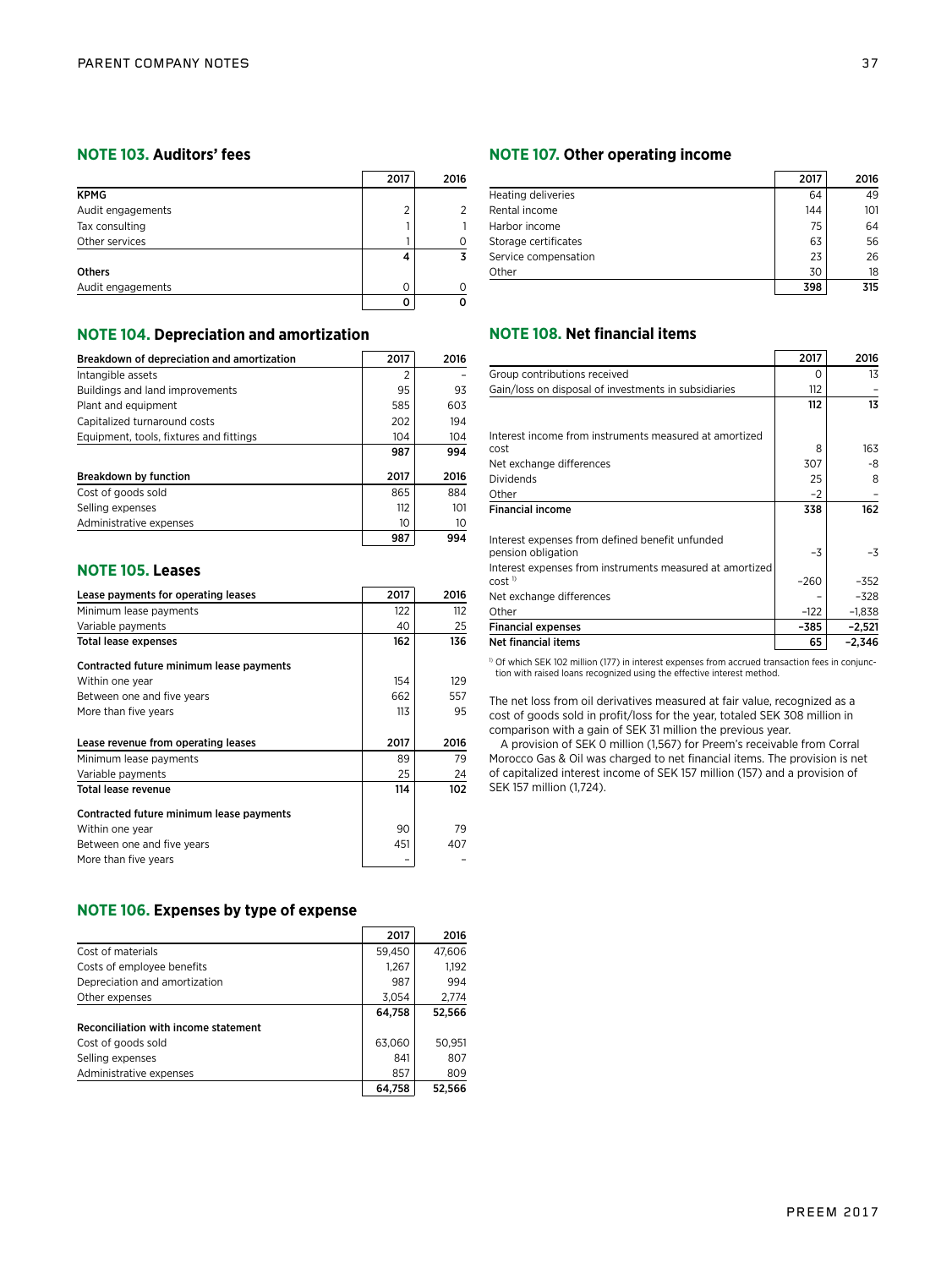## NOTE 103. Auditors' fees

| | 2017 | 2016 |
|---|---|---|
| **KPMG** | | |
| Audit engagements | 2 | 2 |
| Tax consulting | 1 | 1 |
| Other services | 1 | 0 |
| | **4** | **3** |
| **Others** | | |
| Audit engagements | 0 | 0 |
| | **0** | **0** |

## NOTE 104. Depreciation and amortization

| Breakdown of depreciation and amortization | 2017 | 2016 |
|---|---|---|
| Intangible assets | 2 | – |
| Buildings and land improvements | 95 | 93 |
| Plant and equipment | 585 | 603 |
| Capitalized turnaround costs | 202 | 194 |
| Equipment, tools, fixtures and fittings | 104 | 104 |
| | **987** | **994** |
| **Breakdown by function** | **2017** | **2016** |
| Cost of goods sold | 865 | 884 |
| Selling expenses | 112 | 101 |
| Administrative expenses | 10 | 10 |
| | **987** | **994** |

## NOTE 105. Leases

| Lease payments for operating leases | 2017 | 2016 |
|---|---|---|
| Minimum lease payments | 122 | 112 |
| Variable payments | 40 | 25 |
| **Total lease expenses** | **162** | **136** |
| **Contracted future minimum lease payments** | | |
| Within one year | 154 | 129 |
| Between one and five years | 662 | 557 |
| More than five years | 113 | 95 |
| **Lease revenue from operating leases** | **2017** | **2016** |
| Minimum lease payments | 89 | 79 |
| Variable payments | 25 | 24 |
| **Total lease revenue** | **114** | **102** |
| **Contracted future minimum lease payments** | | |
| Within one year | 90 | 79 |
| Between one and five years | 451 | 407 |
| More than five years | – | – |

## NOTE 106. Expenses by type of expense

| | 2017 | 2016 |
|---|---|---|
| Cost of materials | 59,450 | 47,606 |
| Costs of employee benefits | 1,267 | 1,192 |
| Depreciation and amortization | 987 | 994 |
| Other expenses | 3,054 | 2,774 |
| | **64,758** | **52,566** |
| **Reconciliation with income statement** | | |
| Cost of goods sold | 63,060 | 50,951 |
| Selling expenses | 841 | 807 |
| Administrative expenses | 857 | 809 |
| | **64,758** | **52,566** |

## NOTE 107. Other operating income

| | 2017 | 2016 |
|---|---|---|
| Heating deliveries | 64 | 49 |
| Rental income | 144 | 101 |
| Harbor income | 75 | 64 |
| Storage certificates | 63 | 56 |
| Service compensation | 23 | 26 |
| Other | 30 | 18 |
| | **398** | **315** |

## NOTE 108. Net financial items

| | 2017 | 2016 |
|---|---|---|
| Group contributions received | 0 | 13 |
| Gain/loss on disposal of investments in subsidiaries | 112 | – |
| | **112** | **13** |
| Interest income from instruments measured at amortized cost | 8 | 163 |
| Net exchange differences | 307 | -8 |
| Dividends | 25 | 8 |
| Other | −2 | – |
| **Financial income** | **338** | **162** |
| Interest expenses from defined benefit unfunded pension obligation | −3 | −3 |
| Interest expenses from instruments measured at amortized cost [1] | −260 | −352 |
| Net exchange differences | – | −328 |
| Other | −122 | −1,838 |
| **Financial expenses** | **−385** | **−2,521** |
| **Net financial items** | **65** | **−2,346** |

[1] Of which SEK 102 million (177) in interest expenses from accrued transaction fees in conjunction with raised loans recognized using the effective interest method.

The net loss from oil derivatives measured at fair value, recognized as a cost of goods sold in profit/loss for the year, totaled SEK 308 million in comparison with a gain of SEK 31 million the previous year.

A provision of SEK 0 million (1,567) for Preem's receivable from Corral Morocco Gas & Oil was charged to net financial items. The provision is net of capitalized interest income of SEK 157 million (157) and a provision of SEK 157 million (1,724).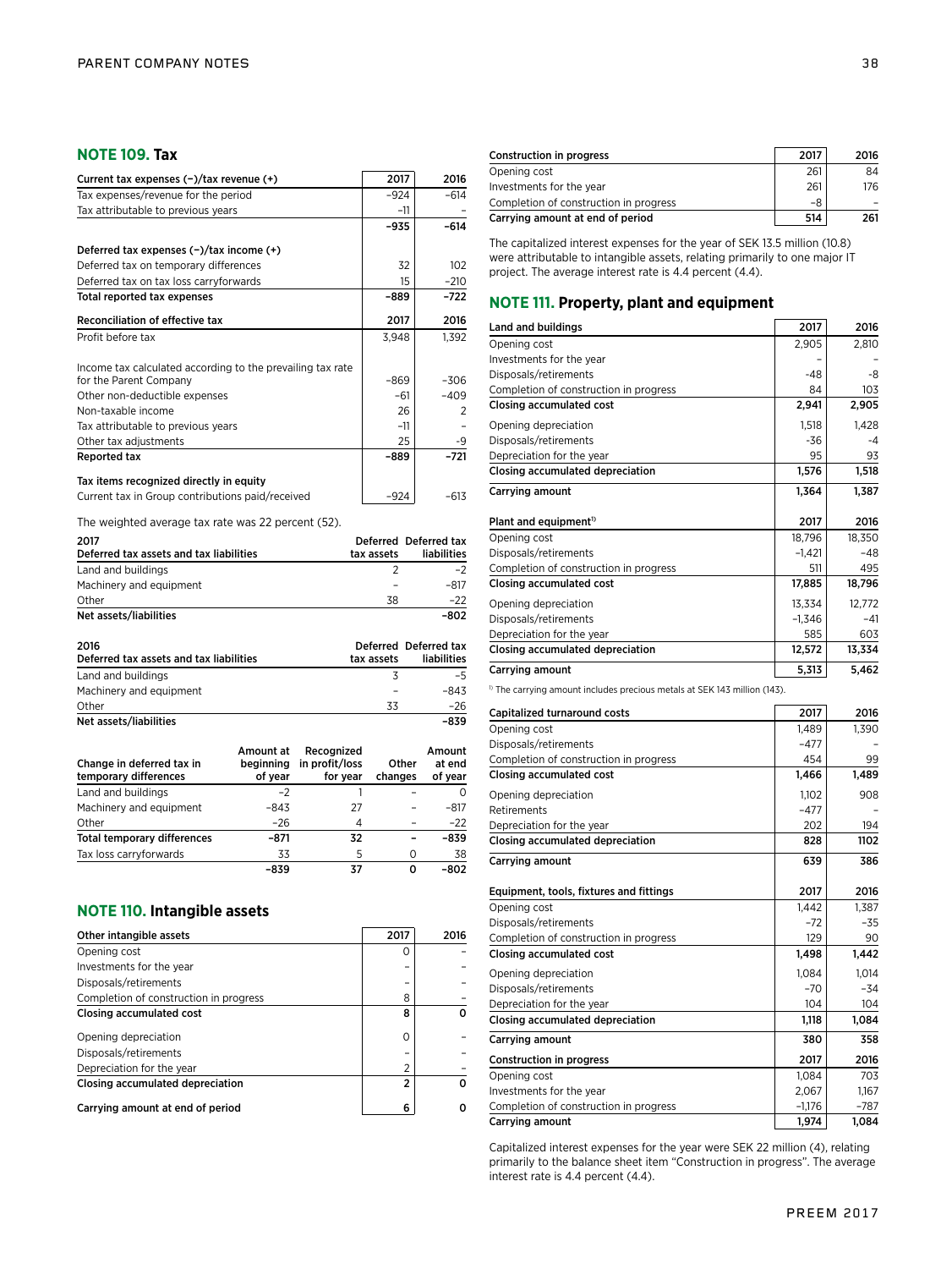## NOTE 109. Tax

| Current tax expenses (−)/tax revenue (+) | 2017 | 2016 |
|---|---|---|
| Tax expenses/revenue for the period | −924 | −614 |
| Tax attributable to previous years | −11 | – |
| | **−935** | **−614** |
| **Deferred tax expenses (−)/tax income (+)** | | |
| Deferred tax on temporary differences | 32 | 102 |
| Deferred tax on tax loss carryforwards | 15 | −210 |
| **Total reported tax expenses** | **−889** | **−722** |

| Reconciliation of effective tax | 2017 | 2016 |
|---|---|---|
| Profit before tax | 3,948 | 1,392 |
| Income tax calculated according to the prevailing tax rate for the Parent Company | −869 | −306 |
| Other non-deductible expenses | −61 | −409 |
| Non-taxable income | 26 | 2 |
| Tax attributable to previous years | −11 | – |
| Other tax adjustments | 25 | −9 |
| **Reported tax** | **−889** | **−721** |
| **Tax items recognized directly in equity** | | |
| Current tax in Group contributions paid/received | −924 | −613 |

The weighted average tax rate was 22 percent (52).

| 2017<br>Deferred tax assets and tax liabilities | Deferred tax assets | Deferred tax liabilities |
|---|---|---|
| Land and buildings | 2 | −2 |
| Machinery and equipment | – | −817 |
| Other | 38 | −22 |
| **Net assets/liabilities** | | **−802** |

| 2016<br>Deferred tax assets and tax liabilities | Deferred tax assets | Deferred tax liabilities |
|---|---|---|
| Land and buildings | 3 | −5 |
| Machinery and equipment | – | −843 |
| Other | 33 | −26 |
| **Net assets/liabilities** | | **−839** |

| Change in deferred tax in temporary differences | Amount at beginning of year | Recognized in profit/loss for year | Other changes | Amount at end of year |
|---|---|---|---|---|
| Land and buildings | −2 | 1 | – | 0 |
| Machinery and equipment | −843 | 27 | – | −817 |
| Other | −26 | 4 | – | −22 |
| **Total temporary differences** | **−871** | **32** | **–** | **−839** |
| Tax loss carryforwards | 33 | 5 | 0 | 38 |
| | **−839** | **37** | **0** | **−802** |

## NOTE 110. Intangible assets

| Other intangible assets | 2017 | 2016 |
|---|---|---|
| Opening cost | 0 | – |
| Investments for the year | – | – |
| Disposals/retirements | – | – |
| Completion of construction in progress | 8 | – |
| **Closing accumulated cost** | **8** | **0** |
| Opening depreciation | 0 | – |
| Disposals/retirements | – | – |
| Depreciation for the year | 2 | – |
| **Closing accumulated depreciation** | **2** | **0** |
| **Carrying amount at end of period** | **6** | **0** |

| Construction in progress | 2017 | 2016 |
|---|---|---|
| Opening cost | 261 | 84 |
| Investments for the year | 261 | 176 |
| Completion of construction in progress | −8 | – |
| **Carrying amount at end of period** | **514** | **261** |

The capitalized interest expenses for the year of SEK 13.5 million (10.8) were attributable to intangible assets, relating primarily to one major IT project. The average interest rate is 4.4 percent (4.4).

## NOTE 111. Property, plant and equipment

| Land and buildings | 2017 | 2016 |
|---|---|---|
| Opening cost | 2,905 | 2,810 |
| Investments for the year | – | – |
| Disposals/retirements | -48 | -8 |
| Completion of construction in progress | 84 | 103 |
| **Closing accumulated cost** | **2,941** | **2,905** |
| Opening depreciation | 1,518 | 1,428 |
| Disposals/retirements | -36 | -4 |
| Depreciation for the year | 95 | 93 |
| **Closing accumulated depreciation** | **1,576** | **1,518** |
| **Carrying amount** | **1,364** | **1,387** |

| Plant and equipment[1] | 2017 | 2016 |
|---|---|---|
| Opening cost | 18,796 | 18,350 |
| Disposals/retirements | −1,421 | −48 |
| Completion of construction in progress | 511 | 495 |
| **Closing accumulated cost** | **17,885** | **18,796** |
| Opening depreciation | 13,334 | 12,772 |
| Disposals/retirements | −1,346 | −41 |
| Depreciation for the year | 585 | 603 |
| **Closing accumulated depreciation** | **12,572** | **13,334** |
| **Carrying amount** | **5,313** | **5,462** |

[1] The carrying amount includes precious metals at SEK 143 million (143).

| Capitalized turnaround costs | 2017 | 2016 |
|---|---|---|
| Opening cost | 1,489 | 1,390 |
| Disposals/retirements | −477 | – |
| Completion of construction in progress | 454 | 99 |
| **Closing accumulated cost** | **1,466** | **1,489** |
| Opening depreciation | 1,102 | 908 |
| Retirements | −477 | – |
| Depreciation for the year | 202 | 194 |
| **Closing accumulated depreciation** | **828** | **1102** |
| **Carrying amount** | **639** | **386** |

| Equipment, tools, fixtures and fittings | 2017 | 2016 |
|---|---|---|
| Opening cost | 1,442 | 1,387 |
| Disposals/retirements | −72 | −35 |
| Completion of construction in progress | 129 | 90 |
| **Closing accumulated cost** | **1,498** | **1,442** |
| Opening depreciation | 1,084 | 1,014 |
| Disposals/retirements | −70 | −34 |
| Depreciation for the year | 104 | 104 |
| **Closing accumulated depreciation** | **1,118** | **1,084** |
| **Carrying amount** | **380** | **358** |

| Construction in progress | 2017 | 2016 |
|---|---|---|
| Opening cost | 1,084 | 703 |
| Investments for the year | 2,067 | 1,167 |
| Completion of construction in progress | −1,176 | −787 |
| **Carrying amount** | **1,974** | **1,084** |

Capitalized interest expenses for the year were SEK 22 million (4), relating primarily to the balance sheet item "Construction in progress". The average interest rate is 4.4 percent (4.4).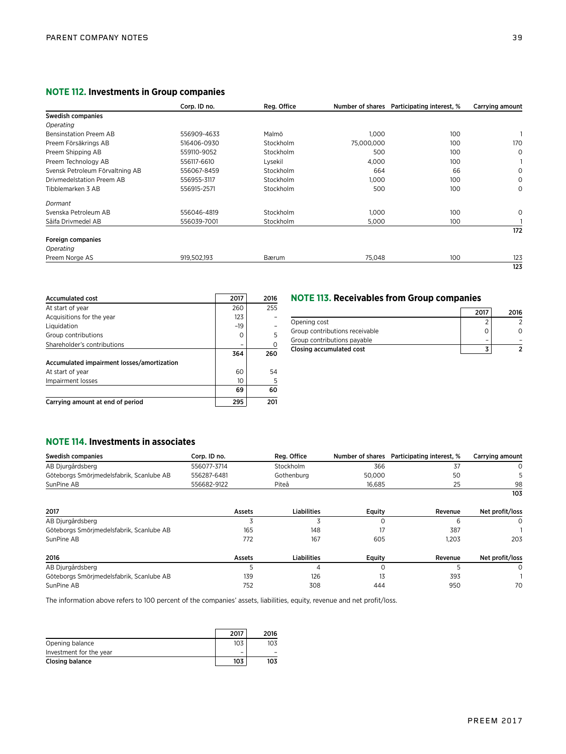## NOTE 112. Investments in Group companies

| | Corp. ID no. | Reg. Office | Number of shares | Participating interest, % | Carrying amount |
|---|---|---|---|---|---|
| **Swedish companies** | | | | | |
| *Operating* | | | | | |
| Bensinstation Preem AB | 556909-4633 | Malmö | 1,000 | 100 | 1 |
| Preem Försäkrings AB | 516406-0930 | Stockholm | 75,000,000 | 100 | 170 |
| Preem Shipping AB | 559110-9052 | Stockholm | 500 | 100 | 0 |
| Preem Technology AB | 556117-6610 | Lysekil | 4,000 | 100 | 1 |
| Svensk Petroleum Förvaltning AB | 556067-8459 | Stockholm | 664 | 66 | 0 |
| Drivmedelstation Preem AB | 556955-3117 | Stockholm | 1,000 | 100 | 0 |
| Tibblemarken 3 AB | 556915-2571 | Stockholm | 500 | 100 | 0 |
| *Dormant* | | | | | |
| Svenska Petroleum AB | 556046-4819 | Stockholm | 1,000 | 100 | 0 |
| Säifa Drivmedel AB | 556039-7001 | Stockholm | 5,000 | 100 | 1 |
| | | | | | **172** |
| **Foreign companies** | | | | | |
| *Operating* | | | | | |
| Preem Norge AS | 919,502,193 | Bærum | 75,048 | 100 | 123 |
| | | | | | **123** |

| Accumulated cost | 2017 | 2016 |
|---|---|---|
| At start of year | 260 | 255 |
| Acquisitions for the year | 123 | – |
| Liquidation | –19 | – |
| Group contributions | 0 | 5 |
| Shareholder's contributions | – | 0 |
| | **364** | **260** |
| **Accumulated impairment losses/amortization** | | |
| At start of year | 60 | 54 |
| Impairment losses | 10 | 5 |
| | **69** | **60** |
| **Carrying amount at end of period** | **295** | **201** |

## NOTE 113. Receivables from Group companies

| | 2017 | 2016 |
|---|---|---|
| Opening cost | 2 | 2 |
| Group contributions receivable | 0 | 0 |
| Group contributions payable | – | – |
| **Closing accumulated cost** | **3** | **2** |

## NOTE 114. Investments in associates

| Swedish companies | Corp. ID no. | Reg. Office | Number of shares | Participating interest, % | Carrying amount |
|---|---|---|---|---|---|
| AB Djurgårdsberg | 556077-3714 | Stockholm | 366 | 37 | 0 |
| Göteborgs Smörjmedelsfabrik, Scanlube AB | 556287-6481 | Gothenburg | 50,000 | 50 | 5 |
| SunPine AB | 556682-9122 | Piteå | 16,685 | 25 | 98 |
| | | | | | **103** |

| 2017 | Assets | Liabilities | Equity | Revenue | Net profit/loss |
|---|---|---|---|---|---|
| AB Djurgårdsberg | 3 | 3 | 0 | 6 | 0 |
| Göteborgs Smörjmedelsfabrik, Scanlube AB | 165 | 148 | 17 | 387 | 1 |
| SunPine AB | 772 | 167 | 605 | 1,203 | 203 |

| 2016 | Assets | Liabilities | Equity | Revenue | Net profit/loss |
|---|---|---|---|---|---|
| AB Djurgårdsberg | 5 | 4 | 0 | 5 | 0 |
| Göteborgs Smörjmedelsfabrik, Scanlube AB | 139 | 126 | 13 | 393 | 1 |
| SunPine AB | 752 | 308 | 444 | 950 | 70 |

The information above refers to 100 percent of the companies' assets, liabilities, equity, revenue and net profit/loss.

| | 2017 | 2016 |
|---|---|---|
| Opening balance | 103 | 103 |
| Investment for the year | – | – |
| **Closing balance** | **103** | **103** |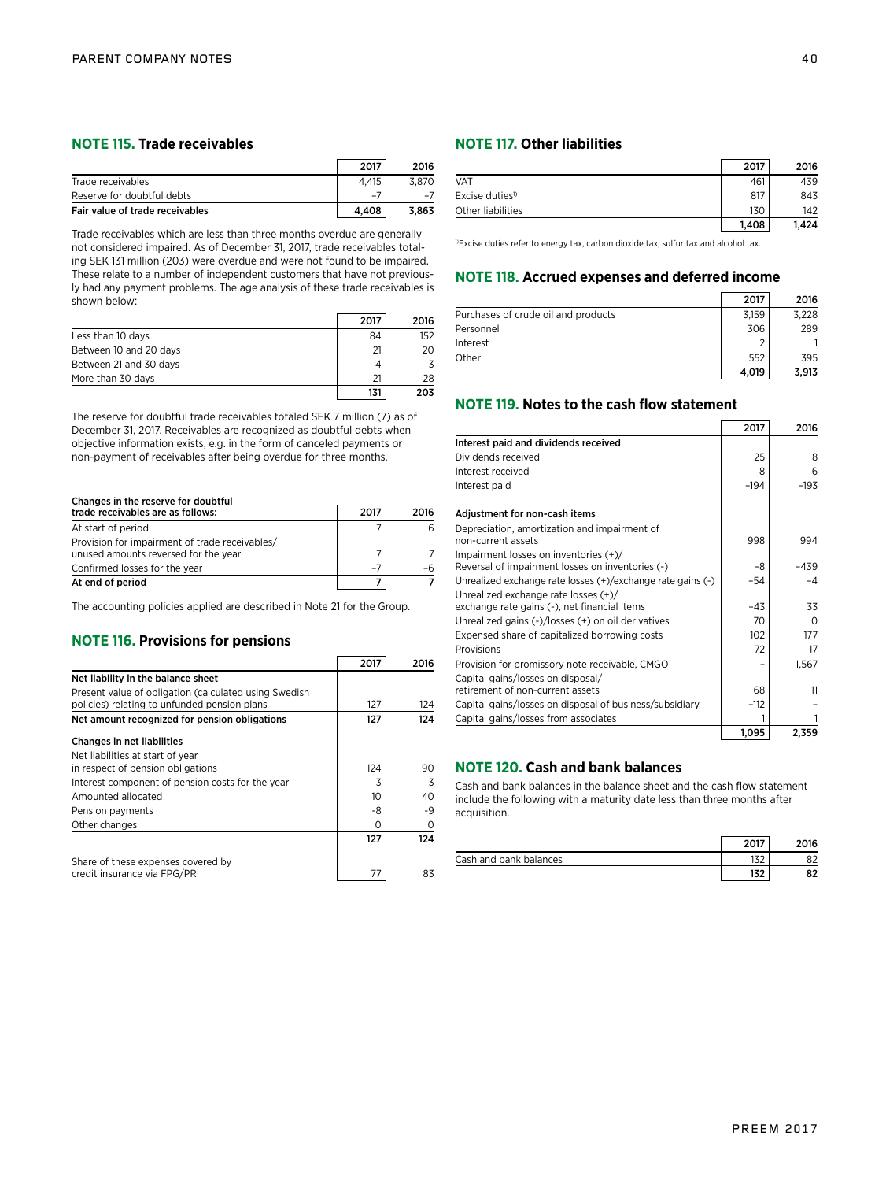## NOTE 115. Trade receivables

| | 2017 | 2016 |
|---|---|---|
| Trade receivables | 4,415 | 3,870 |
| Reserve for doubtful debts | –7 | –7 |
| **Fair value of trade receivables** | **4,408** | **3,863** |

Trade receivables which are less than three months overdue are generally not considered impaired. As of December 31, 2017, trade receivables totaling SEK 131 million (203) were overdue and were not found to be impaired. These relate to a number of independent customers that have not previously had any payment problems. The age analysis of these trade receivables is shown below:

| | 2017 | 2016 |
|---|---|---|
| Less than 10 days | 84 | 152 |
| Between 10 and 20 days | 21 | 20 |
| Between 21 and 30 days | 4 | 3 |
| More than 30 days | 21 | 28 |
| | **131** | **203** |

The reserve for doubtful trade receivables totaled SEK 7 million (7) as of December 31, 2017. Receivables are recognized as doubtful debts when objective information exists, e.g. in the form of canceled payments or non-payment of receivables after being overdue for three months.

| **Changes in the reserve for doubtful trade receivables are as follows:** | 2017 | 2016 |
|---|---|---|
| At start of period | 7 | 6 |
| Provision for impairment of trade receivables/ unused amounts reversed for the year | 7 | 7 |
| Confirmed losses for the year | –7 | –6 |
| **At end of period** | **7** | **7** |

The accounting policies applied are described in Note 21 for the Group.

## NOTE 116. Provisions for pensions

| | 2017 | 2016 |
|---|---|---|
| **Net liability in the balance sheet** | | |
| Present value of obligation (calculated using Swedish policies) relating to unfunded pension plans | 127 | 124 |
| **Net amount recognized for pension obligations** | **127** | **124** |
| **Changes in net liabilities** | | |
| Net liabilities at start of year in respect of pension obligations | 124 | 90 |
| Interest component of pension costs for the year | 3 | 3 |
| Amounted allocated | 10 | 40 |
| Pension payments | -8 | -9 |
| Other changes | 0 | 0 |
| | **127** | **124** |
| Share of these expenses covered by credit insurance via FPG/PRI | 77 | 83 |

## NOTE 117. Other liabilities

| | 2017 | 2016 |
|---|---|---|
| VAT | 461 | 439 |
| Excise duties[1] | 817 | 843 |
| Other liabilities | 130 | 142 |
| | **1,408** | **1,424** |

[1] Excise duties refer to energy tax, carbon dioxide tax, sulfur tax and alcohol tax.

## NOTE 118. Accrued expenses and deferred income

| | 2017 | 2016 |
|---|---|---|
| Purchases of crude oil and products | 3,159 | 3,228 |
| Personnel | 306 | 289 |
| Interest | 2 | 1 |
| Other | 552 | 395 |
| | **4,019** | **3,913** |

## NOTE 119. Notes to the cash flow statement

| | 2017 | 2016 |
|---|---|---|
| **Interest paid and dividends received** | | |
| Dividends received | 25 | 8 |
| Interest received | 8 | 6 |
| Interest paid | –194 | –193 |
| **Adjustment for non-cash items** | | |
| Depreciation, amortization and impairment of non-current assets | 998 | 994 |
| Impairment losses on inventories (+)/ Reversal of impairment losses on inventories (-) | –8 | –439 |
| Unrealized exchange rate losses (+)/exchange rate gains (-) | –54 | –4 |
| Unrealized exchange rate losses (+)/ exchange rate gains (-), net financial items | –43 | 33 |
| Unrealized gains (-)/losses (+) on oil derivatives | 70 | 0 |
| Expensed share of capitalized borrowing costs | 102 | 177 |
| Provisions | 72 | 17 |
| Provision for promissory note receivable, CMGO | – | 1,567 |
| Capital gains/losses on disposal/ retirement of non-current assets | 68 | 11 |
| Capital gains/losses on disposal of business/subsidiary | –112 | – |
| Capital gains/losses from associates | 1 | 1 |
| | **1,095** | **2,359** |

## NOTE 120. Cash and bank balances

Cash and bank balances in the balance sheet and the cash flow statement include the following with a maturity date less than three months after acquisition.

| | 2017 | 2016 |
|---|---|---|
| Cash and bank balances | 132 | 82 |
| | **132** | **82** |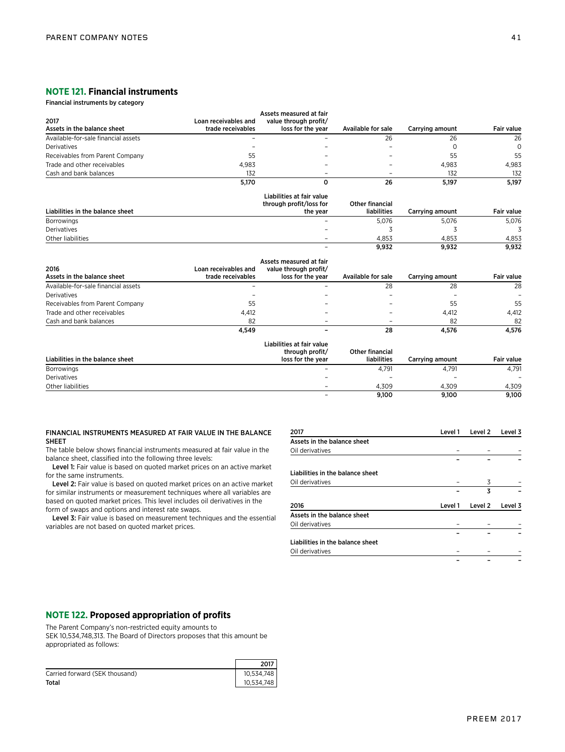## NOTE 121. Financial instruments

**Financial instruments by category**

| 2017<br>Assets in the balance sheet | Loan receivables and trade receivables | Assets measured at fair value through profit/ loss for the year | Available for sale | Carrying amount | Fair value |
|---|---|---|---|---|---|
| Available-for-sale financial assets | – | – | 26 | 26 | 26 |
| Derivatives | – | – | – | 0 | 0 |
| Receivables from Parent Company | 55 | – | – | 55 | 55 |
| Trade and other receivables | 4,983 | – | – | 4,983 | 4,983 |
| Cash and bank balances | 132 | – | – | 132 | 132 |
| | **5,170** | **0** | **26** | **5,197** | **5,197** |

| Liabilities in the balance sheet | Liabilities at fair value through profit/loss for the year | Other financial liabilities | Carrying amount | Fair value |
|---|---|---|---|---|
| Borrowings | – | 5,076 | 5,076 | 5,076 |
| Derivatives | – | 3 | 3 | 3 |
| Other liabilities | – | 4,853 | 4,853 | 4,853 |
| | – | **9,932** | **9,932** | **9,932** |

| 2016<br>Assets in the balance sheet | Loan receivables and trade receivables | Assets measured at fair value through profit/ loss for the year | Available for sale | Carrying amount | Fair value |
|---|---|---|---|---|---|
| Available-for-sale financial assets | – | – | 28 | 28 | 28 |
| Derivatives | – | – | – | – | – |
| Receivables from Parent Company | 55 | – | – | 55 | 55 |
| Trade and other receivables | 4,412 | – | – | 4,412 | 4,412 |
| Cash and bank balances | 82 | – | – | 82 | 82 |
| | **4,549** | **–** | **28** | **4,576** | **4,576** |

| Liabilities in the balance sheet | Liabilities at fair value through profit/ loss for the year | Other financial liabilities | Carrying amount | Fair value |
|---|---|---|---|---|
| Borrowings | – | 4,791 | 4,791 | 4,791 |
| Derivatives | – | – | – | – |
| Other liabilities | – | 4,309 | 4,309 | 4,309 |
| | – | **9,100** | **9,100** | **9,100** |

**FINANCIAL INSTRUMENTS MEASURED AT FAIR VALUE IN THE BALANCE SHEET**

The table below shows financial instruments measured at fair value in the balance sheet, classified into the following three levels:

**Level 1:** Fair value is based on quoted market prices on an active market for the same instruments.

**Level 2:** Fair value is based on quoted market prices on an active market for similar instruments or measurement techniques where all variables are based on quoted market prices. This level includes oil derivatives in the form of swaps and options and interest rate swaps.

**Level 3:** Fair value is based on measurement techniques and the essential variables are not based on quoted market prices.

| 2017 | Level 1 | Level 2 | Level 3 |
|---|---|---|---|
| **Assets in the balance sheet** | | | |
| Oil derivatives | – | – | – |
| | **–** | **–** | **–** |
| **Liabilities in the balance sheet** | | | |
| Oil derivatives | – | 3 | – |
| | **–** | **3** | **–** |

| 2016 | Level 1 | Level 2 | Level 3 |
|---|---|---|---|
| **Assets in the balance sheet** | | | |
| Oil derivatives | – | – | – |
| | **–** | **–** | **–** |
| **Liabilities in the balance sheet** | | | |
| Oil derivatives | – | – | – |
| | **–** | **–** | **–** |

## NOTE 122. Proposed appropriation of profits

The Parent Company's non-restricted equity amounts to SEK 10,534,748,313. The Board of Directors proposes that this amount be appropriated as follows:

| | 2017 |
|---|---|
| Carried forward (SEK thousand) | 10,534,748 |
| **Total** | 10,534,748 |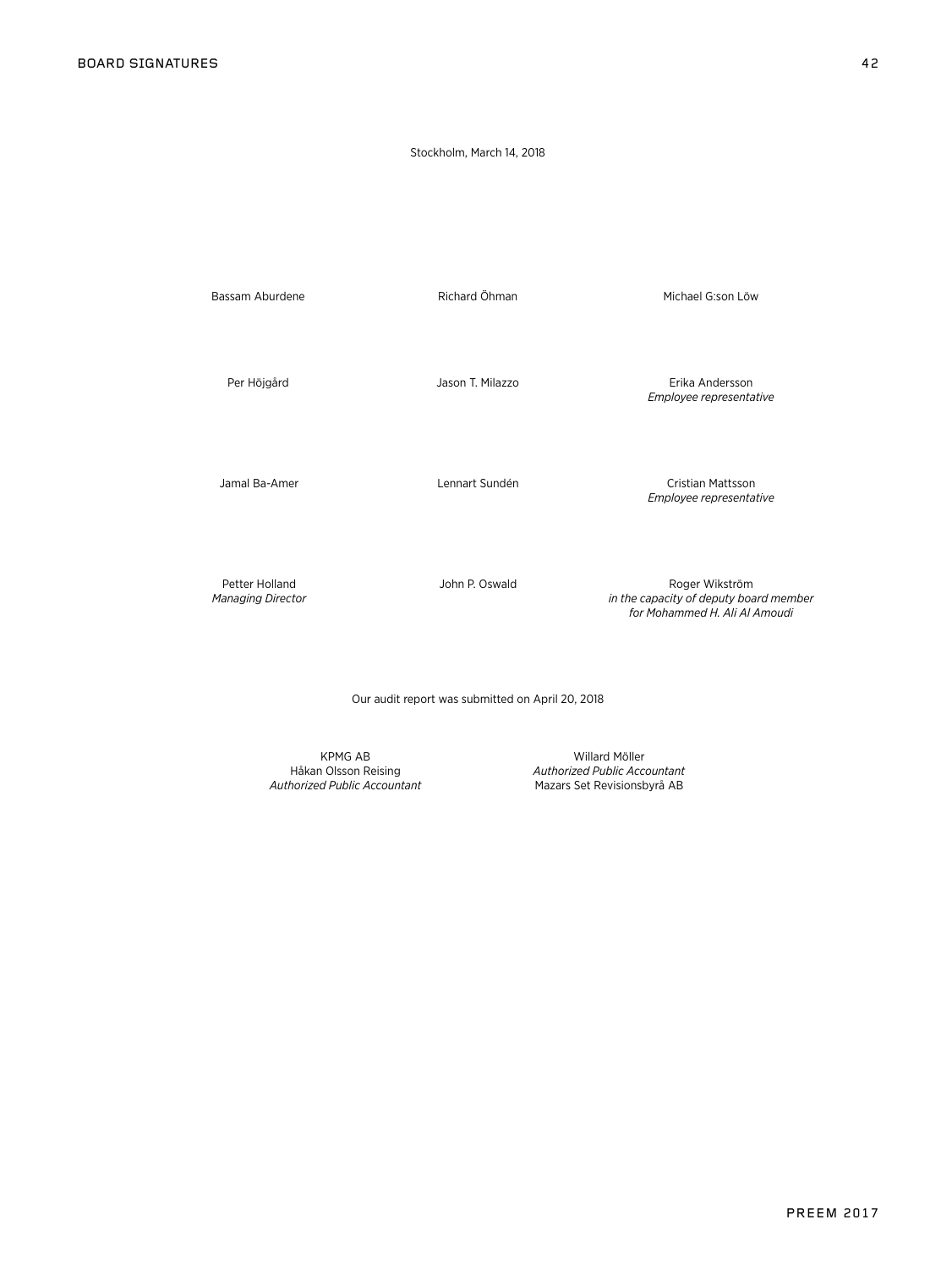Stockholm, March 14, 2018

Bassam Aburdene

Richard Öhman

Michael G:son Löw

Per Höjgård

Jason T. Milazzo

Erika Andersson
*Employee representative*

Jamal Ba-Amer

Lennart Sundén

Cristian Mattsson
*Employee representative*

Petter Holland
*Managing Director*

John P. Oswald

Roger Wikström
*in the capacity of deputy board member for Mohammed H. Ali Al Amoudi*

Our audit report was submitted on April 20, 2018

KPMG AB
Håkan Olsson Reising
*Authorized Public Accountant*

Willard Möller
*Authorized Public Accountant*
Mazars Set Revisionsbyrå AB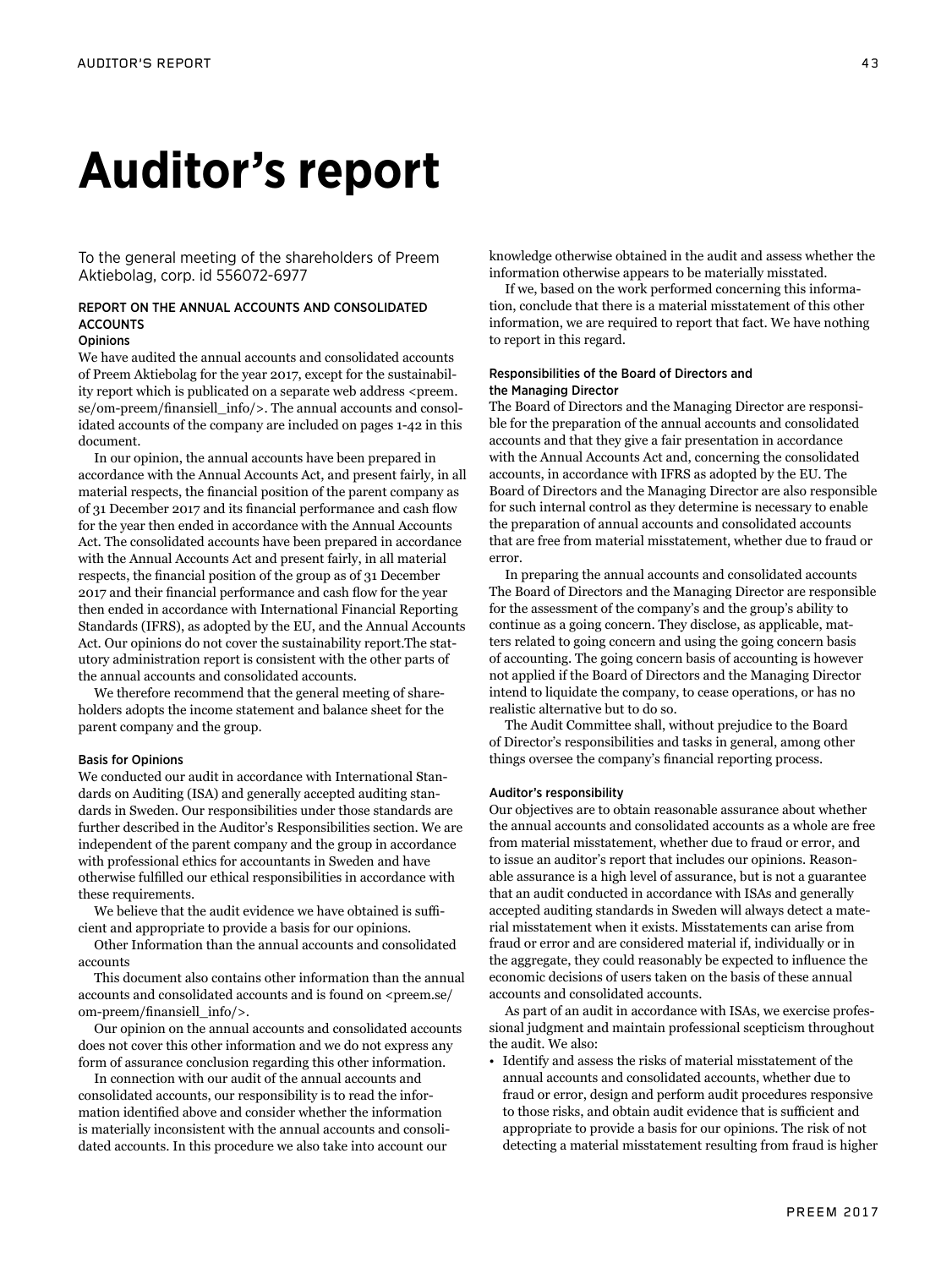# Auditor's report

To the general meeting of the shareholders of Preem Aktiebolag, corp. id 556072-6977

## REPORT ON THE ANNUAL ACCOUNTS AND CONSOLIDATED ACCOUNTS

### Opinions

We have audited the annual accounts and consolidated accounts of Preem Aktiebolag for the year 2017, except for the sustainability report which is publicated on a separate web address <preem.se/om-preem/finansiell_info/>. The annual accounts and consolidated accounts of the company are included on pages 1-42 in this document.

In our opinion, the annual accounts have been prepared in accordance with the Annual Accounts Act, and present fairly, in all material respects, the financial position of the parent company as of 31 December 2017 and its financial performance and cash flow for the year then ended in accordance with the Annual Accounts Act. The consolidated accounts have been prepared in accordance with the Annual Accounts Act and present fairly, in all material respects, the financial position of the group as of 31 December 2017 and their financial performance and cash flow for the year then ended in accordance with International Financial Reporting Standards (IFRS), as adopted by the EU, and the Annual Accounts Act. Our opinions do not cover the sustainability report.The statutory administration report is consistent with the other parts of the annual accounts and consolidated accounts.

We therefore recommend that the general meeting of shareholders adopts the income statement and balance sheet for the parent company and the group.

### Basis for Opinions

We conducted our audit in accordance with International Standards on Auditing (ISA) and generally accepted auditing standards in Sweden. Our responsibilities under those standards are further described in the Auditor's Responsibilities section. We are independent of the parent company and the group in accordance with professional ethics for accountants in Sweden and have otherwise fulfilled our ethical responsibilities in accordance with these requirements.

We believe that the audit evidence we have obtained is sufficient and appropriate to provide a basis for our opinions.

Other Information than the annual accounts and consolidated accounts

This document also contains other information than the annual accounts and consolidated accounts and is found on <preem.se/om-preem/finansiell_info/>.

Our opinion on the annual accounts and consolidated accounts does not cover this other information and we do not express any form of assurance conclusion regarding this other information.

In connection with our audit of the annual accounts and consolidated accounts, our responsibility is to read the information identified above and consider whether the information is materially inconsistent with the annual accounts and consolidated accounts. In this procedure we also take into account our knowledge otherwise obtained in the audit and assess whether the information otherwise appears to be materially misstated.

If we, based on the work performed concerning this information, conclude that there is a material misstatement of this other information, we are required to report that fact. We have nothing to report in this regard.

### Responsibilities of the Board of Directors and the Managing Director

The Board of Directors and the Managing Director are responsible for the preparation of the annual accounts and consolidated accounts and that they give a fair presentation in accordance with the Annual Accounts Act and, concerning the consolidated accounts, in accordance with IFRS as adopted by the EU. The Board of Directors and the Managing Director are also responsible for such internal control as they determine is necessary to enable the preparation of annual accounts and consolidated accounts that are free from material misstatement, whether due to fraud or error.

In preparing the annual accounts and consolidated accounts The Board of Directors and the Managing Director are responsible for the assessment of the company's and the group's ability to continue as a going concern. They disclose, as applicable, matters related to going concern and using the going concern basis of accounting. The going concern basis of accounting is however not applied if the Board of Directors and the Managing Director intend to liquidate the company, to cease operations, or has no realistic alternative but to do so.

The Audit Committee shall, without prejudice to the Board of Director's responsibilities and tasks in general, among other things oversee the company's financial reporting process.

### Auditor's responsibility

Our objectives are to obtain reasonable assurance about whether the annual accounts and consolidated accounts as a whole are free from material misstatement, whether due to fraud or error, and to issue an auditor's report that includes our opinions. Reasonable assurance is a high level of assurance, but is not a guarantee that an audit conducted in accordance with ISAs and generally accepted auditing standards in Sweden will always detect a material misstatement when it exists. Misstatements can arise from fraud or error and are considered material if, individually or in the aggregate, they could reasonably be expected to influence the economic decisions of users taken on the basis of these annual accounts and consolidated accounts.

As part of an audit in accordance with ISAs, we exercise professional judgment and maintain professional scepticism throughout the audit. We also:

- Identify and assess the risks of material misstatement of the annual accounts and consolidated accounts, whether due to fraud or error, design and perform audit procedures responsive to those risks, and obtain audit evidence that is sufficient and appropriate to provide a basis for our opinions. The risk of not detecting a material misstatement resulting from fraud is higher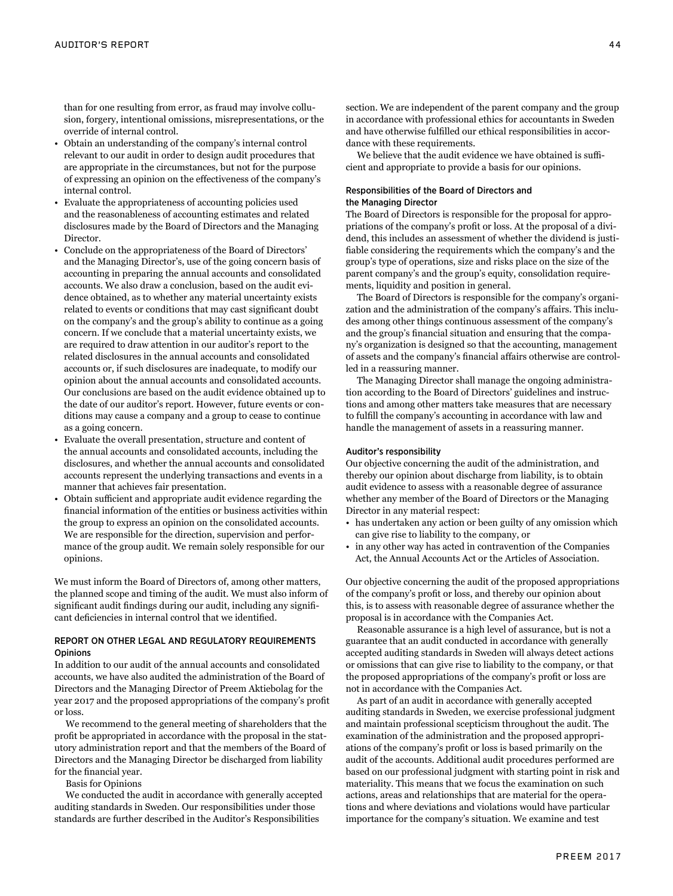than for one resulting from error, as fraud may involve collusion, forgery, intentional omissions, misrepresentations, or the override of internal control.

- Obtain an understanding of the company's internal control relevant to our audit in order to design audit procedures that are appropriate in the circumstances, but not for the purpose of expressing an opinion on the effectiveness of the company's internal control.
- Evaluate the appropriateness of accounting policies used and the reasonableness of accounting estimates and related disclosures made by the Board of Directors and the Managing Director.
- Conclude on the appropriateness of the Board of Directors' and the Managing Director's, use of the going concern basis of accounting in preparing the annual accounts and consolidated accounts. We also draw a conclusion, based on the audit evidence obtained, as to whether any material uncertainty exists related to events or conditions that may cast significant doubt on the company's and the group's ability to continue as a going concern. If we conclude that a material uncertainty exists, we are required to draw attention in our auditor's report to the related disclosures in the annual accounts and consolidated accounts or, if such disclosures are inadequate, to modify our opinion about the annual accounts and consolidated accounts. Our conclusions are based on the audit evidence obtained up to the date of our auditor's report. However, future events or conditions may cause a company and a group to cease to continue as a going concern.
- Evaluate the overall presentation, structure and content of the annual accounts and consolidated accounts, including the disclosures, and whether the annual accounts and consolidated accounts represent the underlying transactions and events in a manner that achieves fair presentation.
- Obtain sufficient and appropriate audit evidence regarding the financial information of the entities or business activities within the group to express an opinion on the consolidated accounts. We are responsible for the direction, supervision and performance of the group audit. We remain solely responsible for our opinions.

We must inform the Board of Directors of, among other matters, the planned scope and timing of the audit. We must also inform of significant audit findings during our audit, including any significant deficiencies in internal control that we identified.

## REPORT ON OTHER LEGAL AND REGULATORY REQUIREMENTS

### Opinions

In addition to our audit of the annual accounts and consolidated accounts, we have also audited the administration of the Board of Directors and the Managing Director of Preem Aktiebolag for the year 2017 and the proposed appropriations of the company's profit or loss.

We recommend to the general meeting of shareholders that the profit be appropriated in accordance with the proposal in the statutory administration report and that the members of the Board of Directors and the Managing Director be discharged from liability for the financial year.

Basis for Opinions

We conducted the audit in accordance with generally accepted auditing standards in Sweden. Our responsibilities under those standards are further described in the Auditor's Responsibilities section. We are independent of the parent company and the group in accordance with professional ethics for accountants in Sweden and have otherwise fulfilled our ethical responsibilities in accordance with these requirements.

We believe that the audit evidence we have obtained is sufficient and appropriate to provide a basis for our opinions.

### Responsibilities of the Board of Directors and the Managing Director

The Board of Directors is responsible for the proposal for appropriations of the company's profit or loss. At the proposal of a dividend, this includes an assessment of whether the dividend is justifiable considering the requirements which the company's and the group's type of operations, size and risks place on the size of the parent company's and the group's equity, consolidation requirements, liquidity and position in general.

The Board of Directors is responsible for the company's organization and the administration of the company's affairs. This includes among other things continuous assessment of the company's and the group's financial situation and ensuring that the company's organization is designed so that the accounting, management of assets and the company's financial affairs otherwise are controlled in a reassuring manner.

The Managing Director shall manage the ongoing administration according to the Board of Directors' guidelines and instructions and among other matters take measures that are necessary to fulfill the company's accounting in accordance with law and handle the management of assets in a reassuring manner.

### Auditor's responsibility

Our objective concerning the audit of the administration, and thereby our opinion about discharge from liability, is to obtain audit evidence to assess with a reasonable degree of assurance whether any member of the Board of Directors or the Managing Director in any material respect:

- has undertaken any action or been guilty of any omission which can give rise to liability to the company, or
- in any other way has acted in contravention of the Companies Act, the Annual Accounts Act or the Articles of Association.

Our objective concerning the audit of the proposed appropriations of the company's profit or loss, and thereby our opinion about this, is to assess with reasonable degree of assurance whether the proposal is in accordance with the Companies Act.

Reasonable assurance is a high level of assurance, but is not a guarantee that an audit conducted in accordance with generally accepted auditing standards in Sweden will always detect actions or omissions that can give rise to liability to the company, or that the proposed appropriations of the company's profit or loss are not in accordance with the Companies Act.

As part of an audit in accordance with generally accepted auditing standards in Sweden, we exercise professional judgment and maintain professional scepticism throughout the audit. The examination of the administration and the proposed appropriations of the company's profit or loss is based primarily on the audit of the accounts. Additional audit procedures performed are based on our professional judgment with starting point in risk and materiality. This means that we focus the examination on such actions, areas and relationships that are material for the operations and where deviations and violations would have particular importance for the company's situation. We examine and test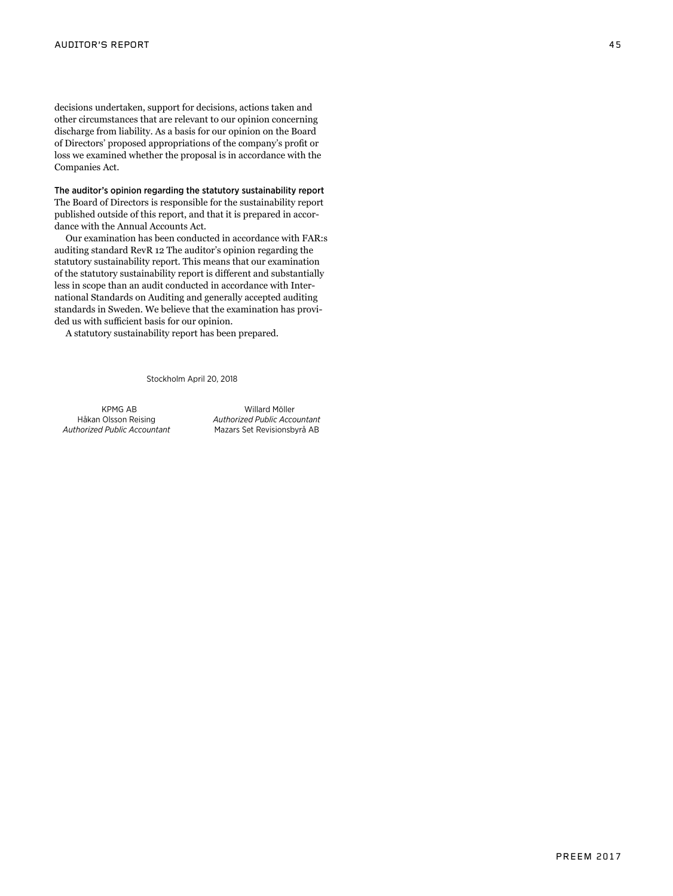decisions undertaken, support for decisions, actions taken and other circumstances that are relevant to our opinion concerning discharge from liability. As a basis for our opinion on the Board of Directors' proposed appropriations of the company's profit or loss we examined whether the proposal is in accordance with the Companies Act.

**The auditor's opinion regarding the statutory sustainability report**

The Board of Directors is responsible for the sustainability report published outside of this report, and that it is prepared in accordance with the Annual Accounts Act.

Our examination has been conducted in accordance with FAR:s auditing standard RevR 12 The auditor's opinion regarding the statutory sustainability report. This means that our examination of the statutory sustainability report is different and substantially less in scope than an audit conducted in accordance with International Standards on Auditing and generally accepted auditing standards in Sweden. We believe that the examination has provided us with sufficient basis for our opinion.

A statutory sustainability report has been prepared.

Stockholm April 20, 2018

KPMG AB
Håkan Olsson Reising
*Authorized Public Accountant*

Willard Möller
*Authorized Public Accountant*
Mazars Set Revisionsbyrå AB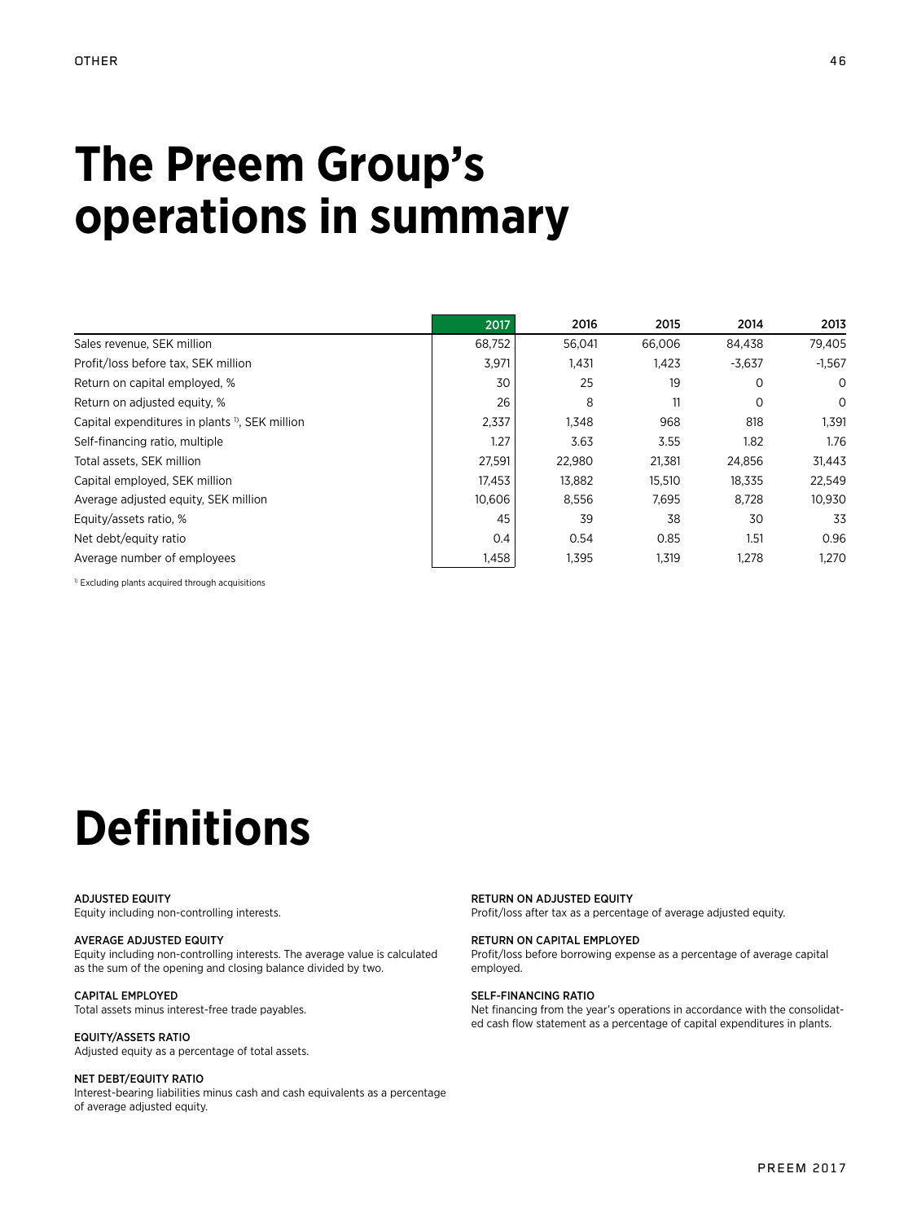# The Preem Group's operations in summary

| | 2017 | 2016 | 2015 | 2014 | 2013 |
|---|---|---|---|---|---|
| Sales revenue, SEK million | 68,752 | 56,041 | 66,006 | 84,438 | 79,405 |
| Profit/loss before tax, SEK million | 3,971 | 1,431 | 1,423 | -3,637 | -1,567 |
| Return on capital employed, % | 30 | 25 | 19 | 0 | 0 |
| Return on adjusted equity, % | 26 | 8 | 11 | 0 | 0 |
| Capital expenditures in plants [1], SEK million | 2,337 | 1,348 | 968 | 818 | 1,391 |
| Self-financing ratio, multiple | 1.27 | 3.63 | 3.55 | 1.82 | 1.76 |
| Total assets, SEK million | 27,591 | 22,980 | 21,381 | 24,856 | 31,443 |
| Capital employed, SEK million | 17,453 | 13,882 | 15,510 | 18,335 | 22,549 |
| Average adjusted equity, SEK million | 10,606 | 8,556 | 7,695 | 8,728 | 10,930 |
| Equity/assets ratio, % | 45 | 39 | 38 | 30 | 33 |
| Net debt/equity ratio | 0.4 | 0.54 | 0.85 | 1.51 | 0.96 |
| Average number of employees | 1,458 | 1,395 | 1,319 | 1,278 | 1,270 |

[1] Excluding plants acquired through acquisitions

# Definitions

**ADJUSTED EQUITY**
Equity including non-controlling interests.

**AVERAGE ADJUSTED EQUITY**
Equity including non-controlling interests. The average value is calculated as the sum of the opening and closing balance divided by two.

**CAPITAL EMPLOYED**
Total assets minus interest-free trade payables.

**EQUITY/ASSETS RATIO**
Adjusted equity as a percentage of total assets.

**NET DEBT/EQUITY RATIO**
Interest-bearing liabilities minus cash and cash equivalents as a percentage of average adjusted equity.

**RETURN ON ADJUSTED EQUITY**
Profit/loss after tax as a percentage of average adjusted equity.

**RETURN ON CAPITAL EMPLOYED**
Profit/loss before borrowing expense as a percentage of average capital employed.

**SELF-FINANCING RATIO**
Net financing from the year's operations in accordance with the consolidated cash flow statement as a percentage of capital expenditures in plants.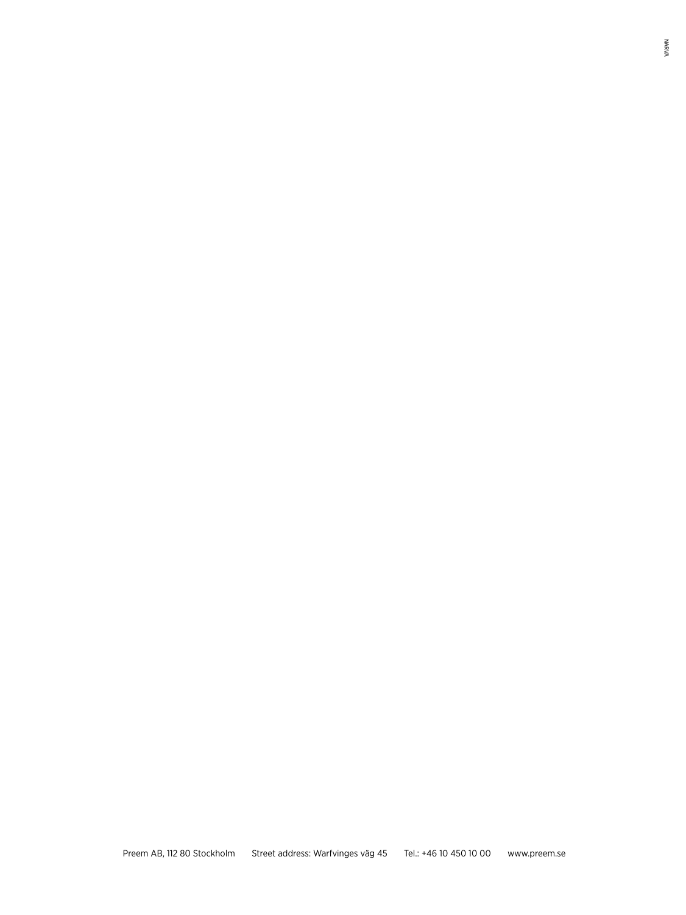NARVA

Preem AB, 112 80 Stockholm Street address: Warfvinges väg 45 Tel.: +46 10 450 10 00 www.preem.se